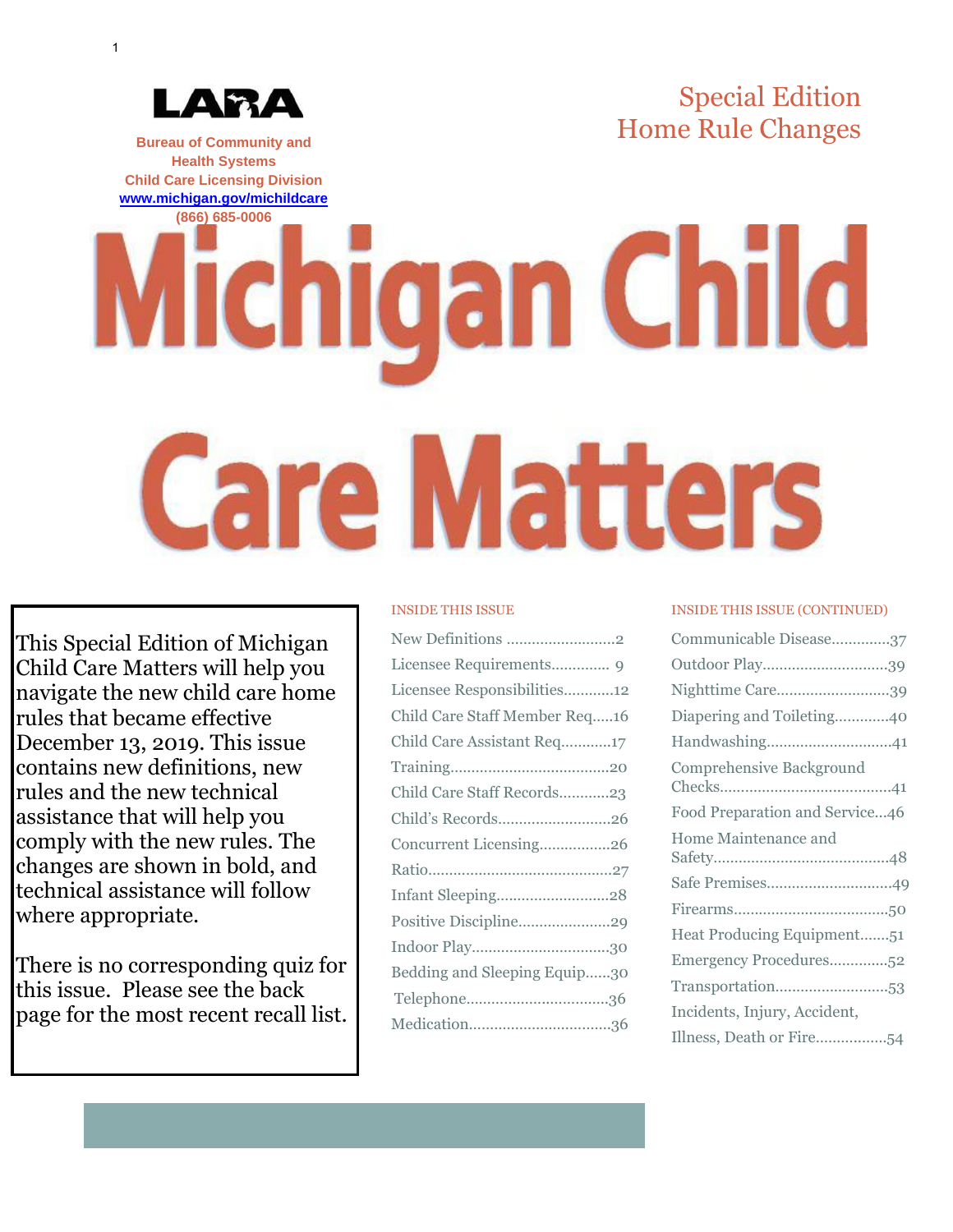LARA

**Bureau of Community and Health Systems**
**Child Care Licensing Division**
**www.michigan.gov/michildcare**
**(866) 685-0006**

## Special Edition
## Home Rule Changes

# Michigan Child Care Matters

This Special Edition of Michigan Child Care Matters will help you navigate the new child care home rules that became effective December 13, 2019. This issue contains new definitions, new rules and the new technical assistance that will help you comply with the new rules. The changes are shown in bold, and technical assistance will follow where appropriate.

There is no corresponding quiz for this issue. Please see the back page for the most recent recall list.

### INSIDE THIS ISSUE

- New Definitions ..........................2
- Licensee Requirements.............. 9
- Licensee Responsibilities............12
- Child Care Staff Member Req.....16
- Child Care Assistant Req............17
- Training......................................20
- Child Care Staff Records............23
- Child's Records...........................26
- Concurrent Licensing.................26
- Ratio...........................................27
- Infant Sleeping...........................28
- Positive Discipline......................29
- Indoor Play.................................30
- Bedding and Sleeping Equip......30
- Telephone...................................36
- Medication..................................36

### INSIDE THIS ISSUE (CONTINUED)

- Communicable Disease..............37
- Outdoor Play..............................39
- Nighttime Care...........................39
- Diapering and Toileting.............40
- Handwashing..............................41
- Comprehensive Background Checks.........................................41
- Food Preparation and Service...46
- Home Maintenance and Safety..........................................48
- Safe Premises..............................49
- Firearms.....................................50
- Heat Producing Equipment.......51
- Emergency Procedures..............52
- Transportation...........................53
- Incidents, Injury, Accident, Illness, Death or Fire.................54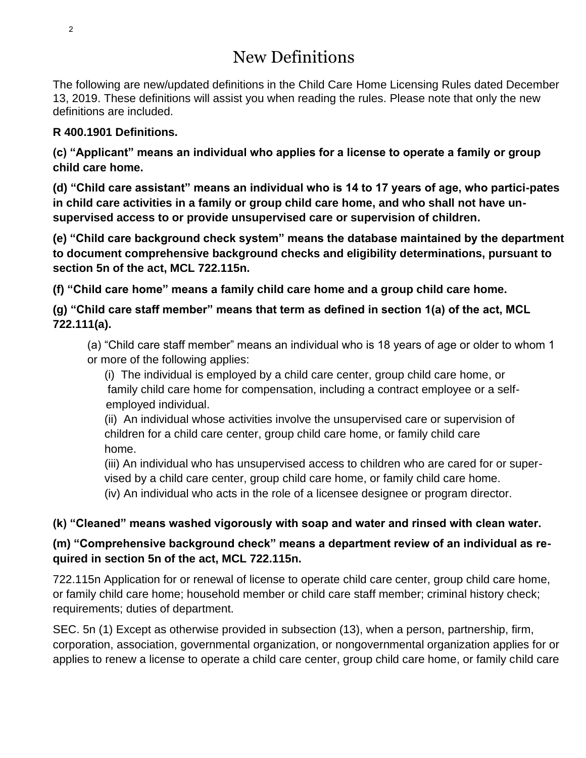# New Definitions

The following are new/updated definitions in the Child Care Home Licensing Rules dated December 13, 2019. These definitions will assist you when reading the rules. Please note that only the new definitions are included.

**R 400.1901 Definitions.**

**(c) "Applicant" means an individual who applies for a license to operate a family or group child care home.**

**(d) "Child care assistant" means an individual who is 14 to 17 years of age, who partici-pates in child care activities in a family or group child care home, and who shall not have un-supervised access to or provide unsupervised care or supervision of children.**

**(e) "Child care background check system" means the database maintained by the department to document comprehensive background checks and eligibility determinations, pursuant to section 5n of the act, MCL 722.115n.**

**(f) "Child care home" means a family child care home and a group child care home.**

**(g) "Child care staff member" means that term as defined in section 1(a) of the act, MCL 722.111(a).**

> (a) "Child care staff member" means an individual who is 18 years of age or older to whom 1 or more of the following applies:
>
> (i) The individual is employed by a child care center, group child care home, or family child care home for compensation, including a contract employee or a self-employed individual.
>
> (ii) An individual whose activities involve the unsupervised care or supervision of children for a child care center, group child care home, or family child care home.
>
> (iii) An individual who has unsupervised access to children who are cared for or super-vised by a child care center, group child care home, or family child care home.
>
> (iv) An individual who acts in the role of a licensee designee or program director.

**(k) "Cleaned" means washed vigorously with soap and water and rinsed with clean water.**

**(m) "Comprehensive background check" means a department review of an individual as re-quired in section 5n of the act, MCL 722.115n.**

722.115n Application for or renewal of license to operate child care center, group child care home, or family child care home; household member or child care staff member; criminal history check; requirements; duties of department.

SEC. 5n (1) Except as otherwise provided in subsection (13), when a person, partnership, firm, corporation, association, governmental organization, or nongovernmental organization applies for or applies to renew a license to operate a child care center, group child care home, or family child care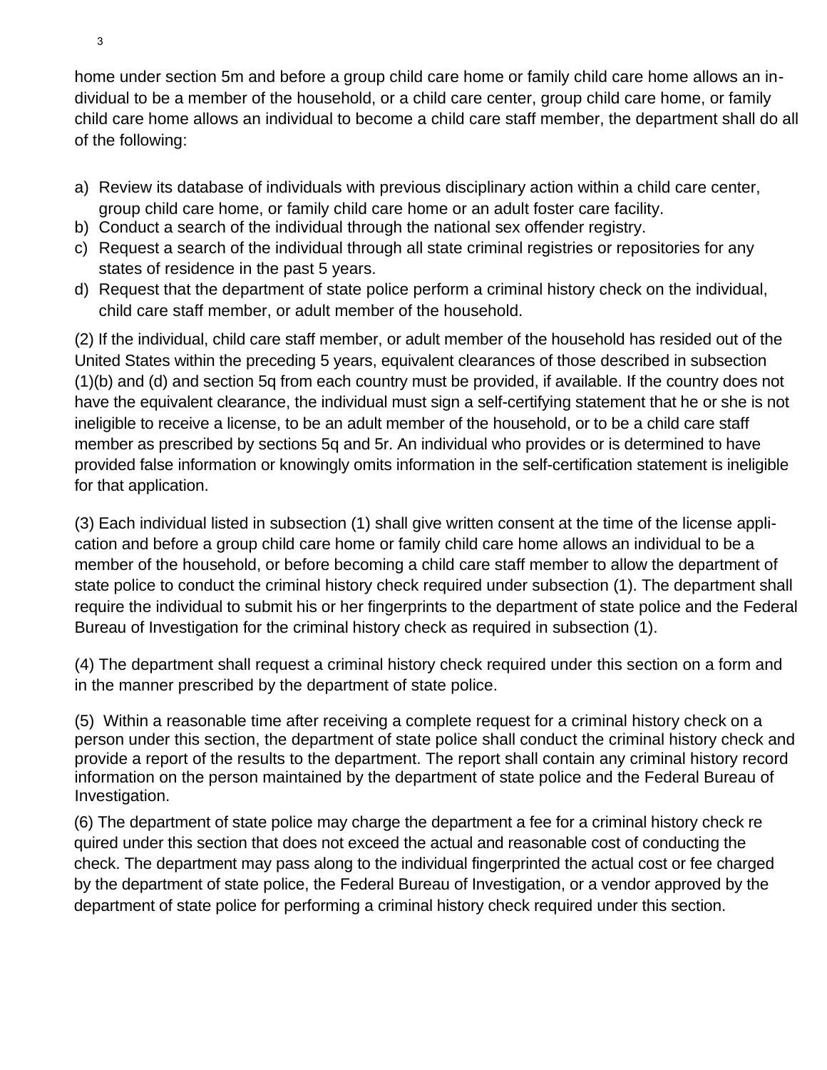home under section 5m and before a group child care home or family child care home allows an individual to be a member of the household, or a child care center, group child care home, or family child care home allows an individual to become a child care staff member, the department shall do all of the following:

a) Review its database of individuals with previous disciplinary action within a child care center, group child care home, or family child care home or an adult foster care facility.
b) Conduct a search of the individual through the national sex offender registry.
c) Request a search of the individual through all state criminal registries or repositories for any states of residence in the past 5 years.
d) Request that the department of state police perform a criminal history check on the individual, child care staff member, or adult member of the household.

(2) If the individual, child care staff member, or adult member of the household has resided out of the United States within the preceding 5 years, equivalent clearances of those described in subsection (1)(b) and (d) and section 5q from each country must be provided, if available. If the country does not have the equivalent clearance, the individual must sign a self-certifying statement that he or she is not ineligible to receive a license, to be an adult member of the household, or to be a child care staff member as prescribed by sections 5q and 5r. An individual who provides or is determined to have provided false information or knowingly omits information in the self-certification statement is ineligible for that application.

(3) Each individual listed in subsection (1) shall give written consent at the time of the license application and before a group child care home or family child care home allows an individual to be a member of the household, or before becoming a child care staff member to allow the department of state police to conduct the criminal history check required under subsection (1). The department shall require the individual to submit his or her fingerprints to the department of state police and the Federal Bureau of Investigation for the criminal history check as required in subsection (1).

(4) The department shall request a criminal history check required under this section on a form and in the manner prescribed by the department of state police.

(5) Within a reasonable time after receiving a complete request for a criminal history check on a person under this section, the department of state police shall conduct the criminal history check and provide a report of the results to the department. The report shall contain any criminal history record information on the person maintained by the department of state police and the Federal Bureau of Investigation.

(6) The department of state police may charge the department a fee for a criminal history check required under this section that does not exceed the actual and reasonable cost of conducting the check. The department may pass along to the individual fingerprinted the actual cost or fee charged by the department of state police, the Federal Bureau of Investigation, or a vendor approved by the department of state police for performing a criminal history check required under this section.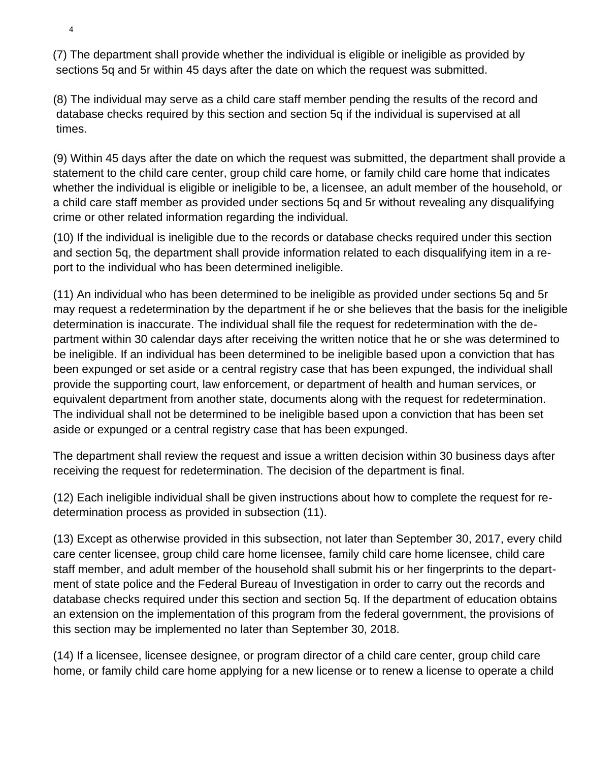(7) The department shall provide whether the individual is eligible or ineligible as provided by sections 5q and 5r within 45 days after the date on which the request was submitted.

(8) The individual may serve as a child care staff member pending the results of the record and database checks required by this section and section 5q if the individual is supervised at all times.

(9) Within 45 days after the date on which the request was submitted, the department shall provide a statement to the child care center, group child care home, or family child care home that indicates whether the individual is eligible or ineligible to be, a licensee, an adult member of the household, or a child care staff member as provided under sections 5q and 5r without revealing any disqualifying crime or other related information regarding the individual.

(10) If the individual is ineligible due to the records or database checks required under this section and section 5q, the department shall provide information related to each disqualifying item in a report to the individual who has been determined ineligible.

(11) An individual who has been determined to be ineligible as provided under sections 5q and 5r may request a redetermination by the department if he or she believes that the basis for the ineligible determination is inaccurate. The individual shall file the request for redetermination with the department within 30 calendar days after receiving the written notice that he or she was determined to be ineligible. If an individual has been determined to be ineligible based upon a conviction that has been expunged or set aside or a central registry case that has been expunged, the individual shall provide the supporting court, law enforcement, or department of health and human services, or equivalent department from another state, documents along with the request for redetermination. The individual shall not be determined to be ineligible based upon a conviction that has been set aside or expunged or a central registry case that has been expunged.

The department shall review the request and issue a written decision within 30 business days after receiving the request for redetermination. The decision of the department is final.

(12) Each ineligible individual shall be given instructions about how to complete the request for redetermination process as provided in subsection (11).

(13) Except as otherwise provided in this subsection, not later than September 30, 2017, every child care center licensee, group child care home licensee, family child care home licensee, child care staff member, and adult member of the household shall submit his or her fingerprints to the department of state police and the Federal Bureau of Investigation in order to carry out the records and database checks required under this section and section 5q. If the department of education obtains an extension on the implementation of this program from the federal government, the provisions of this section may be implemented no later than September 30, 2018.

(14) If a licensee, licensee designee, or program director of a child care center, group child care home, or family child care home applying for a new license or to renew a license to operate a child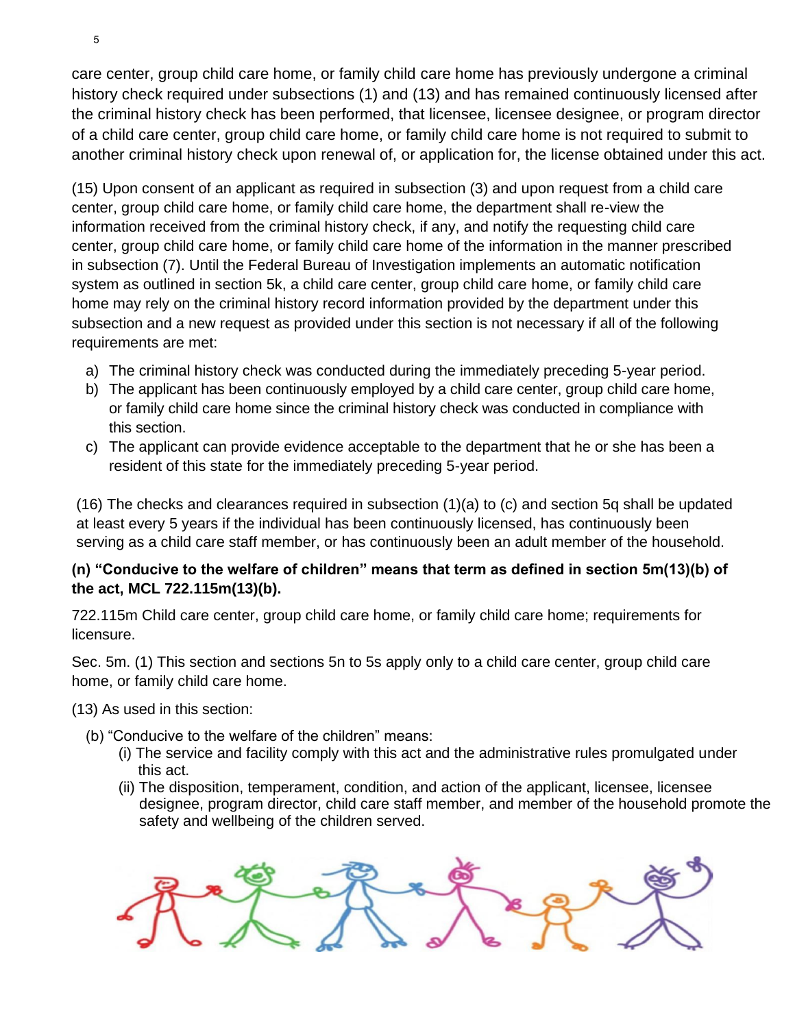care center, group child care home, or family child care home has previously undergone a criminal history check required under subsections (1) and (13) and has remained continuously licensed after the criminal history check has been performed, that licensee, licensee designee, or program director of a child care center, group child care home, or family child care home is not required to submit to another criminal history check upon renewal of, or application for, the license obtained under this act.

(15) Upon consent of an applicant as required in subsection (3) and upon request from a child care center, group child care home, or family child care home, the department shall re-view the information received from the criminal history check, if any, and notify the requesting child care center, group child care home, or family child care home of the information in the manner prescribed in subsection (7). Until the Federal Bureau of Investigation implements an automatic notification system as outlined in section 5k, a child care center, group child care home, or family child care home may rely on the criminal history record information provided by the department under this subsection and a new request as provided under this section is not necessary if all of the following requirements are met:

a) The criminal history check was conducted during the immediately preceding 5-year period.
b) The applicant has been continuously employed by a child care center, group child care home, or family child care home since the criminal history check was conducted in compliance with this section.
c) The applicant can provide evidence acceptable to the department that he or she has been a resident of this state for the immediately preceding 5-year period.

(16) The checks and clearances required in subsection (1)(a) to (c) and section 5q shall be updated at least every 5 years if the individual has been continuously licensed, has continuously been serving as a child care staff member, or has continuously been an adult member of the household.

**(n) "Conducive to the welfare of children" means that term as defined in section 5m(13)(b) of the act, MCL 722.115m(13)(b).**

722.115m Child care center, group child care home, or family child care home; requirements for licensure.

Sec. 5m. (1) This section and sections 5n to 5s apply only to a child care center, group child care home, or family child care home.

(13) As used in this section:

(b) "Conducive to the welfare of the children" means:

(i) The service and facility comply with this act and the administrative rules promulgated under this act.

(ii) The disposition, temperament, condition, and action of the applicant, licensee, licensee designee, program director, child care staff member, and member of the household promote the safety and wellbeing of the children served.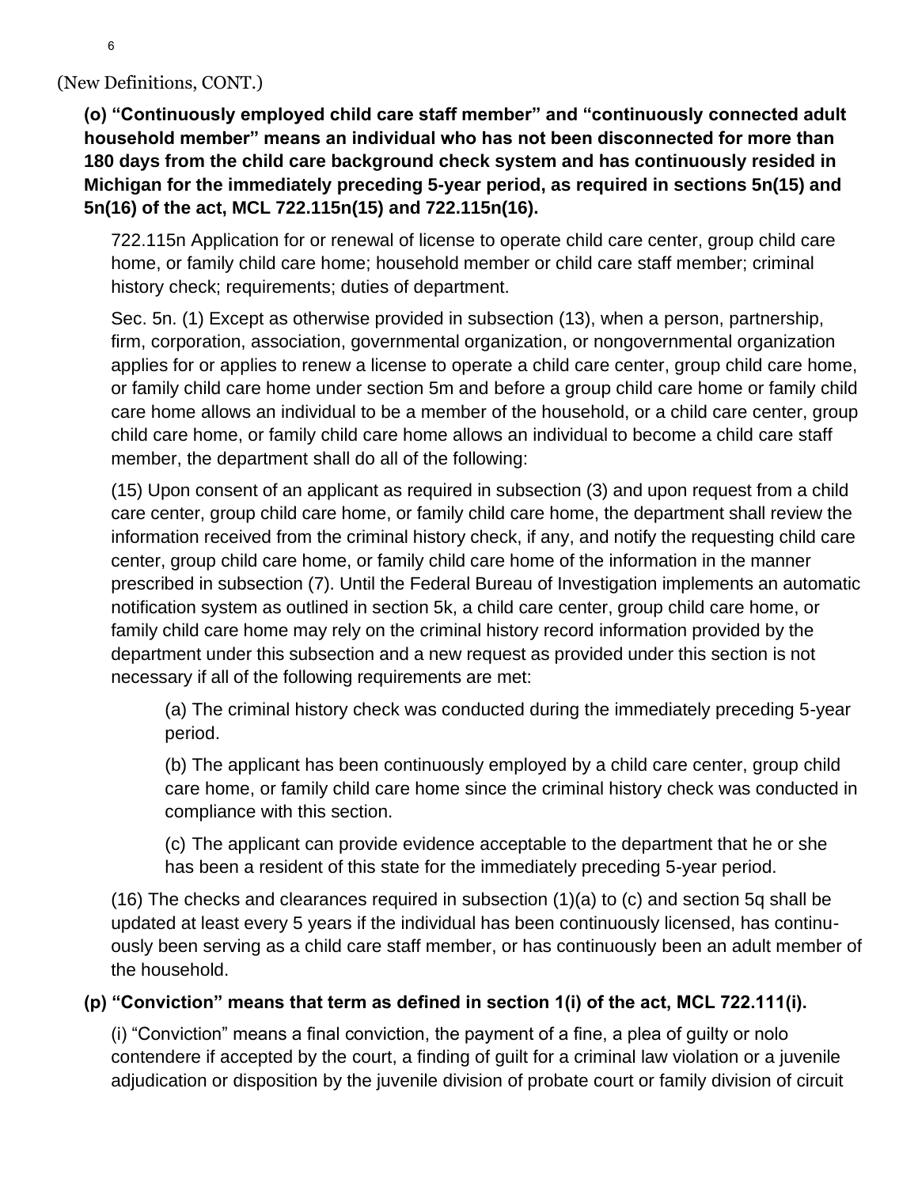(New Definitions, CONT.)

**(o) "Continuously employed child care staff member" and "continuously connected adult household member" means an individual who has not been disconnected for more than 180 days from the child care background check system and has continuously resided in Michigan for the immediately preceding 5-year period, as required in sections 5n(15) and 5n(16) of the act, MCL 722.115n(15) and 722.115n(16).**

722.115n Application for or renewal of license to operate child care center, group child care home, or family child care home; household member or child care staff member; criminal history check; requirements; duties of department.

Sec. 5n. (1) Except as otherwise provided in subsection (13), when a person, partnership, firm, corporation, association, governmental organization, or nongovernmental organization applies for or applies to renew a license to operate a child care center, group child care home, or family child care home under section 5m and before a group child care home or family child care home allows an individual to be a member of the household, or a child care center, group child care home, or family child care home allows an individual to become a child care staff member, the department shall do all of the following:

(15) Upon consent of an applicant as required in subsection (3) and upon request from a child care center, group child care home, or family child care home, the department shall review the information received from the criminal history check, if any, and notify the requesting child care center, group child care home, or family child care home of the information in the manner prescribed in subsection (7). Until the Federal Bureau of Investigation implements an automatic notification system as outlined in section 5k, a child care center, group child care home, or family child care home may rely on the criminal history record information provided by the department under this subsection and a new request as provided under this section is not necessary if all of the following requirements are met:

(a) The criminal history check was conducted during the immediately preceding 5-year period.

(b) The applicant has been continuously employed by a child care center, group child care home, or family child care home since the criminal history check was conducted in compliance with this section.

(c) The applicant can provide evidence acceptable to the department that he or she has been a resident of this state for the immediately preceding 5-year period.

(16) The checks and clearances required in subsection (1)(a) to (c) and section 5q shall be updated at least every 5 years if the individual has been continuously licensed, has continuously been serving as a child care staff member, or has continuously been an adult member of the household.

**(p) "Conviction" means that term as defined in section 1(i) of the act, MCL 722.111(i).**

(i) "Conviction" means a final conviction, the payment of a fine, a plea of guilty or nolo contendere if accepted by the court, a finding of guilt for a criminal law violation or a juvenile adjudication or disposition by the juvenile division of probate court or family division of circuit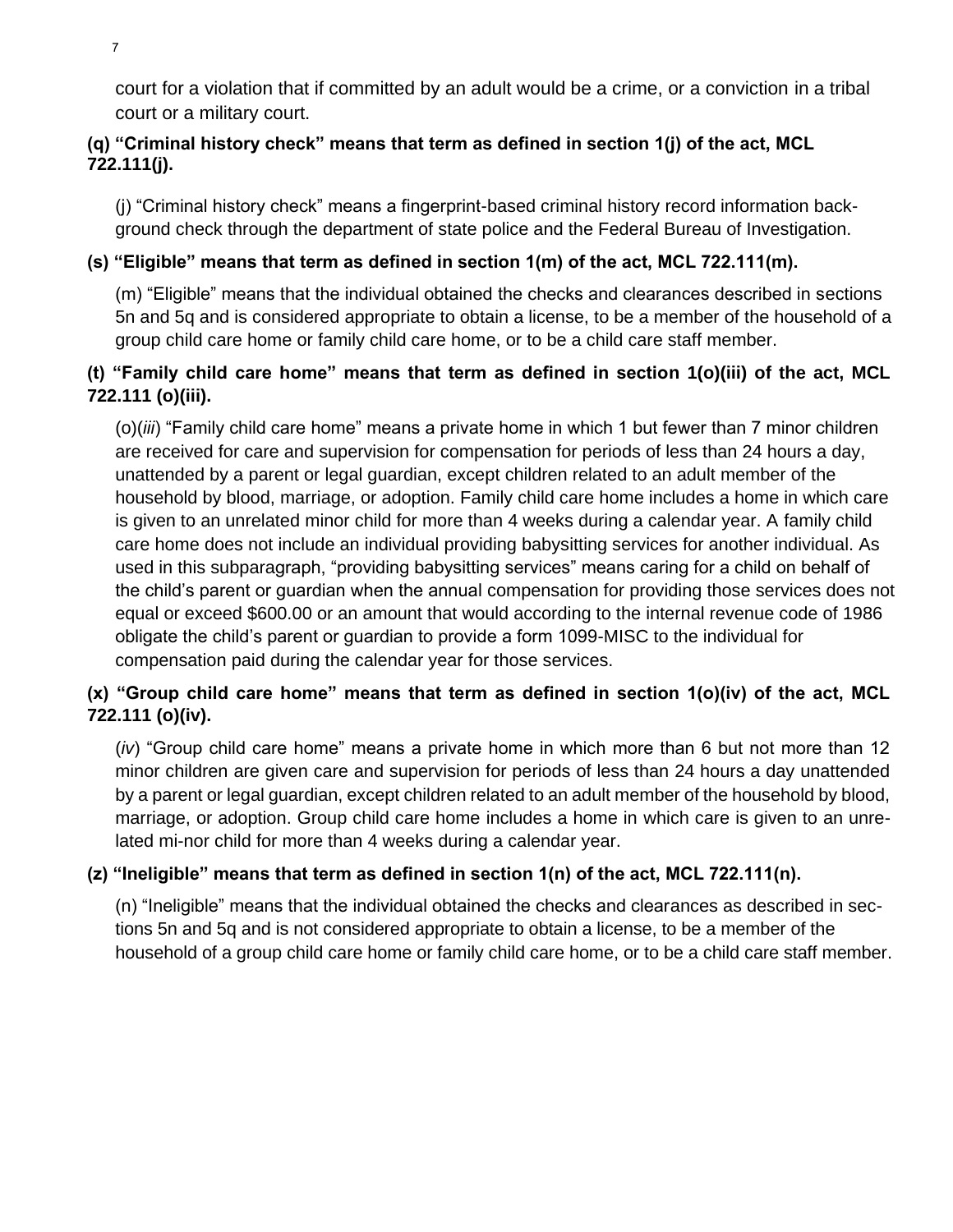court for a violation that if committed by an adult would be a crime, or a conviction in a tribal court or a military court.

**(q) "Criminal history check" means that term as defined in section 1(j) of the act, MCL 722.111(j).**

(j) "Criminal history check" means a fingerprint-based criminal history record information background check through the department of state police and the Federal Bureau of Investigation.

**(s) "Eligible" means that term as defined in section 1(m) of the act, MCL 722.111(m).**

(m) "Eligible" means that the individual obtained the checks and clearances described in sections 5n and 5q and is considered appropriate to obtain a license, to be a member of the household of a group child care home or family child care home, or to be a child care staff member.

**(t) "Family child care home" means that term as defined in section 1(o)(iii) of the act, MCL 722.111 (o)(iii).**

(o)(*iii*) "Family child care home" means a private home in which 1 but fewer than 7 minor children are received for care and supervision for compensation for periods of less than 24 hours a day, unattended by a parent or legal guardian, except children related to an adult member of the household by blood, marriage, or adoption. Family child care home includes a home in which care is given to an unrelated minor child for more than 4 weeks during a calendar year. A family child care home does not include an individual providing babysitting services for another individual. As used in this subparagraph, "providing babysitting services" means caring for a child on behalf of the child's parent or guardian when the annual compensation for providing those services does not equal or exceed $600.00 or an amount that would according to the internal revenue code of 1986 obligate the child's parent or guardian to provide a form 1099-MISC to the individual for compensation paid during the calendar year for those services.

**(x) "Group child care home" means that term as defined in section 1(o)(iv) of the act, MCL 722.111 (o)(iv).**

(*iv*) "Group child care home" means a private home in which more than 6 but not more than 12 minor children are given care and supervision for periods of less than 24 hours a day unattended by a parent or legal guardian, except children related to an adult member of the household by blood, marriage, or adoption. Group child care home includes a home in which care is given to an unrelated minor child for more than 4 weeks during a calendar year.

**(z) "Ineligible" means that term as defined in section 1(n) of the act, MCL 722.111(n).**

(n) "Ineligible" means that the individual obtained the checks and clearances as described in sections 5n and 5q and is not considered appropriate to obtain a license, to be a member of the household of a group child care home or family child care home, or to be a child care staff member.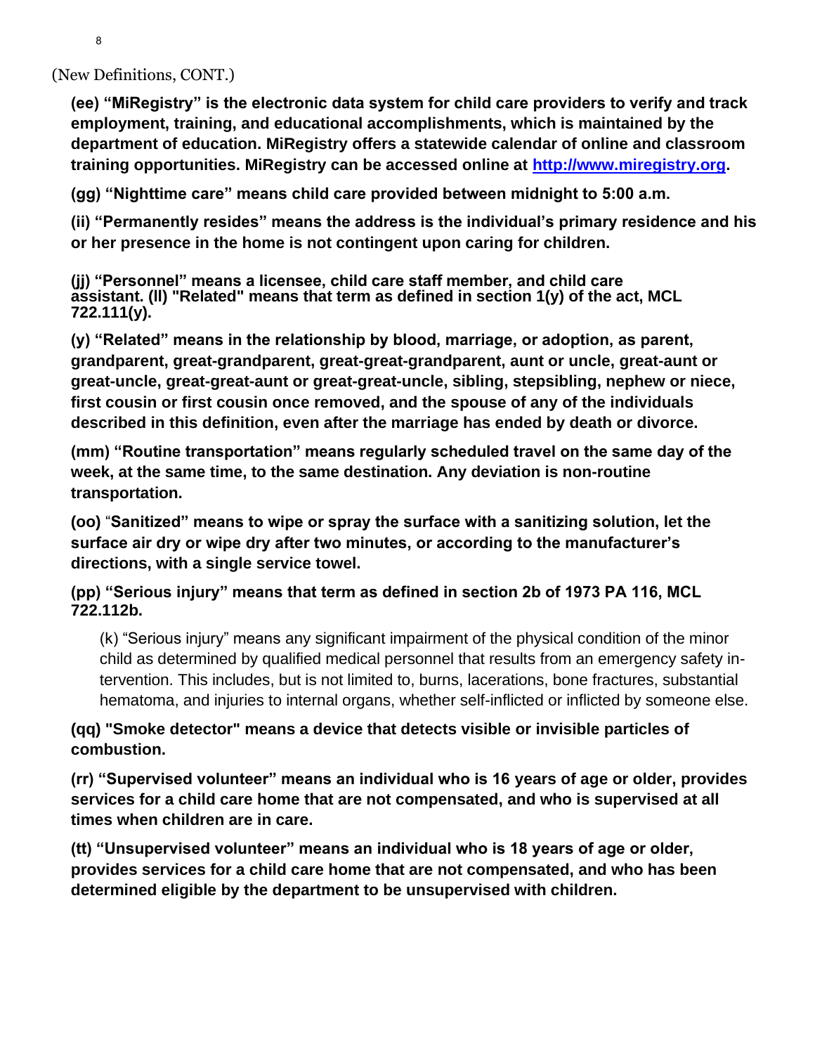(New Definitions, CONT.)

**(ee) "MiRegistry" is the electronic data system for child care providers to verify and track employment, training, and educational accomplishments, which is maintained by the department of education. MiRegistry offers a statewide calendar of online and classroom training opportunities. MiRegistry can be accessed online at [http://www.miregistry.org](http://www.miregistry.org).**

**(gg) "Nighttime care" means child care provided between midnight to 5:00 a.m.**

**(ii) "Permanently resides" means the address is the individual's primary residence and his or her presence in the home is not contingent upon caring for children.**

**(jj) "Personnel" means a licensee, child care staff member, and child care assistant. (ll) "Related" means that term as defined in section 1(y) of the act, MCL 722.111(y).**

**(y) "Related" means in the relationship by blood, marriage, or adoption, as parent, grandparent, great-grandparent, great-great-grandparent, aunt or uncle, great-aunt or great-uncle, great-great-aunt or great-great-uncle, sibling, stepsibling, nephew or niece, first cousin or first cousin once removed, and the spouse of any of the individuals described in this definition, even after the marriage has ended by death or divorce.**

**(mm) "Routine transportation" means regularly scheduled travel on the same day of the week, at the same time, to the same destination. Any deviation is non-routine transportation.**

**(oo) "Sanitized" means to wipe or spray the surface with a sanitizing solution, let the surface air dry or wipe dry after two minutes, or according to the manufacturer's directions, with a single service towel.**

**(pp) "Serious injury" means that term as defined in section 2b of 1973 PA 116, MCL 722.112b.**

> (k) "Serious injury" means any significant impairment of the physical condition of the minor child as determined by qualified medical personnel that results from an emergency safety intervention. This includes, but is not limited to, burns, lacerations, bone fractures, substantial hematoma, and injuries to internal organs, whether self-inflicted or inflicted by someone else.

**(qq) "Smoke detector" means a device that detects visible or invisible particles of combustion.**

**(rr) "Supervised volunteer" means an individual who is 16 years of age or older, provides services for a child care home that are not compensated, and who is supervised at all times when children are in care.**

**(tt) "Unsupervised volunteer" means an individual who is 18 years of age or older, provides services for a child care home that are not compensated, and who has been determined eligible by the department to be unsupervised with children.**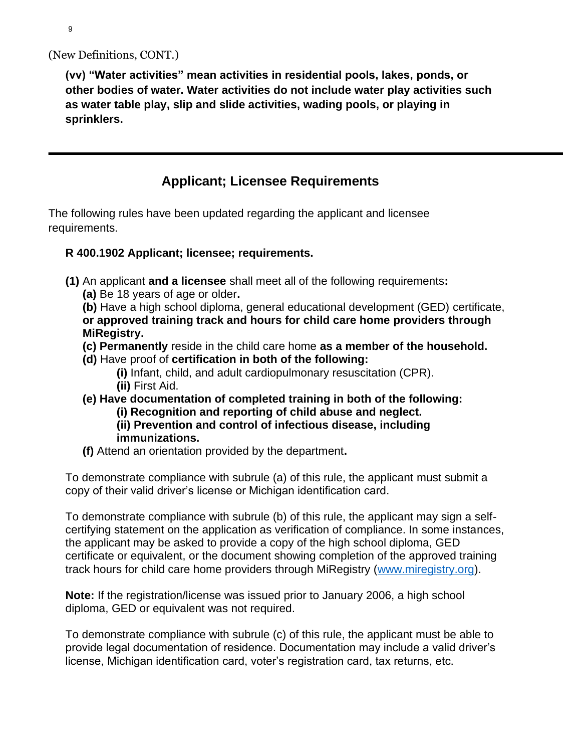(New Definitions, CONT.)

**(vv) "Water activities" mean activities in residential pools, lakes, ponds, or other bodies of water. Water activities do not include water play activities such as water table play, slip and slide activities, wading pools, or playing in sprinklers.**

---

## Applicant; Licensee Requirements

The following rules have been updated regarding the applicant and licensee requirements.

**R 400.1902 Applicant; licensee; requirements.**

**(1)** An applicant **and a licensee** shall meet all of the following requirements**:**

- **(a)** Be 18 years of age or older**.**
- **(b)** Have a high school diploma, general educational development (GED) certificate, **or approved training track and hours for child care home providers through MiRegistry.**
- **(c) Permanently** reside in the child care home **as a member of the household.**
- **(d)** Have proof of **certification in both of the following:**
  - **(i)** Infant, child, and adult cardiopulmonary resuscitation (CPR).
  - **(ii)** First Aid.
- **(e) Have documentation of completed training in both of the following:**
  - **(i) Recognition and reporting of child abuse and neglect.**
  - **(ii) Prevention and control of infectious disease, including immunizations.**
- **(f)** Attend an orientation provided by the department**.**

To demonstrate compliance with subrule (a) of this rule, the applicant must submit a copy of their valid driver's license or Michigan identification card.

To demonstrate compliance with subrule (b) of this rule, the applicant may sign a self-certifying statement on the application as verification of compliance. In some instances, the applicant may be asked to provide a copy of the high school diploma, GED certificate or equivalent, or the document showing completion of the approved training track hours for child care home providers through MiRegistry ([www.miregistry.org](www.miregistry.org)).

**Note:** If the registration/license was issued prior to January 2006, a high school diploma, GED or equivalent was not required.

To demonstrate compliance with subrule (c) of this rule, the applicant must be able to provide legal documentation of residence. Documentation may include a valid driver's license, Michigan identification card, voter's registration card, tax returns, etc.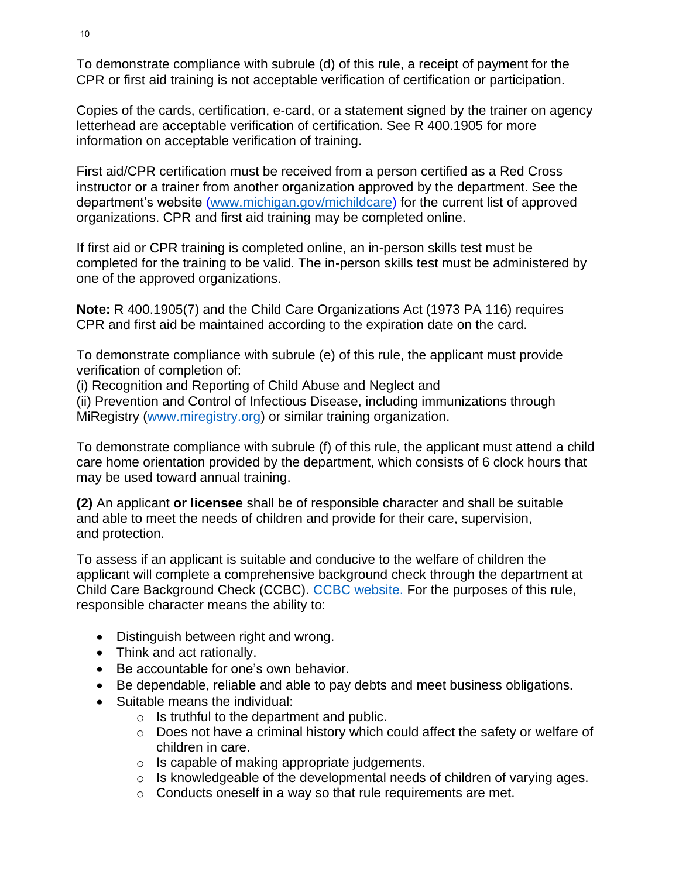To demonstrate compliance with subrule (d) of this rule, a receipt of payment for the CPR or first aid training is not acceptable verification of certification or participation.

Copies of the cards, certification, e-card, or a statement signed by the trainer on agency letterhead are acceptable verification of certification. See R 400.1905 for more information on acceptable verification of training.

First aid/CPR certification must be received from a person certified as a Red Cross instructor or a trainer from another organization approved by the department. See the department's website [(www.michigan.gov/michildcare)](http://www.michigan.gov/michildcare) for the current list of approved organizations. CPR and first aid training may be completed online.

If first aid or CPR training is completed online, an in-person skills test must be completed for the training to be valid. The in-person skills test must be administered by one of the approved organizations.

**Note:** R 400.1905(7) and the Child Care Organizations Act (1973 PA 116) requires CPR and first aid be maintained according to the expiration date on the card.

To demonstrate compliance with subrule (e) of this rule, the applicant must provide verification of completion of:
(i) Recognition and Reporting of Child Abuse and Neglect and
(ii) Prevention and Control of Infectious Disease, including immunizations through MiRegistry ([www.miregistry.org](http://www.miregistry.org)) or similar training organization.

To demonstrate compliance with subrule (f) of this rule, the applicant must attend a child care home orientation provided by the department, which consists of 6 clock hours that may be used toward annual training.

**(2)** An applicant **or licensee** shall be of responsible character and shall be suitable and able to meet the needs of children and provide for their care, supervision, and protection.

To assess if an applicant is suitable and conducive to the welfare of children the applicant will complete a comprehensive background check through the department at Child Care Background Check (CCBC). CCBC website. For the purposes of this rule, responsible character means the ability to:

- Distinguish between right and wrong.
- Think and act rationally.
- Be accountable for one's own behavior.
- Be dependable, reliable and able to pay debts and meet business obligations.
- Suitable means the individual:
  - Is truthful to the department and public.
  - Does not have a criminal history which could affect the safety or welfare of children in care.
  - Is capable of making appropriate judgements.
  - Is knowledgeable of the developmental needs of children of varying ages.
  - Conducts oneself in a way so that rule requirements are met.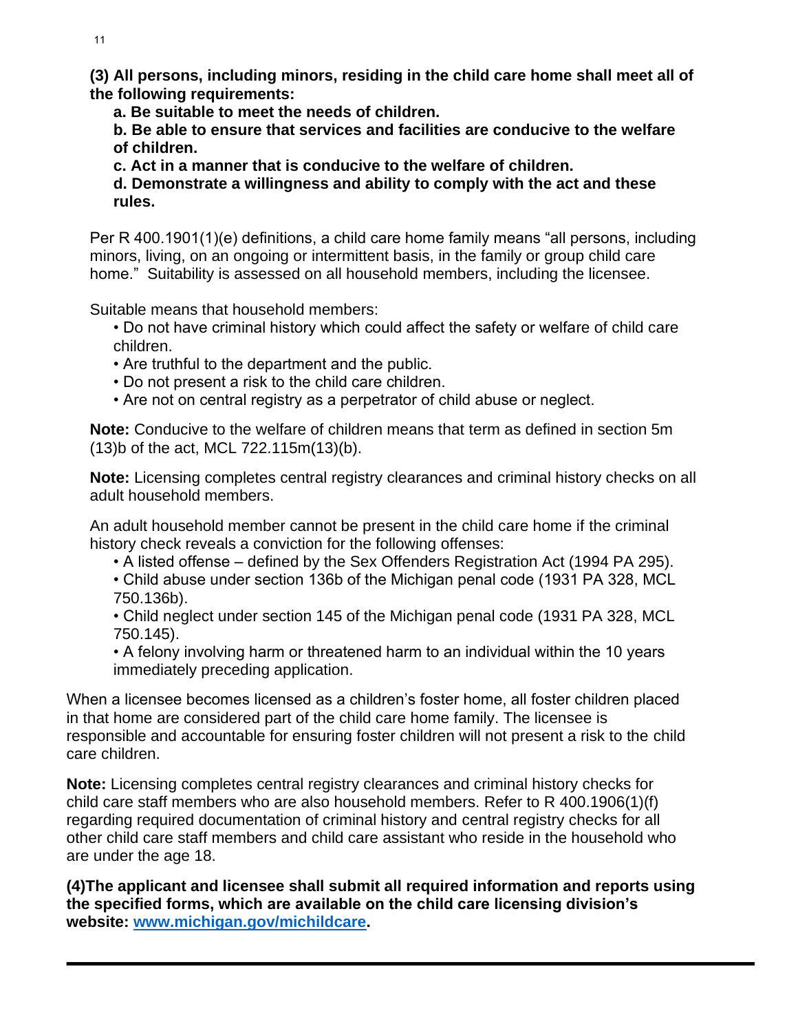**(3) All persons, including minors, residing in the child care home shall meet all of the following requirements:**

> **a. Be suitable to meet the needs of children.**
>
> **b. Be able to ensure that services and facilities are conducive to the welfare of children.**
>
> **c. Act in a manner that is conducive to the welfare of children.**
>
> **d. Demonstrate a willingness and ability to comply with the act and these rules.**

Per R 400.1901(1)(e) definitions, a child care home family means "all persons, including minors, living, on an ongoing or intermittent basis, in the family or group child care home." Suitability is assessed on all household members, including the licensee.

Suitable means that household members:

- Do not have criminal history which could affect the safety or welfare of child care children.
- Are truthful to the department and the public.
- Do not present a risk to the child care children.
- Are not on central registry as a perpetrator of child abuse or neglect.

**Note:** Conducive to the welfare of children means that term as defined in section 5m (13)b of the act, MCL 722.115m(13)(b).

**Note:** Licensing completes central registry clearances and criminal history checks on all adult household members.

An adult household member cannot be present in the child care home if the criminal history check reveals a conviction for the following offenses:

- A listed offense – defined by the Sex Offenders Registration Act (1994 PA 295).
- Child abuse under section 136b of the Michigan penal code (1931 PA 328, MCL 750.136b).
- Child neglect under section 145 of the Michigan penal code (1931 PA 328, MCL 750.145).
- A felony involving harm or threatened harm to an individual within the 10 years immediately preceding application.

When a licensee becomes licensed as a children's foster home, all foster children placed in that home are considered part of the child care home family. The licensee is responsible and accountable for ensuring foster children will not present a risk to the child care children.

**Note:** Licensing completes central registry clearances and criminal history checks for child care staff members who are also household members. Refer to R 400.1906(1)(f) regarding required documentation of criminal history and central registry checks for all other child care staff members and child care assistant who reside in the household who are under the age 18.

**(4)The applicant and licensee shall submit all required information and reports using the specified forms, which are available on the child care licensing division's website: [www.michigan.gov/michildcare](http://www.michigan.gov/michildcare).**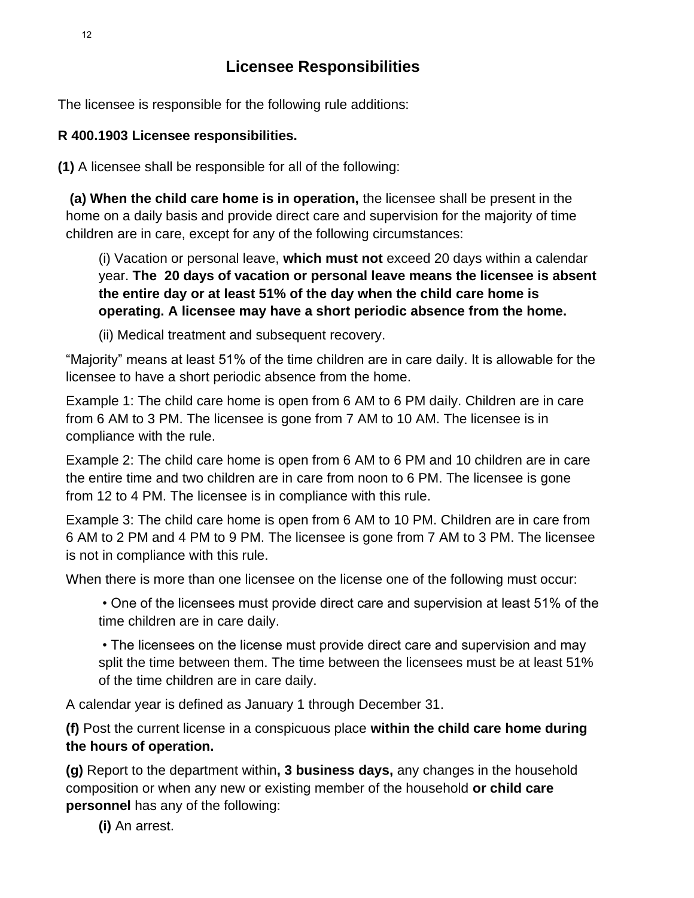## Licensee Responsibilities

The licensee is responsible for the following rule additions:

**R 400.1903 Licensee responsibilities.**

**(1)** A licensee shall be responsible for all of the following:

**(a) When the child care home is in operation,** the licensee shall be present in the home on a daily basis and provide direct care and supervision for the majority of time children are in care, except for any of the following circumstances:

(i) Vacation or personal leave, **which must not** exceed 20 days within a calendar year. **The 20 days of vacation or personal leave means the licensee is absent the entire day or at least 51% of the day when the child care home is operating. A licensee may have a short periodic absence from the home.**

(ii) Medical treatment and subsequent recovery.

"Majority" means at least 51% of the time children are in care daily. It is allowable for the licensee to have a short periodic absence from the home.

Example 1: The child care home is open from 6 AM to 6 PM daily. Children are in care from 6 AM to 3 PM. The licensee is gone from 7 AM to 10 AM. The licensee is in compliance with the rule.

Example 2: The child care home is open from 6 AM to 6 PM and 10 children are in care the entire time and two children are in care from noon to 6 PM. The licensee is gone from 12 to 4 PM. The licensee is in compliance with this rule.

Example 3: The child care home is open from 6 AM to 10 PM. Children are in care from 6 AM to 2 PM and 4 PM to 9 PM. The licensee is gone from 7 AM to 3 PM. The licensee is not in compliance with this rule.

When there is more than one licensee on the license one of the following must occur:

- One of the licensees must provide direct care and supervision at least 51% of the time children are in care daily.
- The licensees on the license must provide direct care and supervision and may split the time between them. The time between the licensees must be at least 51% of the time children are in care daily.

A calendar year is defined as January 1 through December 31.

**(f)** Post the current license in a conspicuous place **within the child care home during the hours of operation.**

**(g)** Report to the department within**, 3 business days,** any changes in the household composition or when any new or existing member of the household **or child care personnel** has any of the following:

**(i)** An arrest.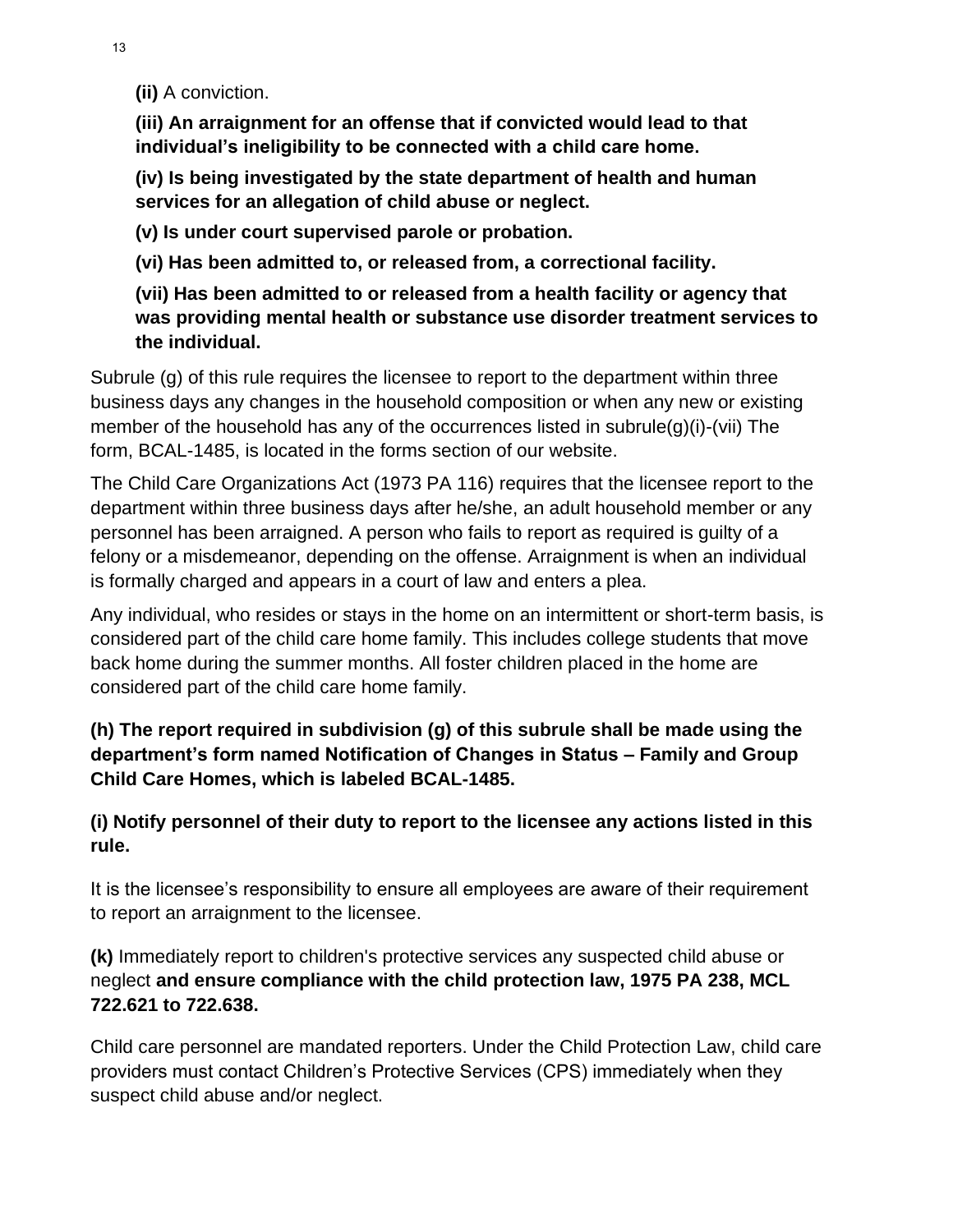**(ii)** A conviction.

**(iii) An arraignment for an offense that if convicted would lead to that individual's ineligibility to be connected with a child care home.**

**(iv) Is being investigated by the state department of health and human services for an allegation of child abuse or neglect.**

**(v) Is under court supervised parole or probation.**

**(vi) Has been admitted to, or released from, a correctional facility.**

**(vii) Has been admitted to or released from a health facility or agency that was providing mental health or substance use disorder treatment services to the individual.**

Subrule (g) of this rule requires the licensee to report to the department within three business days any changes in the household composition or when any new or existing member of the household has any of the occurrences listed in subrule(g)(i)-(vii) The form, BCAL-1485, is located in the forms section of our website.

The Child Care Organizations Act (1973 PA 116) requires that the licensee report to the department within three business days after he/she, an adult household member or any personnel has been arraigned. A person who fails to report as required is guilty of a felony or a misdemeanor, depending on the offense. Arraignment is when an individual is formally charged and appears in a court of law and enters a plea.

Any individual, who resides or stays in the home on an intermittent or short-term basis, is considered part of the child care home family. This includes college students that move back home during the summer months. All foster children placed in the home are considered part of the child care home family.

**(h) The report required in subdivision (g) of this subrule shall be made using the department's form named Notification of Changes in Status – Family and Group Child Care Homes, which is labeled BCAL-1485.**

**(i) Notify personnel of their duty to report to the licensee any actions listed in this rule.**

It is the licensee's responsibility to ensure all employees are aware of their requirement to report an arraignment to the licensee.

**(k)** Immediately report to children's protective services any suspected child abuse or neglect **and ensure compliance with the child protection law, 1975 PA 238, MCL 722.621 to 722.638.**

Child care personnel are mandated reporters. Under the Child Protection Law, child care providers must contact Children's Protective Services (CPS) immediately when they suspect child abuse and/or neglect.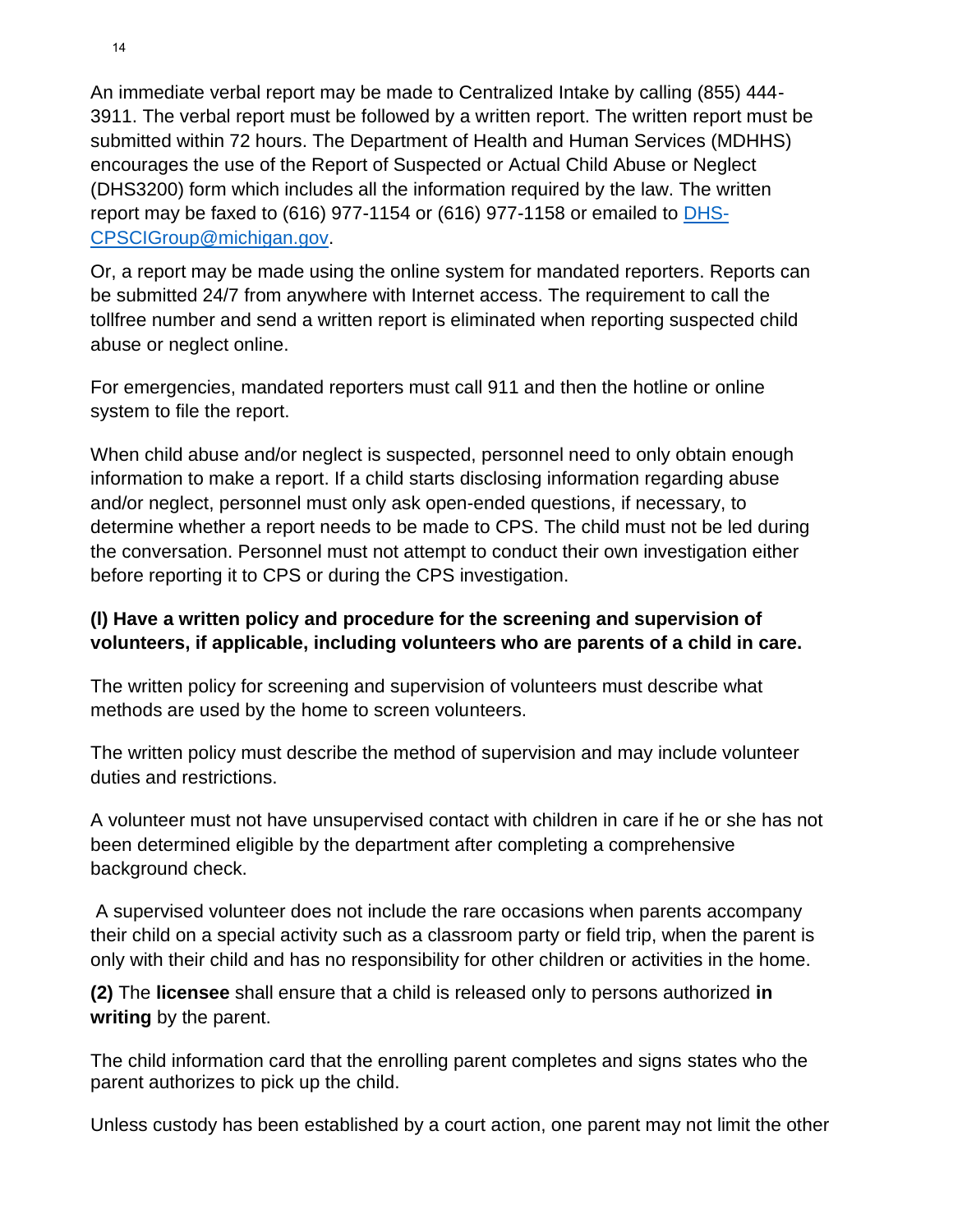An immediate verbal report may be made to Centralized Intake by calling (855) 444-3911. The verbal report must be followed by a written report. The written report must be submitted within 72 hours. The Department of Health and Human Services (MDHHS) encourages the use of the Report of Suspected or Actual Child Abuse or Neglect (DHS3200) form which includes all the information required by the law. The written report may be faxed to (616) 977-1154 or (616) 977-1158 or emailed to [DHS-CPSCIGroup@michigan.gov](mailto:DHS-CPSCIGroup@michigan.gov).

Or, a report may be made using the online system for mandated reporters. Reports can be submitted 24/7 from anywhere with Internet access. The requirement to call the tollfree number and send a written report is eliminated when reporting suspected child abuse or neglect online.

For emergencies, mandated reporters must call 911 and then the hotline or online system to file the report.

When child abuse and/or neglect is suspected, personnel need to only obtain enough information to make a report. If a child starts disclosing information regarding abuse and/or neglect, personnel must only ask open-ended questions, if necessary, to determine whether a report needs to be made to CPS. The child must not be led during the conversation. Personnel must not attempt to conduct their own investigation either before reporting it to CPS or during the CPS investigation.

**(l) Have a written policy and procedure for the screening and supervision of volunteers, if applicable, including volunteers who are parents of a child in care.**

The written policy for screening and supervision of volunteers must describe what methods are used by the home to screen volunteers.

The written policy must describe the method of supervision and may include volunteer duties and restrictions.

A volunteer must not have unsupervised contact with children in care if he or she has not been determined eligible by the department after completing a comprehensive background check.

A supervised volunteer does not include the rare occasions when parents accompany their child on a special activity such as a classroom party or field trip, when the parent is only with their child and has no responsibility for other children or activities in the home.

**(2)** The **licensee** shall ensure that a child is released only to persons authorized **in writing** by the parent.

The child information card that the enrolling parent completes and signs states who the parent authorizes to pick up the child.

Unless custody has been established by a court action, one parent may not limit the other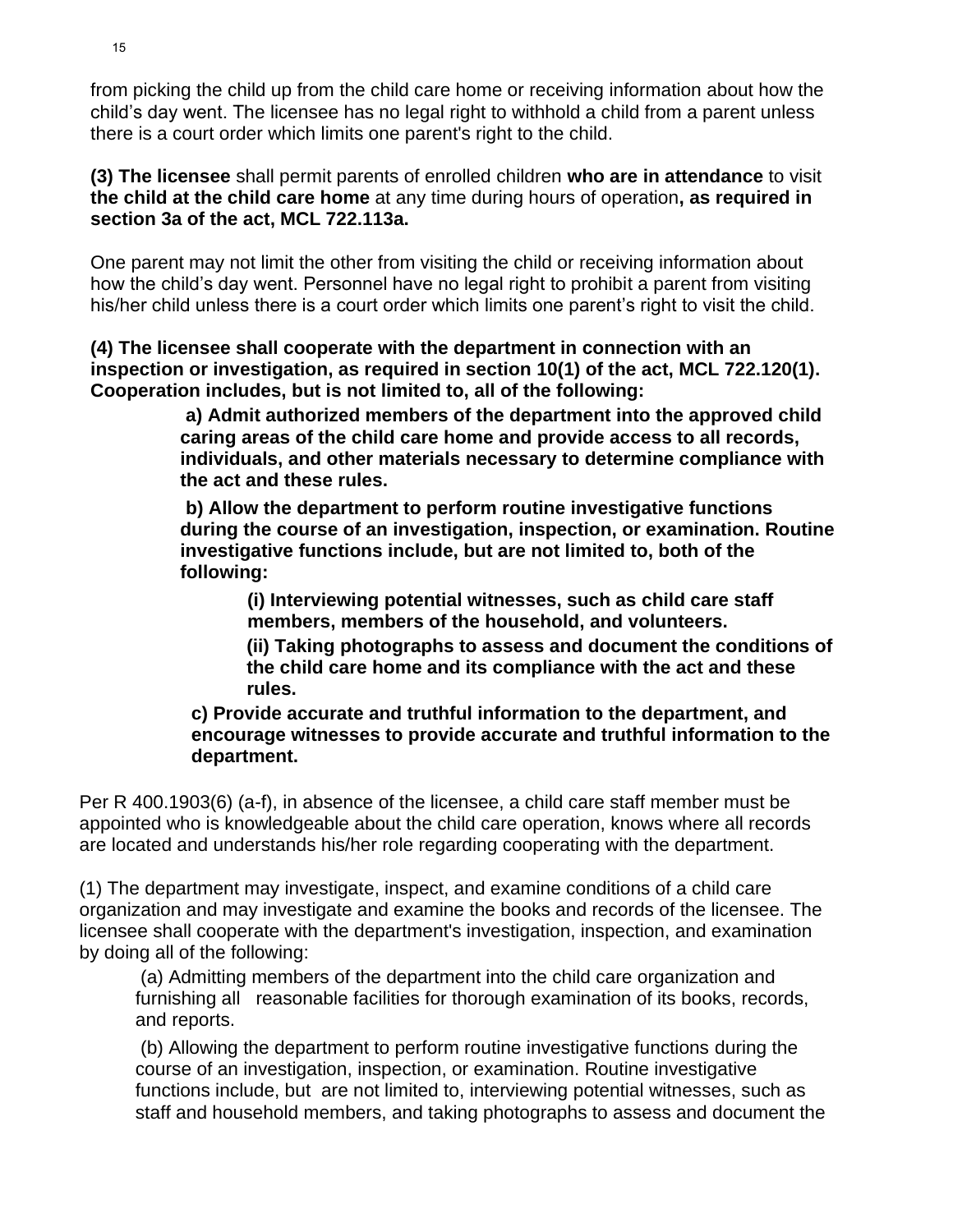from picking the child up from the child care home or receiving information about how the child's day went. The licensee has no legal right to withhold a child from a parent unless there is a court order which limits one parent's right to the child.

**(3) The licensee** shall permit parents of enrolled children **who are in attendance** to visit **the child at the child care home** at any time during hours of operation**, as required in section 3a of the act, MCL 722.113a.**

One parent may not limit the other from visiting the child or receiving information about how the child's day went. Personnel have no legal right to prohibit a parent from visiting his/her child unless there is a court order which limits one parent's right to visit the child.

**(4) The licensee shall cooperate with the department in connection with an inspection or investigation, as required in section 10(1) of the act, MCL 722.120(1). Cooperation includes, but is not limited to, all of the following:**

> **a) Admit authorized members of the department into the approved child caring areas of the child care home and provide access to all records, individuals, and other materials necessary to determine compliance with the act and these rules.**
>
> **b) Allow the department to perform routine investigative functions during the course of an investigation, inspection, or examination. Routine investigative functions include, but are not limited to, both of the following:**
>
> > **(i) Interviewing potential witnesses, such as child care staff members, members of the household, and volunteers.**
> >
> > **(ii) Taking photographs to assess and document the conditions of the child care home and its compliance with the act and these rules.**
>
> **c) Provide accurate and truthful information to the department, and encourage witnesses to provide accurate and truthful information to the department.**

Per R 400.1903(6) (a-f), in absence of the licensee, a child care staff member must be appointed who is knowledgeable about the child care operation, knows where all records are located and understands his/her role regarding cooperating with the department.

(1) The department may investigate, inspect, and examine conditions of a child care organization and may investigate and examine the books and records of the licensee. The licensee shall cooperate with the department's investigation, inspection, and examination by doing all of the following:

> (a) Admitting members of the department into the child care organization and furnishing all reasonable facilities for thorough examination of its books, records, and reports.
>
> (b) Allowing the department to perform routine investigative functions during the course of an investigation, inspection, or examination. Routine investigative functions include, but are not limited to, interviewing potential witnesses, such as staff and household members, and taking photographs to assess and document the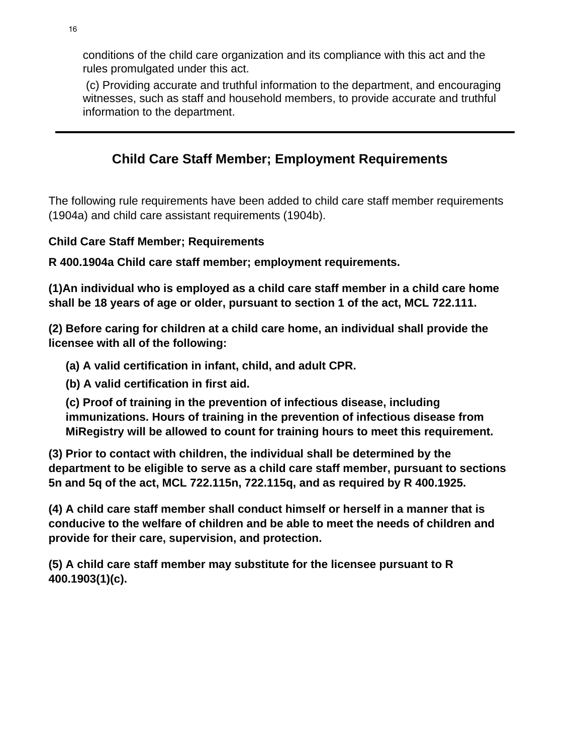conditions of the child care organization and its compliance with this act and the rules promulgated under this act.

(c) Providing accurate and truthful information to the department, and encouraging witnesses, such as staff and household members, to provide accurate and truthful information to the department.

---

## Child Care Staff Member; Employment Requirements

The following rule requirements have been added to child care staff member requirements (1904a) and child care assistant requirements (1904b).

**Child Care Staff Member; Requirements**

**R 400.1904a Child care staff member; employment requirements.**

**(1)An individual who is employed as a child care staff member in a child care home shall be 18 years of age or older, pursuant to section 1 of the act, MCL 722.111.**

**(2) Before caring for children at a child care home, an individual shall provide the licensee with all of the following:**

**(a) A valid certification in infant, child, and adult CPR.**

**(b) A valid certification in first aid.**

**(c) Proof of training in the prevention of infectious disease, including immunizations. Hours of training in the prevention of infectious disease from MiRegistry will be allowed to count for training hours to meet this requirement.**

**(3) Prior to contact with children, the individual shall be determined by the department to be eligible to serve as a child care staff member, pursuant to sections 5n and 5q of the act, MCL 722.115n, 722.115q, and as required by R 400.1925.**

**(4) A child care staff member shall conduct himself or herself in a manner that is conducive to the welfare of children and be able to meet the needs of children and provide for their care, supervision, and protection.**

**(5) A child care staff member may substitute for the licensee pursuant to R 400.1903(1)(c).**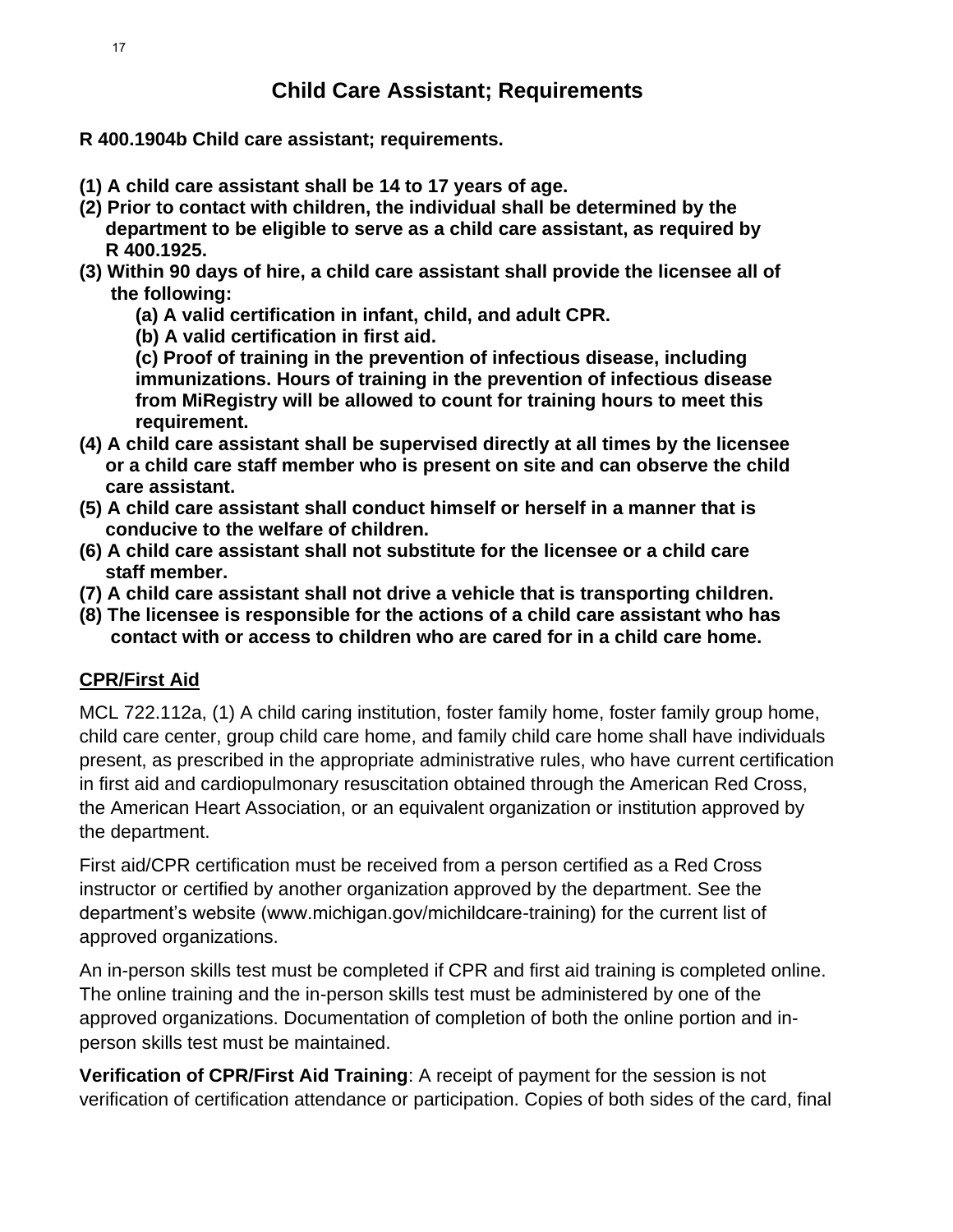# Child Care Assistant; Requirements

**R 400.1904b Child care assistant; requirements.**

**(1) A child care assistant shall be 14 to 17 years of age.**
**(2) Prior to contact with children, the individual shall be determined by the department to be eligible to serve as a child care assistant, as required by R 400.1925.**
**(3) Within 90 days of hire, a child care assistant shall provide the licensee all of the following:**

> **(a) A valid certification in infant, child, and adult CPR.**
> **(b) A valid certification in first aid.**
> **(c) Proof of training in the prevention of infectious disease, including immunizations. Hours of training in the prevention of infectious disease from MiRegistry will be allowed to count for training hours to meet this requirement.**

**(4) A child care assistant shall be supervised directly at all times by the licensee or a child care staff member who is present on site and can observe the child care assistant.**
**(5) A child care assistant shall conduct himself or herself in a manner that is conducive to the welfare of children.**
**(6) A child care assistant shall not substitute for the licensee or a child care staff member.**
**(7) A child care assistant shall not drive a vehicle that is transporting children.**
**(8) The licensee is responsible for the actions of a child care assistant who has contact with or access to children who are cared for in a child care home.**

## CPR/First Aid

MCL 722.112a, (1) A child caring institution, foster family home, foster family group home, child care center, group child care home, and family child care home shall have individuals present, as prescribed in the appropriate administrative rules, who have current certification in first aid and cardiopulmonary resuscitation obtained through the American Red Cross, the American Heart Association, or an equivalent organization or institution approved by the department.

First aid/CPR certification must be received from a person certified as a Red Cross instructor or certified by another organization approved by the department. See the department's website (www.michigan.gov/michildcare-training) for the current list of approved organizations.

An in-person skills test must be completed if CPR and first aid training is completed online. The online training and the in-person skills test must be administered by one of the approved organizations. Documentation of completion of both the online portion and in-person skills test must be maintained.

**Verification of CPR/First Aid Training**: A receipt of payment for the session is not verification of certification attendance or participation. Copies of both sides of the card, final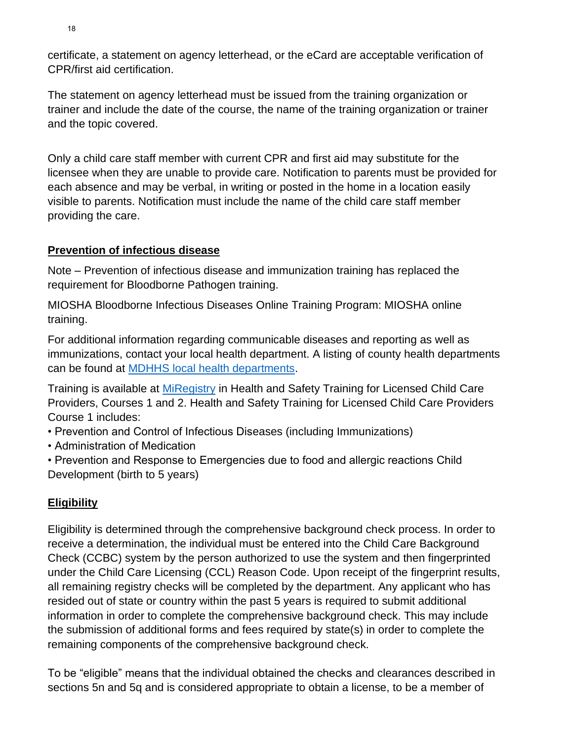certificate, a statement on agency letterhead, or the eCard are acceptable verification of CPR/first aid certification.

The statement on agency letterhead must be issued from the training organization or trainer and include the date of the course, the name of the training organization or trainer and the topic covered.

Only a child care staff member with current CPR and first aid may substitute for the licensee when they are unable to provide care. Notification to parents must be provided for each absence and may be verbal, in writing or posted in the home in a location easily visible to parents. Notification must include the name of the child care staff member providing the care.

**Prevention of infectious disease**

Note – Prevention of infectious disease and immunization training has replaced the requirement for Bloodborne Pathogen training.

MIOSHA Bloodborne Infectious Diseases Online Training Program: MIOSHA online training.

For additional information regarding communicable diseases and reporting as well as immunizations, contact your local health department. A listing of county health departments can be found at [MDHHS local health departments](#).

Training is available at [MiRegistry](#) in Health and Safety Training for Licensed Child Care Providers, Courses 1 and 2. Health and Safety Training for Licensed Child Care Providers Course 1 includes:

- Prevention and Control of Infectious Diseases (including Immunizations)
- Administration of Medication
- Prevention and Response to Emergencies due to food and allergic reactions Child Development (birth to 5 years)

**Eligibility**

Eligibility is determined through the comprehensive background check process. In order to receive a determination, the individual must be entered into the Child Care Background Check (CCBC) system by the person authorized to use the system and then fingerprinted under the Child Care Licensing (CCL) Reason Code. Upon receipt of the fingerprint results, all remaining registry checks will be completed by the department. Any applicant who has resided out of state or country within the past 5 years is required to submit additional information in order to complete the comprehensive background check. This may include the submission of additional forms and fees required by state(s) in order to complete the remaining components of the comprehensive background check.

To be "eligible" means that the individual obtained the checks and clearances described in sections 5n and 5q and is considered appropriate to obtain a license, to be a member of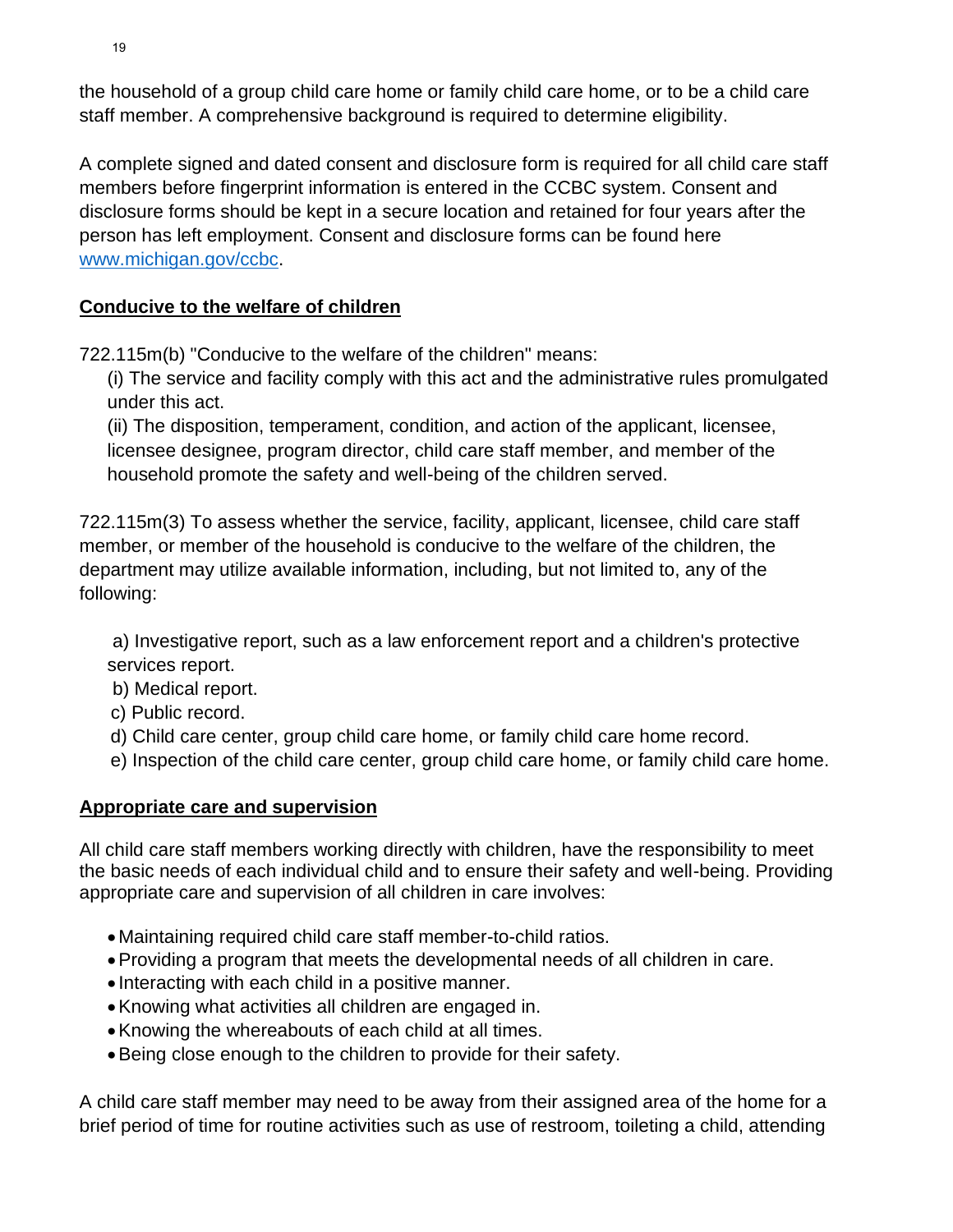the household of a group child care home or family child care home, or to be a child care staff member. A comprehensive background is required to determine eligibility.

A complete signed and dated consent and disclosure form is required for all child care staff members before fingerprint information is entered in the CCBC system. Consent and disclosure forms should be kept in a secure location and retained for four years after the person has left employment. Consent and disclosure forms can be found here [www.michigan.gov/ccbc](http://www.michigan.gov/ccbc).

## Conducive to the welfare of children

722.115m(b) "Conducive to the welfare of the children" means:

(i) The service and facility comply with this act and the administrative rules promulgated under this act.

(ii) The disposition, temperament, condition, and action of the applicant, licensee, licensee designee, program director, child care staff member, and member of the household promote the safety and well-being of the children served.

722.115m(3) To assess whether the service, facility, applicant, licensee, child care staff member, or member of the household is conducive to the welfare of the children, the department may utilize available information, including, but not limited to, any of the following:

a) Investigative report, such as a law enforcement report and a children's protective services report.
b) Medical report.
c) Public record.
d) Child care center, group child care home, or family child care home record.
e) Inspection of the child care center, group child care home, or family child care home.

## Appropriate care and supervision

All child care staff members working directly with children, have the responsibility to meet the basic needs of each individual child and to ensure their safety and well-being. Providing appropriate care and supervision of all children in care involves:

- Maintaining required child care staff member-to-child ratios.
- Providing a program that meets the developmental needs of all children in care.
- Interacting with each child in a positive manner.
- Knowing what activities all children are engaged in.
- Knowing the whereabouts of each child at all times.
- Being close enough to the children to provide for their safety.

A child care staff member may need to be away from their assigned area of the home for a brief period of time for routine activities such as use of restroom, toileting a child, attending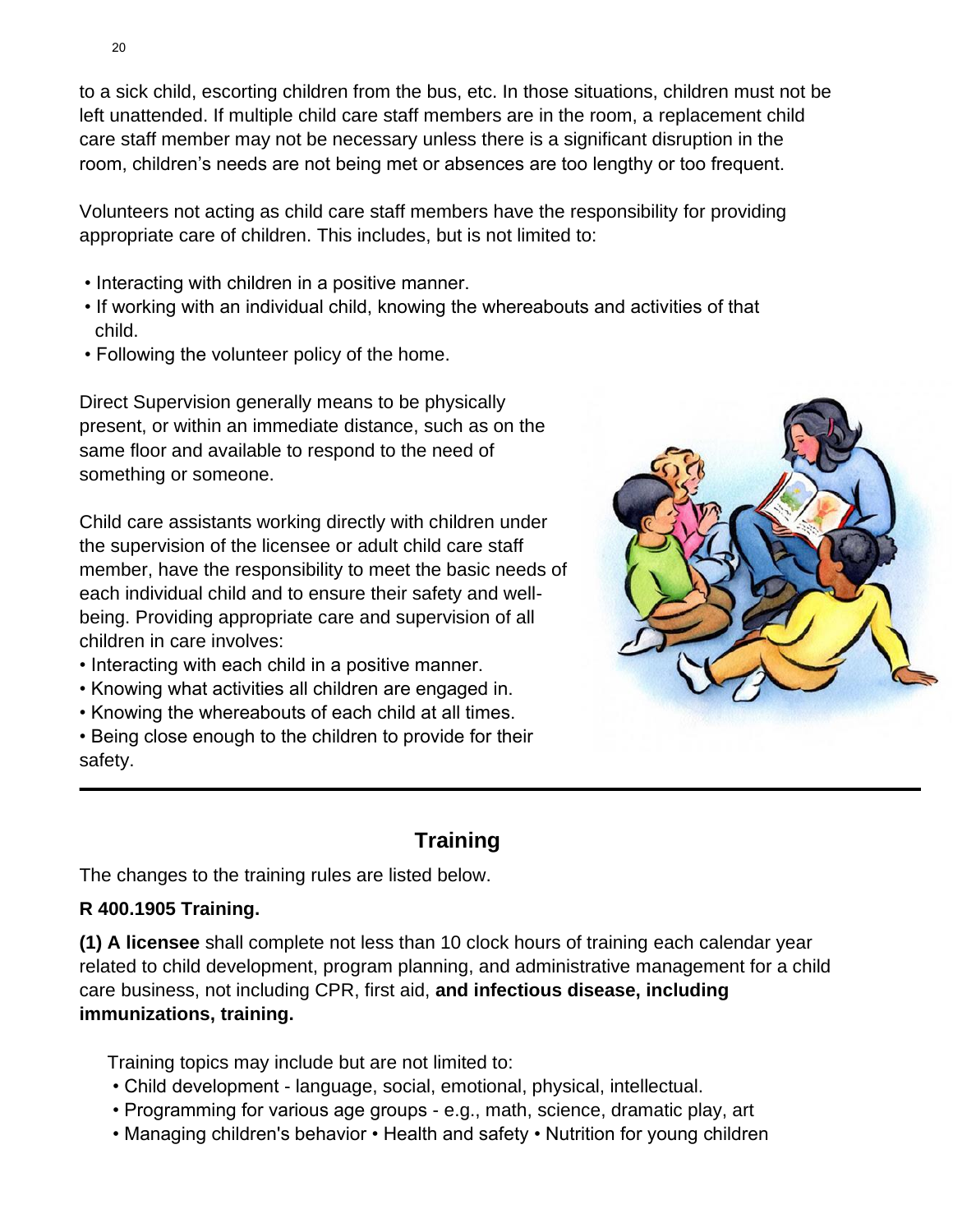to a sick child, escorting children from the bus, etc. In those situations, children must not be left unattended. If multiple child care staff members are in the room, a replacement child care staff member may not be necessary unless there is a significant disruption in the room, children's needs are not being met or absences are too lengthy or too frequent.

Volunteers not acting as child care staff members have the responsibility for providing appropriate care of children. This includes, but is not limited to:

- Interacting with children in a positive manner.
- If working with an individual child, knowing the whereabouts and activities of that child.
- Following the volunteer policy of the home.

Direct Supervision generally means to be physically present, or within an immediate distance, such as on the same floor and available to respond to the need of something or someone.

Child care assistants working directly with children under the supervision of the licensee or adult child care staff member, have the responsibility to meet the basic needs of each individual child and to ensure their safety and well-being. Providing appropriate care and supervision of all children in care involves:

- Interacting with each child in a positive manner.
- Knowing what activities all children are engaged in.
- Knowing the whereabouts of each child at all times.
- Being close enough to the children to provide for their safety.

---

## Training

The changes to the training rules are listed below.

**R 400.1905 Training.**

**(1) A licensee** shall complete not less than 10 clock hours of training each calendar year related to child development, program planning, and administrative management for a child care business, not including CPR, first aid, **and infectious disease, including immunizations, training.**

Training topics may include but are not limited to:

- Child development - language, social, emotional, physical, intellectual.
- Programming for various age groups - e.g., math, science, dramatic play, art
- Managing children's behavior • Health and safety • Nutrition for young children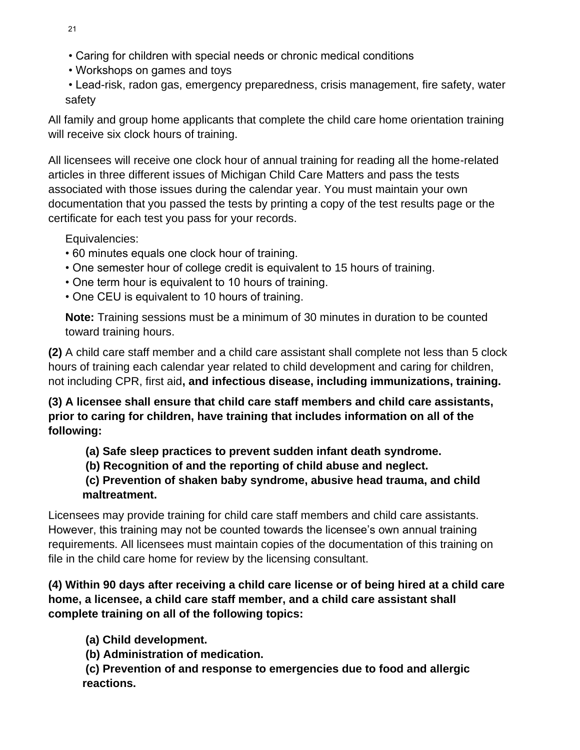- Caring for children with special needs or chronic medical conditions
- Workshops on games and toys
- Lead-risk, radon gas, emergency preparedness, crisis management, fire safety, water safety

All family and group home applicants that complete the child care home orientation training will receive six clock hours of training.

All licensees will receive one clock hour of annual training for reading all the home-related articles in three different issues of Michigan Child Care Matters and pass the tests associated with those issues during the calendar year. You must maintain your own documentation that you passed the tests by printing a copy of the test results page or the certificate for each test you pass for your records.

Equivalencies:

- 60 minutes equals one clock hour of training.
- One semester hour of college credit is equivalent to 15 hours of training.
- One term hour is equivalent to 10 hours of training.
- One CEU is equivalent to 10 hours of training.

**Note:** Training sessions must be a minimum of 30 minutes in duration to be counted toward training hours.

**(2)** A child care staff member and a child care assistant shall complete not less than 5 clock hours of training each calendar year related to child development and caring for children, not including CPR, first aid**, and infectious disease, including immunizations, training.**

**(3) A licensee shall ensure that child care staff members and child care assistants, prior to caring for children, have training that includes information on all of the following:**

**(a) Safe sleep practices to prevent sudden infant death syndrome.**

**(b) Recognition of and the reporting of child abuse and neglect.**

**(c) Prevention of shaken baby syndrome, abusive head trauma, and child maltreatment.**

Licensees may provide training for child care staff members and child care assistants. However, this training may not be counted towards the licensee's own annual training requirements. All licensees must maintain copies of the documentation of this training on file in the child care home for review by the licensing consultant.

**(4) Within 90 days after receiving a child care license or of being hired at a child care home, a licensee, a child care staff member, and a child care assistant shall complete training on all of the following topics:**

**(a) Child development.**

**(b) Administration of medication.**

**(c) Prevention of and response to emergencies due to food and allergic reactions.**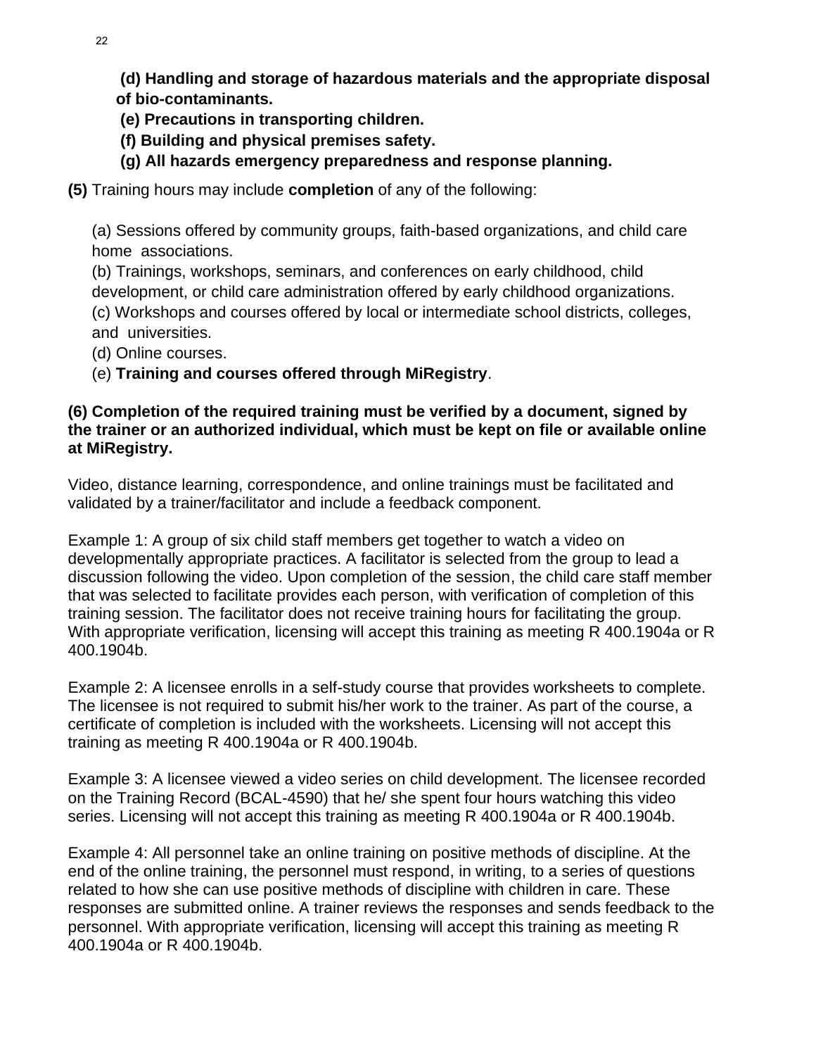**(d) Handling and storage of hazardous materials and the appropriate disposal of bio-contaminants.**

**(e) Precautions in transporting children.**

**(f) Building and physical premises safety.**

**(g) All hazards emergency preparedness and response planning.**

**(5)** Training hours may include **completion** of any of the following:

(a) Sessions offered by community groups, faith-based organizations, and child care home associations.
(b) Trainings, workshops, seminars, and conferences on early childhood, child development, or child care administration offered by early childhood organizations.
(c) Workshops and courses offered by local or intermediate school districts, colleges, and universities.
(d) Online courses.
(e) **Training and courses offered through MiRegistry**.

**(6) Completion of the required training must be verified by a document, signed by the trainer or an authorized individual, which must be kept on file or available online at MiRegistry.**

Video, distance learning, correspondence, and online trainings must be facilitated and validated by a trainer/facilitator and include a feedback component.

Example 1: A group of six child staff members get together to watch a video on developmentally appropriate practices. A facilitator is selected from the group to lead a discussion following the video. Upon completion of the session, the child care staff member that was selected to facilitate provides each person, with verification of completion of this training session. The facilitator does not receive training hours for facilitating the group. With appropriate verification, licensing will accept this training as meeting R 400.1904a or R 400.1904b.

Example 2: A licensee enrolls in a self-study course that provides worksheets to complete. The licensee is not required to submit his/her work to the trainer. As part of the course, a certificate of completion is included with the worksheets. Licensing will not accept this training as meeting R 400.1904a or R 400.1904b.

Example 3: A licensee viewed a video series on child development. The licensee recorded on the Training Record (BCAL-4590) that he/ she spent four hours watching this video series. Licensing will not accept this training as meeting R 400.1904a or R 400.1904b.

Example 4: All personnel take an online training on positive methods of discipline. At the end of the online training, the personnel must respond, in writing, to a series of questions related to how she can use positive methods of discipline with children in care. These responses are submitted online. A trainer reviews the responses and sends feedback to the personnel. With appropriate verification, licensing will accept this training as meeting R 400.1904a or R 400.1904b.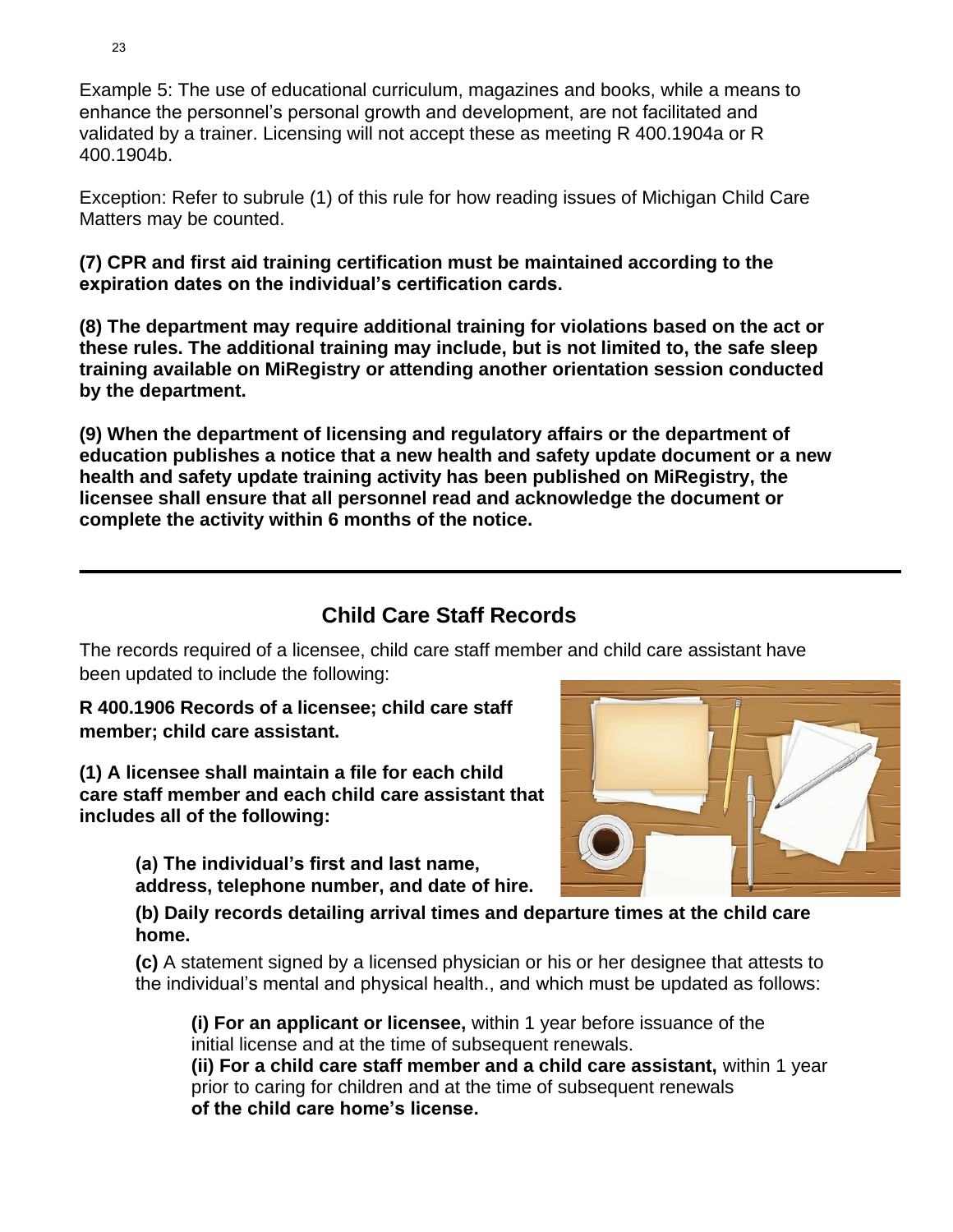Example 5: The use of educational curriculum, magazines and books, while a means to enhance the personnel's personal growth and development, are not facilitated and validated by a trainer. Licensing will not accept these as meeting R 400.1904a or R 400.1904b.

Exception: Refer to subrule (1) of this rule for how reading issues of Michigan Child Care Matters may be counted.

**(7) CPR and first aid training certification must be maintained according to the expiration dates on the individual's certification cards.**

**(8) The department may require additional training for violations based on the act or these rules. The additional training may include, but is not limited to, the safe sleep training available on MiRegistry or attending another orientation session conducted by the department.**

**(9) When the department of licensing and regulatory affairs or the department of education publishes a notice that a new health and safety update document or a new health and safety update training activity has been published on MiRegistry, the licensee shall ensure that all personnel read and acknowledge the document or complete the activity within 6 months of the notice.**

---

## Child Care Staff Records

The records required of a licensee, child care staff member and child care assistant have been updated to include the following:

**R 400.1906 Records of a licensee; child care staff member; child care assistant.**

**(1) A licensee shall maintain a file for each child care staff member and each child care assistant that includes all of the following:**

**(a) The individual's first and last name, address, telephone number, and date of hire.**

**(b) Daily records detailing arrival times and departure times at the child care home.**

**(c)** A statement signed by a licensed physician or his or her designee that attests to the individual's mental and physical health., and which must be updated as follows:

**(i) For an applicant or licensee,** within 1 year before issuance of the initial license and at the time of subsequent renewals.
**(ii) For a child care staff member and a child care assistant,** within 1 year prior to caring for children and at the time of subsequent renewals **of the child care home's license.**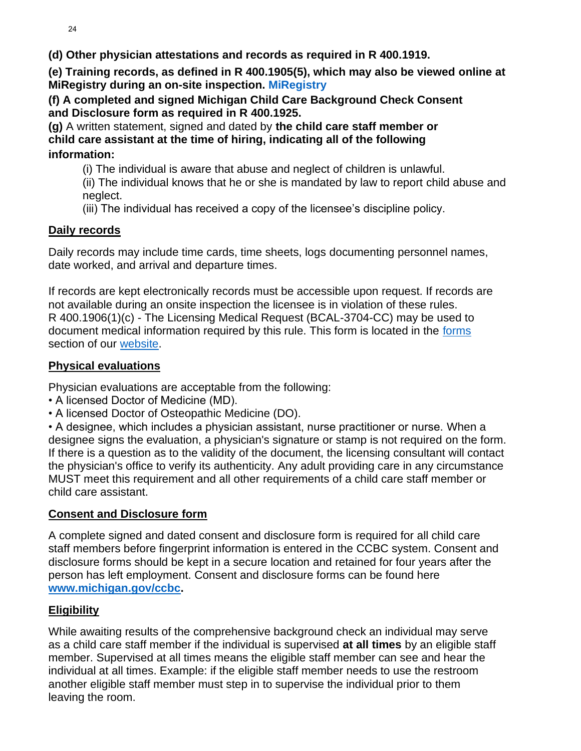**(d) Other physician attestations and records as required in R 400.1919.**

**(e) Training records, as defined in R 400.1905(5), which may also be viewed online at MiRegistry during an on-site inspection. MiRegistry**

**(f) A completed and signed Michigan Child Care Background Check Consent and Disclosure form as required in R 400.1925.**

**(g)** A written statement, signed and dated by **the child care staff member or child care assistant at the time of hiring, indicating all of the following information:**

(i) The individual is aware that abuse and neglect of children is unlawful.
(ii) The individual knows that he or she is mandated by law to report child abuse and neglect.
(iii) The individual has received a copy of the licensee's discipline policy.

## Daily records

Daily records may include time cards, time sheets, logs documenting personnel names, date worked, and arrival and departure times.

If records are kept electronically records must be accessible upon request. If records are not available during an onsite inspection the licensee is in violation of these rules.
R 400.1906(1)(c) - The Licensing Medical Request (BCAL-3704-CC) may be used to document medical information required by this rule. This form is located in the forms section of our website.

## Physical evaluations

Physician evaluations are acceptable from the following:
- A licensed Doctor of Medicine (MD).
- A licensed Doctor of Osteopathic Medicine (DO).
- A designee, which includes a physician assistant, nurse practitioner or nurse. When a designee signs the evaluation, a physician's signature or stamp is not required on the form. If there is a question as to the validity of the document, the licensing consultant will contact the physician's office to verify its authenticity. Any adult providing care in any circumstance MUST meet this requirement and all other requirements of a child care staff member or child care assistant.

## Consent and Disclosure form

A complete signed and dated consent and disclosure form is required for all child care staff members before fingerprint information is entered in the CCBC system. Consent and disclosure forms should be kept in a secure location and retained for four years after the person has left employment. Consent and disclosure forms can be found here **www.michigan.gov/ccbc.**

## Eligibility

While awaiting results of the comprehensive background check an individual may serve as a child care staff member if the individual is supervised **at all times** by an eligible staff member. Supervised at all times means the eligible staff member can see and hear the individual at all times. Example: if the eligible staff member needs to use the restroom another eligible staff member must step in to supervise the individual prior to them leaving the room.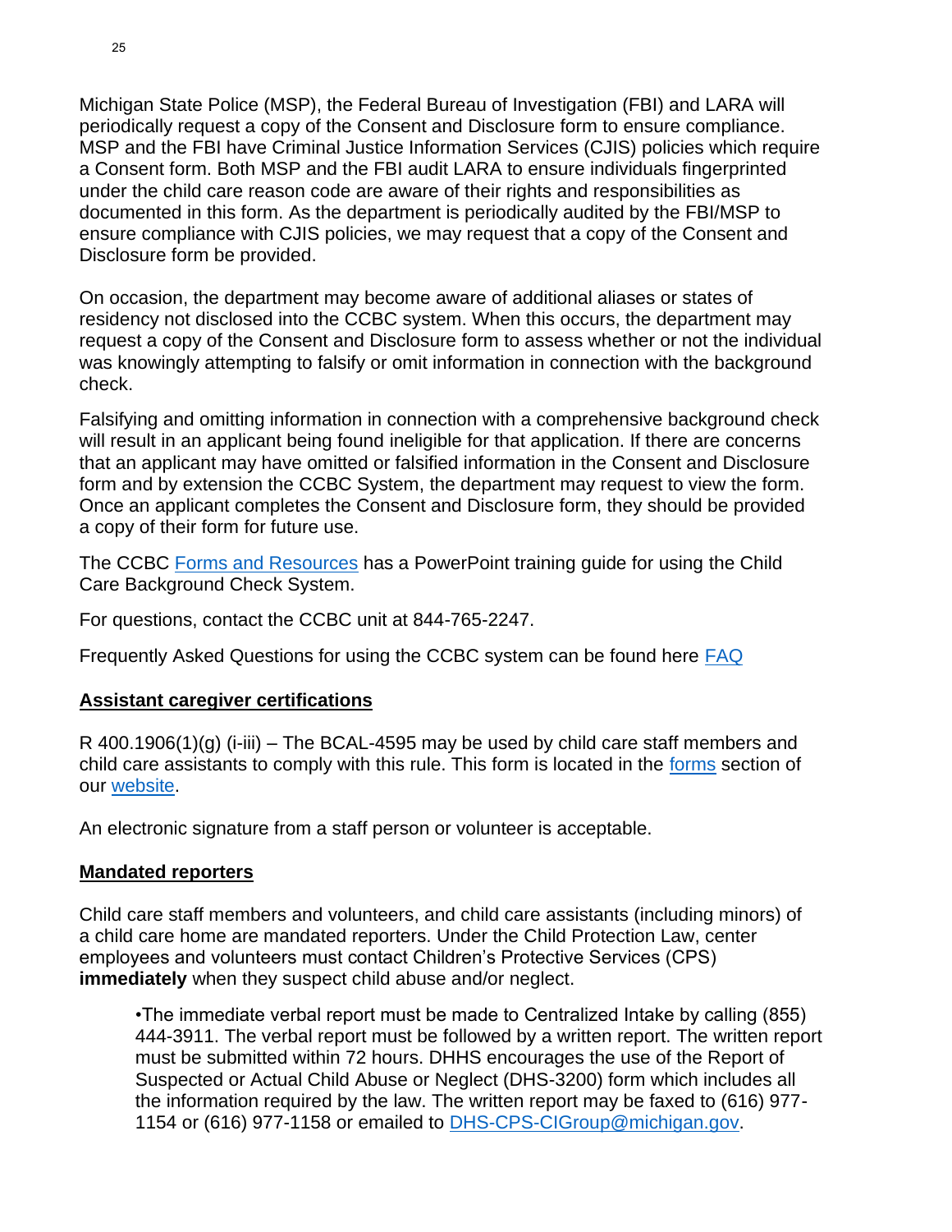Michigan State Police (MSP), the Federal Bureau of Investigation (FBI) and LARA will periodically request a copy of the Consent and Disclosure form to ensure compliance. MSP and the FBI have Criminal Justice Information Services (CJIS) policies which require a Consent form. Both MSP and the FBI audit LARA to ensure individuals fingerprinted under the child care reason code are aware of their rights and responsibilities as documented in this form. As the department is periodically audited by the FBI/MSP to ensure compliance with CJIS policies, we may request that a copy of the Consent and Disclosure form be provided.

On occasion, the department may become aware of additional aliases or states of residency not disclosed into the CCBC system. When this occurs, the department may request a copy of the Consent and Disclosure form to assess whether or not the individual was knowingly attempting to falsify or omit information in connection with the background check.

Falsifying and omitting information in connection with a comprehensive background check will result in an applicant being found ineligible for that application. If there are concerns that an applicant may have omitted or falsified information in the Consent and Disclosure form and by extension the CCBC System, the department may request to view the form. Once an applicant completes the Consent and Disclosure form, they should be provided a copy of their form for future use.

The CCBC [Forms and Resources] has a PowerPoint training guide for using the Child Care Background Check System.

For questions, contact the CCBC unit at 844-765-2247.

Frequently Asked Questions for using the CCBC system can be found here [FAQ]

## Assistant caregiver certifications

R 400.1906(1)(g) (i-iii) – The BCAL-4595 may be used by child care staff members and child care assistants to comply with this rule. This form is located in the [forms] section of our [website].

An electronic signature from a staff person or volunteer is acceptable.

## Mandated reporters

Child care staff members and volunteers, and child care assistants (including minors) of a child care home are mandated reporters. Under the Child Protection Law, center employees and volunteers must contact Children's Protective Services (CPS) **immediately** when they suspect child abuse and/or neglect.

- The immediate verbal report must be made to Centralized Intake by calling (855) 444-3911. The verbal report must be followed by a written report. The written report must be submitted within 72 hours. DHHS encourages the use of the Report of Suspected or Actual Child Abuse or Neglect (DHS-3200) form which includes all the information required by the law. The written report may be faxed to (616) 977-1154 or (616) 977-1158 or emailed to DHS-CPS-CIGroup@michigan.gov.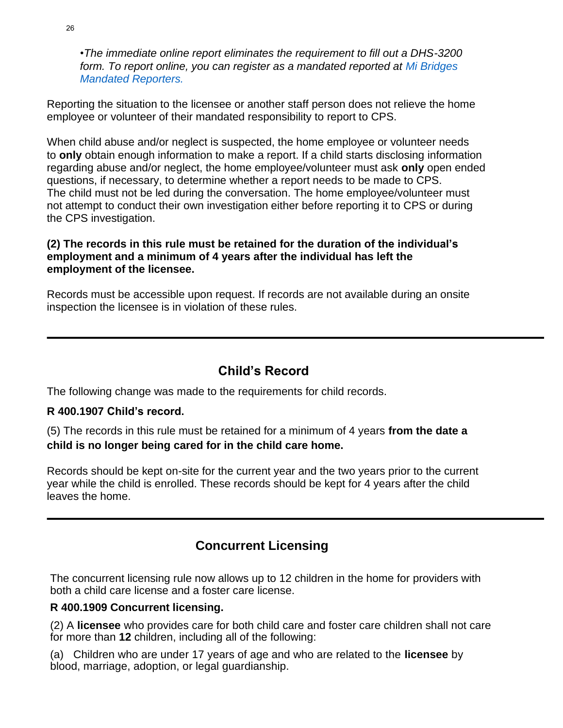*•The immediate online report eliminates the requirement to fill out a DHS-3200 form. To report online, you can register as a mandated reported at Mi Bridges Mandated Reporters.*

Reporting the situation to the licensee or another staff person does not relieve the home employee or volunteer of their mandated responsibility to report to CPS.

When child abuse and/or neglect is suspected, the home employee or volunteer needs to **only** obtain enough information to make a report. If a child starts disclosing information regarding abuse and/or neglect, the home employee/volunteer must ask **only** open ended questions, if necessary, to determine whether a report needs to be made to CPS. The child must not be led during the conversation. The home employee/volunteer must not attempt to conduct their own investigation either before reporting it to CPS or during the CPS investigation.

**(2) The records in this rule must be retained for the duration of the individual's employment and a minimum of 4 years after the individual has left the employment of the licensee.**

Records must be accessible upon request. If records are not available during an onsite inspection the licensee is in violation of these rules.

---

## Child's Record

The following change was made to the requirements for child records.

**R 400.1907 Child's record.**

(5) The records in this rule must be retained for a minimum of 4 years **from the date a child is no longer being cared for in the child care home.**

Records should be kept on-site for the current year and the two years prior to the current year while the child is enrolled. These records should be kept for 4 years after the child leaves the home.

---

## Concurrent Licensing

The concurrent licensing rule now allows up to 12 children in the home for providers with both a child care license and a foster care license.

**R 400.1909 Concurrent licensing.**

(2) A **licensee** who provides care for both child care and foster care children shall not care for more than **12** children, including all of the following:

(a) Children who are under 17 years of age and who are related to the **licensee** by blood, marriage, adoption, or legal guardianship.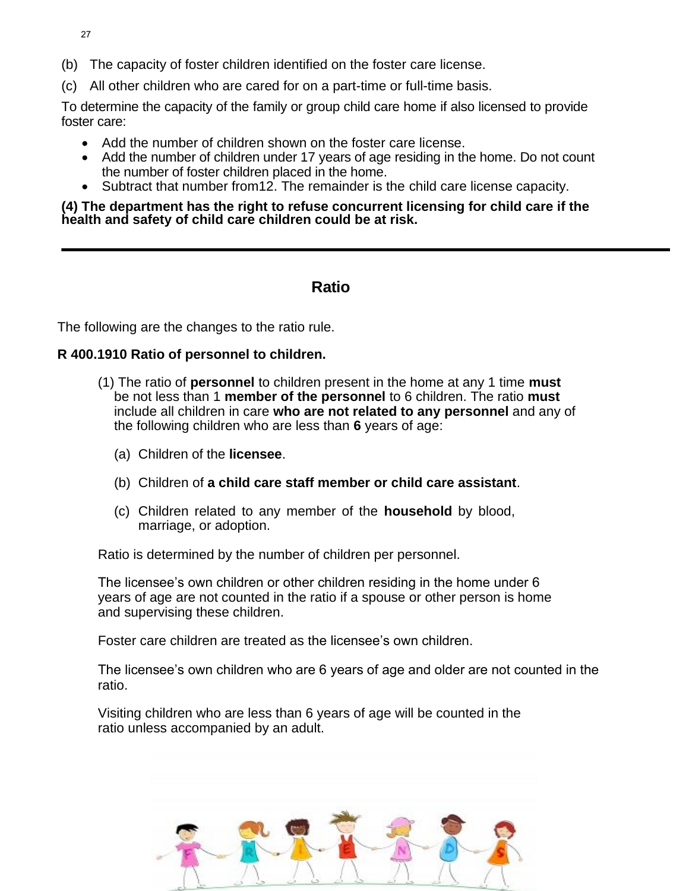(b) The capacity of foster children identified on the foster care license.

(c) All other children who are cared for on a part-time or full-time basis.

To determine the capacity of the family or group child care home if also licensed to provide foster care:

- Add the number of children shown on the foster care license.
- Add the number of children under 17 years of age residing in the home. Do not count the number of foster children placed in the home.
- Subtract that number from12. The remainder is the child care license capacity.

**(4) The department has the right to refuse concurrent licensing for child care if the health and safety of child care children could be at risk.**

---

## Ratio

The following are the changes to the ratio rule.

**R 400.1910 Ratio of personnel to children.**

(1) The ratio of **personnel** to children present in the home at any 1 time **must** be not less than 1 **member of the personnel** to 6 children. The ratio **must** include all children in care **who are not related to any personnel** and any of the following children who are less than **6** years of age:

(a) Children of the **licensee**.

(b) Children of **a child care staff member or child care assistant**.

(c) Children related to any member of the **household** by blood, marriage, or adoption.

Ratio is determined by the number of children per personnel.

The licensee's own children or other children residing in the home under 6 years of age are not counted in the ratio if a spouse or other person is home and supervising these children.

Foster care children are treated as the licensee's own children.

The licensee's own children who are 6 years of age and older are not counted in the ratio.

Visiting children who are less than 6 years of age will be counted in the ratio unless accompanied by an adult.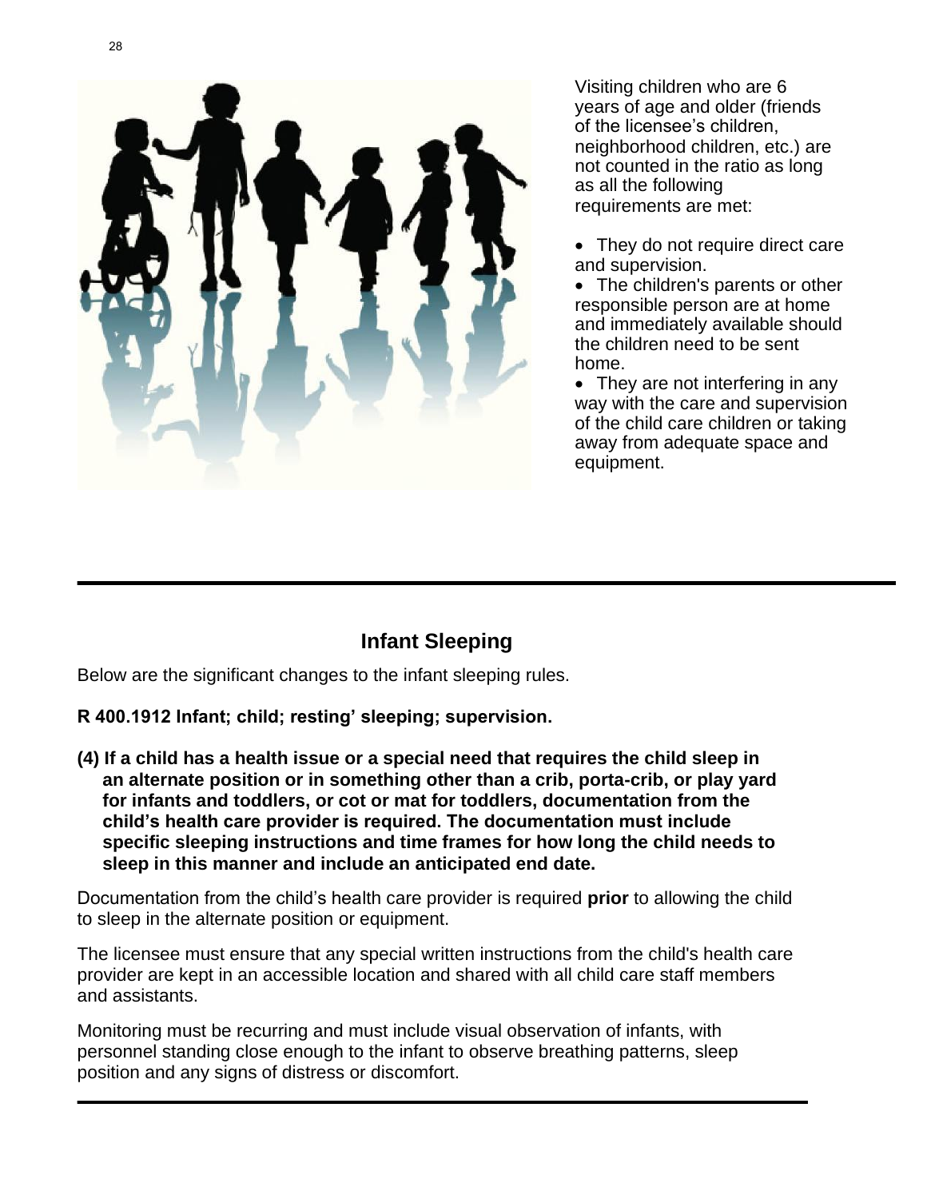Visiting children who are 6 years of age and older (friends of the licensee's children, neighborhood children, etc.) are not counted in the ratio as long as all the following requirements are met:

- They do not require direct care and supervision.
- The children's parents or other responsible person are at home and immediately available should the children need to be sent home.
- They are not interfering in any way with the care and supervision of the child care children or taking away from adequate space and equipment.

---

## Infant Sleeping

Below are the significant changes to the infant sleeping rules.

**R 400.1912 Infant; child; resting' sleeping; supervision.**

**(4) If a child has a health issue or a special need that requires the child sleep in an alternate position or in something other than a crib, porta-crib, or play yard for infants and toddlers, or cot or mat for toddlers, documentation from the child's health care provider is required. The documentation must include specific sleeping instructions and time frames for how long the child needs to sleep in this manner and include an anticipated end date.**

Documentation from the child's health care provider is required **prior** to allowing the child to sleep in the alternate position or equipment.

The licensee must ensure that any special written instructions from the child's health care provider are kept in an accessible location and shared with all child care staff members and assistants.

Monitoring must be recurring and must include visual observation of infants, with personnel standing close enough to the infant to observe breathing patterns, sleep position and any signs of distress or discomfort.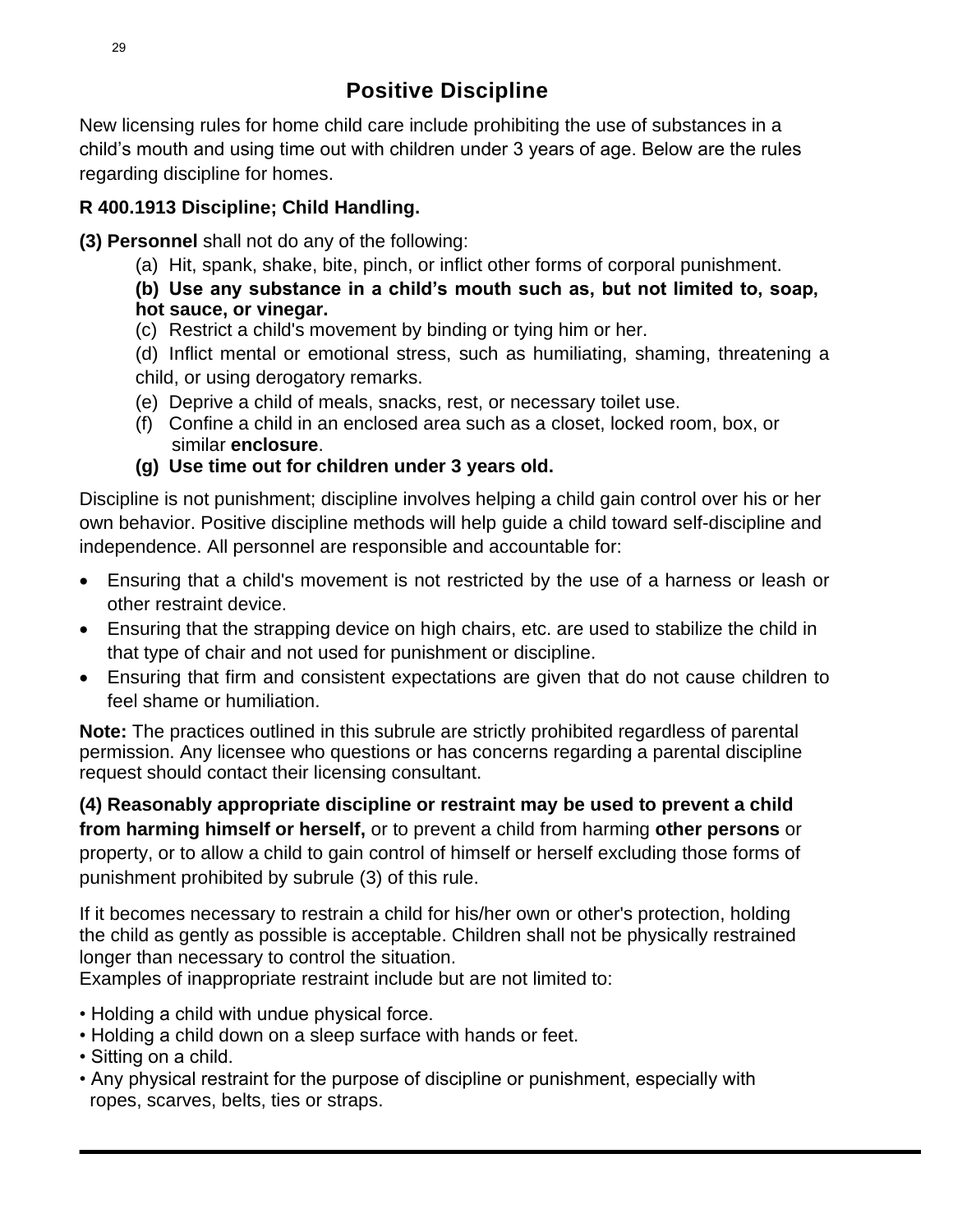# Positive Discipline

New licensing rules for home child care include prohibiting the use of substances in a child's mouth and using time out with children under 3 years of age. Below are the rules regarding discipline for homes.

**R 400.1913 Discipline; Child Handling.**

**(3) Personnel** shall not do any of the following:

(a) Hit, spank, shake, bite, pinch, or inflict other forms of corporal punishment.

**(b) Use any substance in a child's mouth such as, but not limited to, soap, hot sauce, or vinegar.**

(c) Restrict a child's movement by binding or tying him or her.

(d) Inflict mental or emotional stress, such as humiliating, shaming, threatening a child, or using derogatory remarks.

(e) Deprive a child of meals, snacks, rest, or necessary toilet use.

(f) Confine a child in an enclosed area such as a closet, locked room, box, or similar **enclosure**.

**(g) Use time out for children under 3 years old.**

Discipline is not punishment; discipline involves helping a child gain control over his or her own behavior. Positive discipline methods will help guide a child toward self-discipline and independence. All personnel are responsible and accountable for:

- Ensuring that a child's movement is not restricted by the use of a harness or leash or other restraint device.
- Ensuring that the strapping device on high chairs, etc. are used to stabilize the child in that type of chair and not used for punishment or discipline.
- Ensuring that firm and consistent expectations are given that do not cause children to feel shame or humiliation.

**Note:** The practices outlined in this subrule are strictly prohibited regardless of parental permission. Any licensee who questions or has concerns regarding a parental discipline request should contact their licensing consultant.

**(4) Reasonably appropriate discipline or restraint may be used to prevent a child from harming himself or herself,** or to prevent a child from harming **other persons** or property, or to allow a child to gain control of himself or herself excluding those forms of punishment prohibited by subrule (3) of this rule.

If it becomes necessary to restrain a child for his/her own or other's protection, holding the child as gently as possible is acceptable. Children shall not be physically restrained longer than necessary to control the situation.
Examples of inappropriate restraint include but are not limited to:

- Holding a child with undue physical force.
- Holding a child down on a sleep surface with hands or feet.
- Sitting on a child.
- Any physical restraint for the purpose of discipline or punishment, especially with ropes, scarves, belts, ties or straps.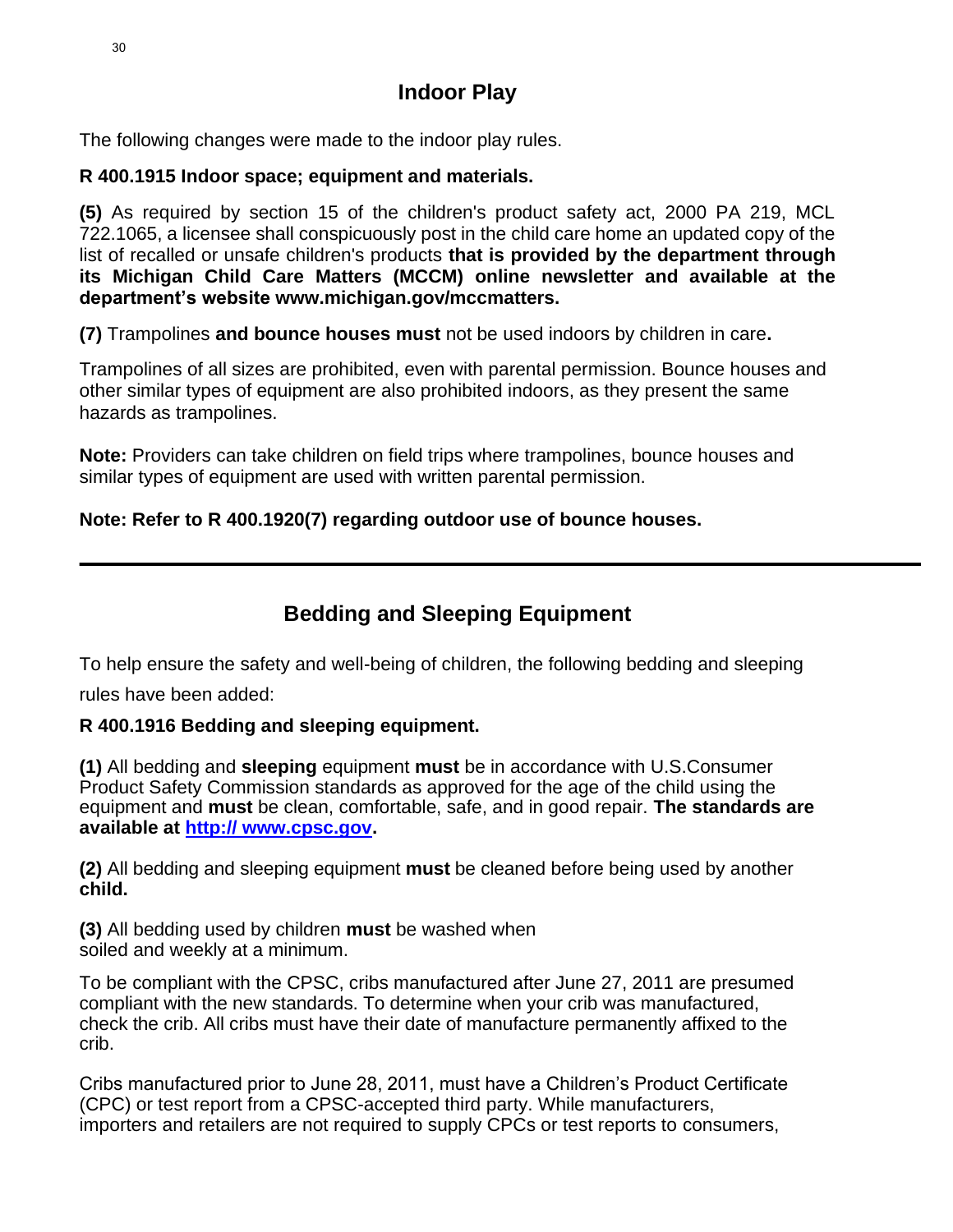## Indoor Play

The following changes were made to the indoor play rules.

**R 400.1915 Indoor space; equipment and materials.**

**(5)** As required by section 15 of the children's product safety act, 2000 PA 219, MCL 722.1065, a licensee shall conspicuously post in the child care home an updated copy of the list of recalled or unsafe children's products **that is provided by the department through its Michigan Child Care Matters (MCCM) online newsletter and available at the department's website www.michigan.gov/mccmatters.**

**(7)** Trampolines **and bounce houses must** not be used indoors by children in care**.**

Trampolines of all sizes are prohibited, even with parental permission. Bounce houses and other similar types of equipment are also prohibited indoors, as they present the same hazards as trampolines.

**Note:** Providers can take children on field trips where trampolines, bounce houses and similar types of equipment are used with written parental permission.

**Note: Refer to R 400.1920(7) regarding outdoor use of bounce houses.**

---

## Bedding and Sleeping Equipment

To help ensure the safety and well-being of children, the following bedding and sleeping rules have been added:

**R 400.1916 Bedding and sleeping equipment.**

**(1)** All bedding and **sleeping** equipment **must** be in accordance with U.S.Consumer Product Safety Commission standards as approved for the age of the child using the equipment and **must** be clean, comfortable, safe, and in good repair. **The standards are available at [http:// www.cpsc.gov](http://www.cpsc.gov).**

**(2)** All bedding and sleeping equipment **must** be cleaned before being used by another **child.**

**(3)** All bedding used by children **must** be washed when soiled and weekly at a minimum.

To be compliant with the CPSC, cribs manufactured after June 27, 2011 are presumed compliant with the new standards. To determine when your crib was manufactured, check the crib. All cribs must have their date of manufacture permanently affixed to the crib.

Cribs manufactured prior to June 28, 2011, must have a Children's Product Certificate (CPC) or test report from a CPSC-accepted third party. While manufacturers, importers and retailers are not required to supply CPCs or test reports to consumers,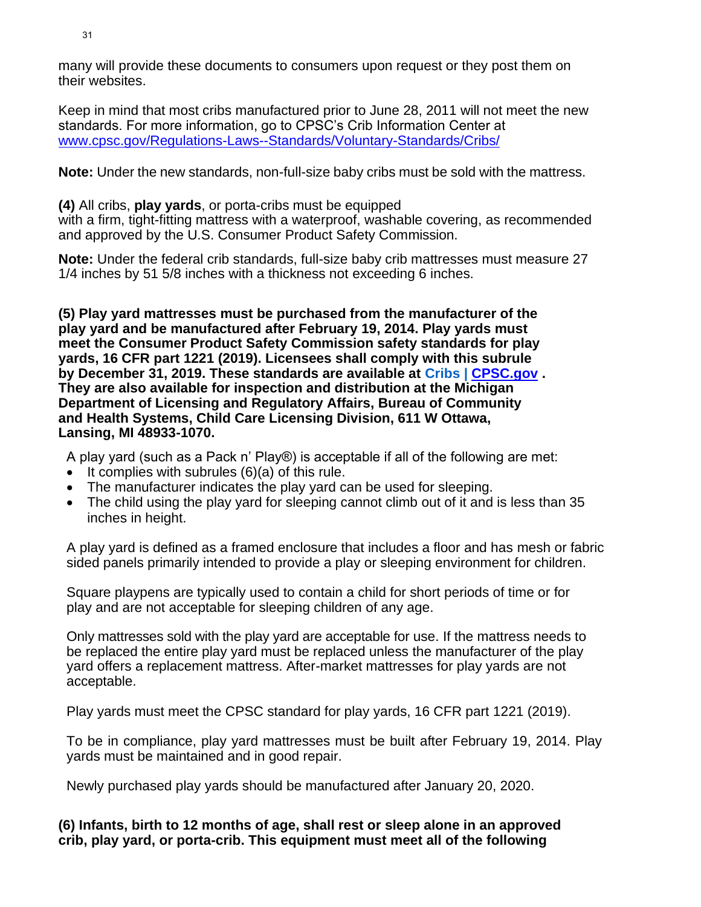many will provide these documents to consumers upon request or they post them on their websites.

Keep in mind that most cribs manufactured prior to June 28, 2011 will not meet the new standards. For more information, go to CPSC's Crib Information Center at www.cpsc.gov/Regulations-Laws--Standards/Voluntary-Standards/Cribs/

**Note:** Under the new standards, non-full-size baby cribs must be sold with the mattress.

**(4)** All cribs, **play yards**, or porta-cribs must be equipped with a firm, tight-fitting mattress with a waterproof, washable covering, as recommended and approved by the U.S. Consumer Product Safety Commission.

**Note:** Under the federal crib standards, full-size baby crib mattresses must measure 27 1/4 inches by 51 5/8 inches with a thickness not exceeding 6 inches.

**(5) Play yard mattresses must be purchased from the manufacturer of the play yard and be manufactured after February 19, 2014. Play yards must meet the Consumer Product Safety Commission safety standards for play yards, 16 CFR part 1221 (2019). Licensees shall comply with this subrule by December 31, 2019. These standards are available at Cribs | CPSC.gov . They are also available for inspection and distribution at the Michigan Department of Licensing and Regulatory Affairs, Bureau of Community and Health Systems, Child Care Licensing Division, 611 W Ottawa, Lansing, MI 48933-1070.**

A play yard (such as a Pack n' Play®) is acceptable if all of the following are met:

- It complies with subrules (6)(a) of this rule.
- The manufacturer indicates the play yard can be used for sleeping.
- The child using the play yard for sleeping cannot climb out of it and is less than 35 inches in height.

A play yard is defined as a framed enclosure that includes a floor and has mesh or fabric sided panels primarily intended to provide a play or sleeping environment for children.

Square playpens are typically used to contain a child for short periods of time or for play and are not acceptable for sleeping children of any age.

Only mattresses sold with the play yard are acceptable for use. If the mattress needs to be replaced the entire play yard must be replaced unless the manufacturer of the play yard offers a replacement mattress. After-market mattresses for play yards are not acceptable.

Play yards must meet the CPSC standard for play yards, 16 CFR part 1221 (2019).

To be in compliance, play yard mattresses must be built after February 19, 2014. Play yards must be maintained and in good repair.

Newly purchased play yards should be manufactured after January 20, 2020.

**(6) Infants, birth to 12 months of age, shall rest or sleep alone in an approved crib, play yard, or porta-crib. This equipment must meet all of the following**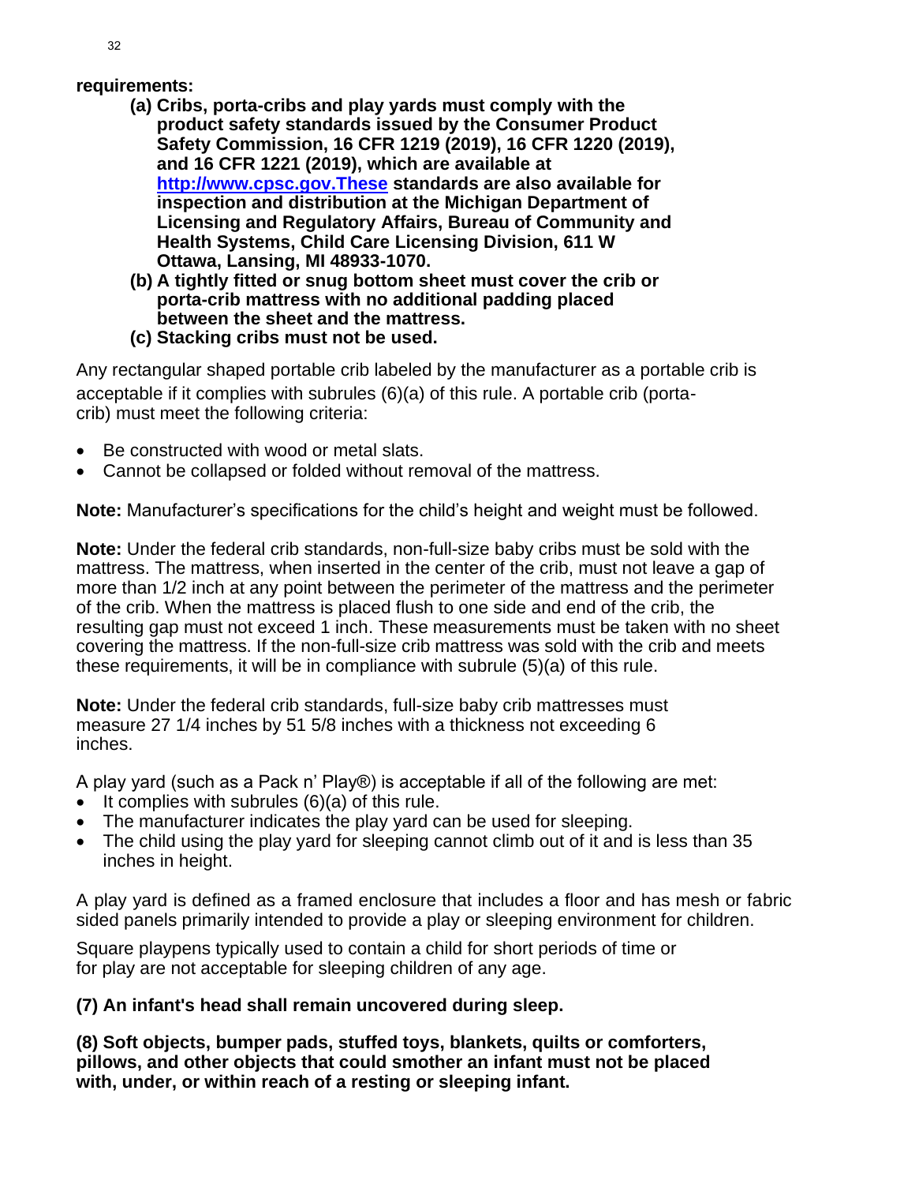**requirements:**

- **(a) Cribs, porta-cribs and play yards must comply with the product safety standards issued by the Consumer Product Safety Commission, 16 CFR 1219 (2019), 16 CFR 1220 (2019), and 16 CFR 1221 (2019), which are available at [http://www.cpsc.gov.These](http://www.cpsc.gov.These) standards are also available for inspection and distribution at the Michigan Department of Licensing and Regulatory Affairs, Bureau of Community and Health Systems, Child Care Licensing Division, 611 W Ottawa, Lansing, MI 48933-1070.**
- **(b) A tightly fitted or snug bottom sheet must cover the crib or porta-crib mattress with no additional padding placed between the sheet and the mattress.**
- **(c) Stacking cribs must not be used.**

Any rectangular shaped portable crib labeled by the manufacturer as a portable crib is acceptable if it complies with subrules (6)(a) of this rule. A portable crib (porta-crib) must meet the following criteria:

- Be constructed with wood or metal slats.
- Cannot be collapsed or folded without removal of the mattress.

**Note:** Manufacturer's specifications for the child's height and weight must be followed.

**Note:** Under the federal crib standards, non-full-size baby cribs must be sold with the mattress. The mattress, when inserted in the center of the crib, must not leave a gap of more than 1/2 inch at any point between the perimeter of the mattress and the perimeter of the crib. When the mattress is placed flush to one side and end of the crib, the resulting gap must not exceed 1 inch. These measurements must be taken with no sheet covering the mattress. If the non-full-size crib mattress was sold with the crib and meets these requirements, it will be in compliance with subrule (5)(a) of this rule.

**Note:** Under the federal crib standards, full-size baby crib mattresses must measure 27 1/4 inches by 51 5/8 inches with a thickness not exceeding 6 inches.

A play yard (such as a Pack n' Play®) is acceptable if all of the following are met:

- It complies with subrules (6)(a) of this rule.
- The manufacturer indicates the play yard can be used for sleeping.
- The child using the play yard for sleeping cannot climb out of it and is less than 35 inches in height.

A play yard is defined as a framed enclosure that includes a floor and has mesh or fabric sided panels primarily intended to provide a play or sleeping environment for children.

Square playpens typically used to contain a child for short periods of time or for play are not acceptable for sleeping children of any age.

**(7) An infant's head shall remain uncovered during sleep.**

**(8) Soft objects, bumper pads, stuffed toys, blankets, quilts or comforters, pillows, and other objects that could smother an infant must not be placed with, under, or within reach of a resting or sleeping infant.**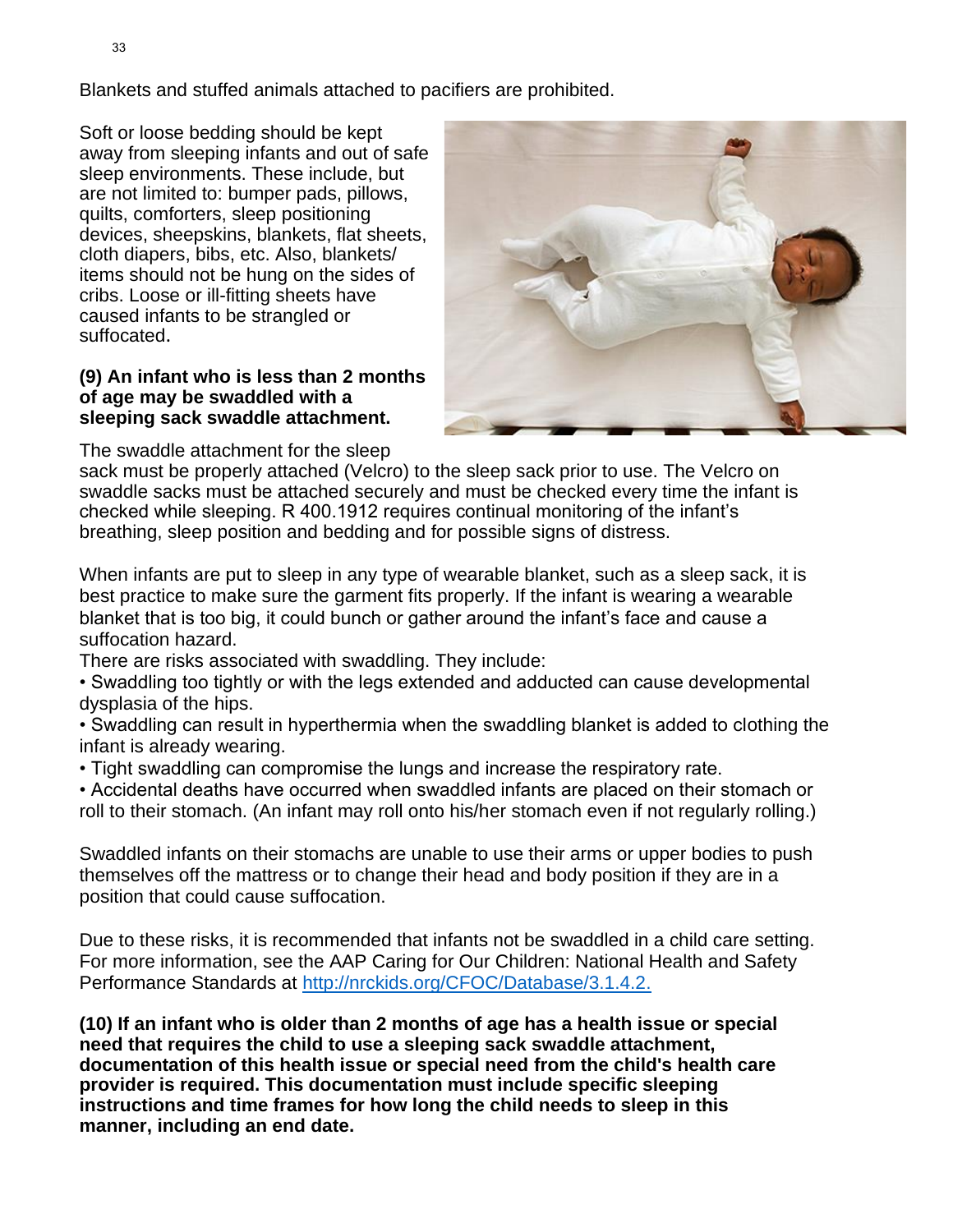Blankets and stuffed animals attached to pacifiers are prohibited.

Soft or loose bedding should be kept away from sleeping infants and out of safe sleep environments. These include, but are not limited to: bumper pads, pillows, quilts, comforters, sleep positioning devices, sheepskins, blankets, flat sheets, cloth diapers, bibs, etc. Also, blankets/ items should not be hung on the sides of cribs. Loose or ill-fitting sheets have caused infants to be strangled or suffocated.

**(9) An infant who is less than 2 months of age may be swaddled with a sleeping sack swaddle attachment.**

The swaddle attachment for the sleep sack must be properly attached (Velcro) to the sleep sack prior to use. The Velcro on swaddle sacks must be attached securely and must be checked every time the infant is checked while sleeping. R 400.1912 requires continual monitoring of the infant's breathing, sleep position and bedding and for possible signs of distress.

When infants are put to sleep in any type of wearable blanket, such as a sleep sack, it is best practice to make sure the garment fits properly. If the infant is wearing a wearable blanket that is too big, it could bunch or gather around the infant's face and cause a suffocation hazard.

There are risks associated with swaddling. They include:

- Swaddling too tightly or with the legs extended and adducted can cause developmental dysplasia of the hips.
- Swaddling can result in hyperthermia when the swaddling blanket is added to clothing the infant is already wearing.
- Tight swaddling can compromise the lungs and increase the respiratory rate.
- Accidental deaths have occurred when swaddled infants are placed on their stomach or roll to their stomach. (An infant may roll onto his/her stomach even if not regularly rolling.)

Swaddled infants on their stomachs are unable to use their arms or upper bodies to push themselves off the mattress or to change their head and body position if they are in a position that could cause suffocation.

Due to these risks, it is recommended that infants not be swaddled in a child care setting. For more information, see the AAP Caring for Our Children: National Health and Safety Performance Standards at [http://nrckids.org/CFOC/Database/3.1.4.2.](http://nrckids.org/CFOC/Database/3.1.4.2.)

**(10) If an infant who is older than 2 months of age has a health issue or special need that requires the child to use a sleeping sack swaddle attachment, documentation of this health issue or special need from the child's health care provider is required. This documentation must include specific sleeping instructions and time frames for how long the child needs to sleep in this manner, including an end date.**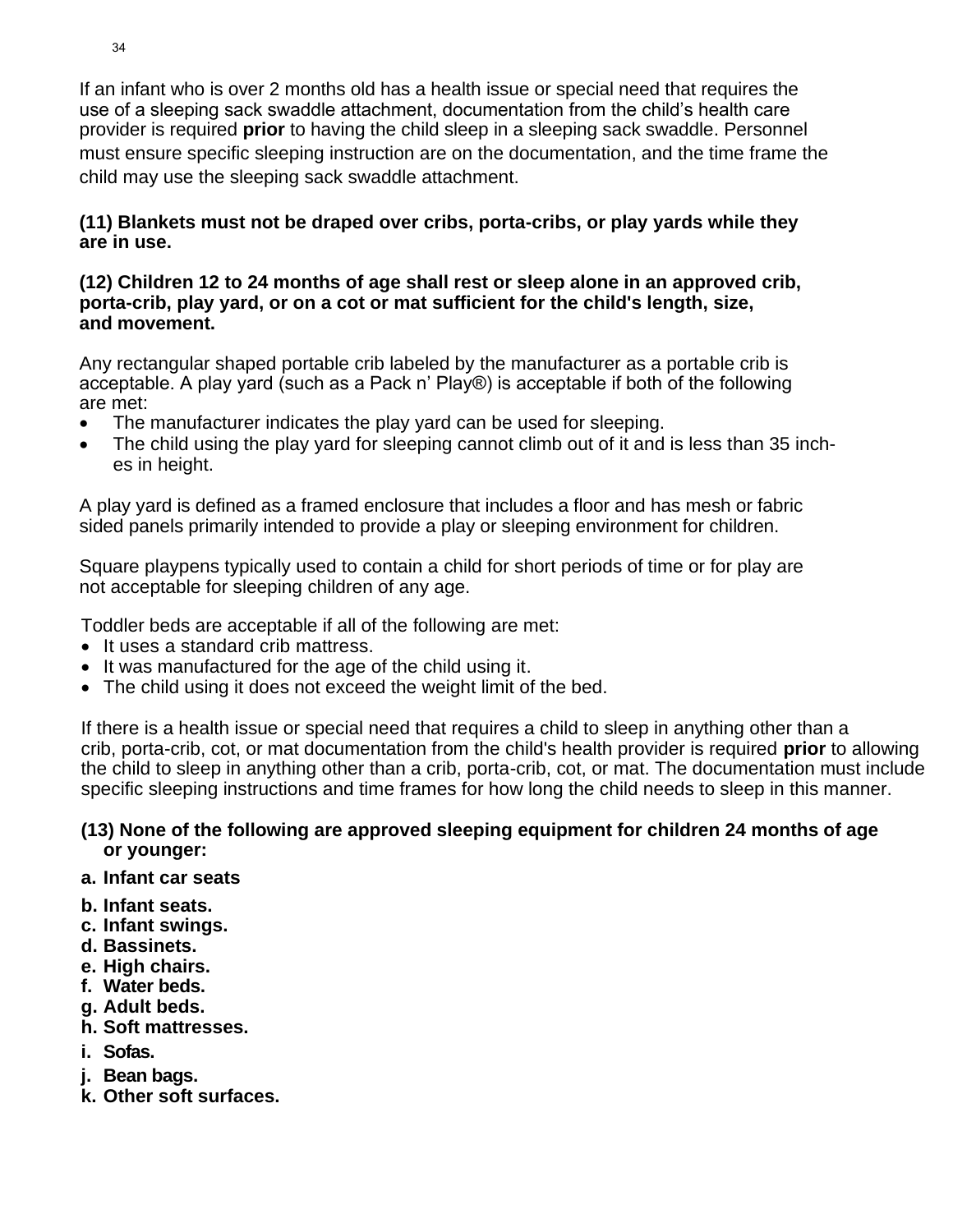If an infant who is over 2 months old has a health issue or special need that requires the use of a sleeping sack swaddle attachment, documentation from the child's health care provider is required **prior** to having the child sleep in a sleeping sack swaddle. Personnel must ensure specific sleeping instruction are on the documentation, and the time frame the child may use the sleeping sack swaddle attachment.

**(11) Blankets must not be draped over cribs, porta-cribs, or play yards while they are in use.**

**(12) Children 12 to 24 months of age shall rest or sleep alone in an approved crib, porta-crib, play yard, or on a cot or mat sufficient for the child's length, size, and movement.**

Any rectangular shaped portable crib labeled by the manufacturer as a portable crib is acceptable. A play yard (such as a Pack n' Play®) is acceptable if both of the following are met:

- The manufacturer indicates the play yard can be used for sleeping.
- The child using the play yard for sleeping cannot climb out of it and is less than 35 inches in height.

A play yard is defined as a framed enclosure that includes a floor and has mesh or fabric sided panels primarily intended to provide a play or sleeping environment for children.

Square playpens typically used to contain a child for short periods of time or for play are not acceptable for sleeping children of any age.

Toddler beds are acceptable if all of the following are met:

- It uses a standard crib mattress.
- It was manufactured for the age of the child using it.
- The child using it does not exceed the weight limit of the bed.

If there is a health issue or special need that requires a child to sleep in anything other than a crib, porta-crib, cot, or mat documentation from the child's health provider is required **prior** to allowing the child to sleep in anything other than a crib, porta-crib, cot, or mat. The documentation must include specific sleeping instructions and time frames for how long the child needs to sleep in this manner.

**(13) None of the following are approved sleeping equipment for children 24 months of age or younger:**

**a. Infant car seats**

**b. Infant seats.**

**c. Infant swings.**

**d. Bassinets.**

**e. High chairs.**

**f. Water beds.**

**g. Adult beds.**

**h. Soft mattresses.**

**i. Sofas.**

**j. Bean bags.**

**k. Other soft surfaces.**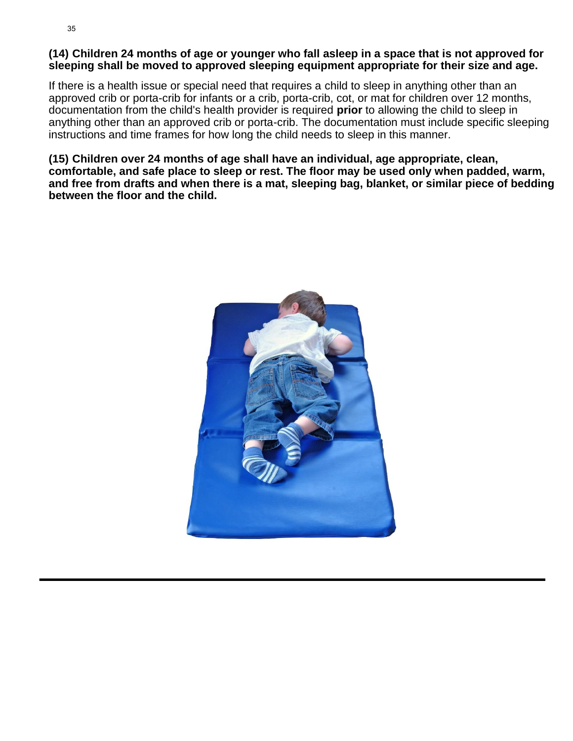**(14) Children 24 months of age or younger who fall asleep in a space that is not approved for sleeping shall be moved to approved sleeping equipment appropriate for their size and age.**

If there is a health issue or special need that requires a child to sleep in anything other than an approved crib or porta-crib for infants or a crib, porta-crib, cot, or mat for children over 12 months, documentation from the child's health provider is required **prior** to allowing the child to sleep in anything other than an approved crib or porta-crib. The documentation must include specific sleeping instructions and time frames for how long the child needs to sleep in this manner.

**(15) Children over 24 months of age shall have an individual, age appropriate, clean, comfortable, and safe place to sleep or rest. The floor may be used only when padded, warm, and free from drafts and when there is a mat, sleeping bag, blanket, or similar piece of bedding between the floor and the child.**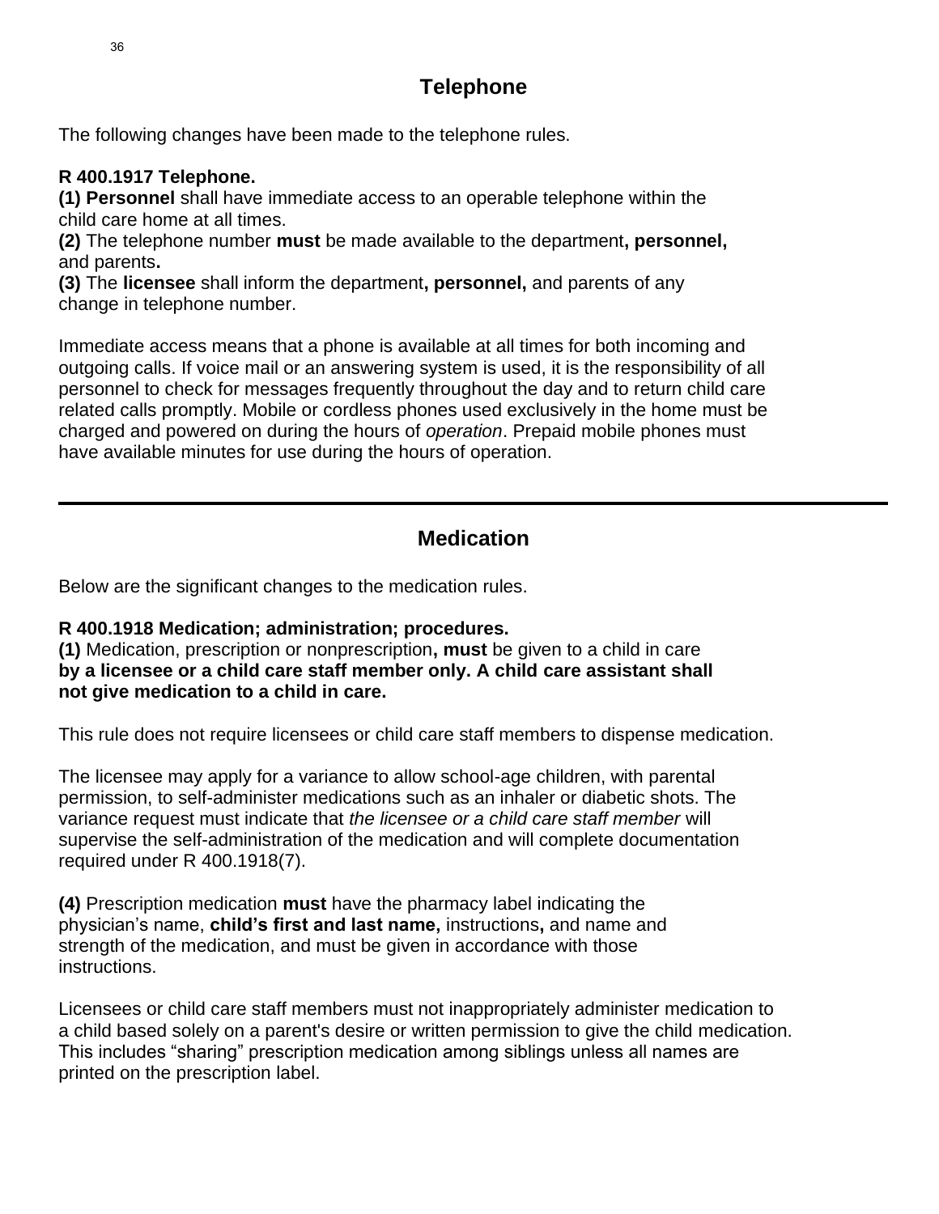## Telephone

The following changes have been made to the telephone rules.

**R 400.1917 Telephone.**
**(1) Personnel** shall have immediate access to an operable telephone within the child care home at all times.
**(2)** The telephone number **must** be made available to the department**, personnel,** and parents**.**
**(3)** The **licensee** shall inform the department**, personnel,** and parents of any change in telephone number.

Immediate access means that a phone is available at all times for both incoming and outgoing calls. If voice mail or an answering system is used, it is the responsibility of all personnel to check for messages frequently throughout the day and to return child care related calls promptly. Mobile or cordless phones used exclusively in the home must be charged and powered on during the hours of *operation*. Prepaid mobile phones must have available minutes for use during the hours of operation.

---

## Medication

Below are the significant changes to the medication rules.

**R 400.1918 Medication; administration; procedures.**
**(1)** Medication, prescription or nonprescription**, must** be given to a child in care **by a licensee or a child care staff member only. A child care assistant shall not give medication to a child in care.**

This rule does not require licensees or child care staff members to dispense medication.

The licensee may apply for a variance to allow school-age children, with parental permission, to self-administer medications such as an inhaler or diabetic shots. The variance request must indicate that *the licensee or a child care staff member* will supervise the self-administration of the medication and will complete documentation required under R 400.1918(7).

**(4)** Prescription medication **must** have the pharmacy label indicating the physician's name, **child's first and last name,** instructions**,** and name and strength of the medication, and must be given in accordance with those instructions.

Licensees or child care staff members must not inappropriately administer medication to a child based solely on a parent's desire or written permission to give the child medication. This includes "sharing" prescription medication among siblings unless all names are printed on the prescription label.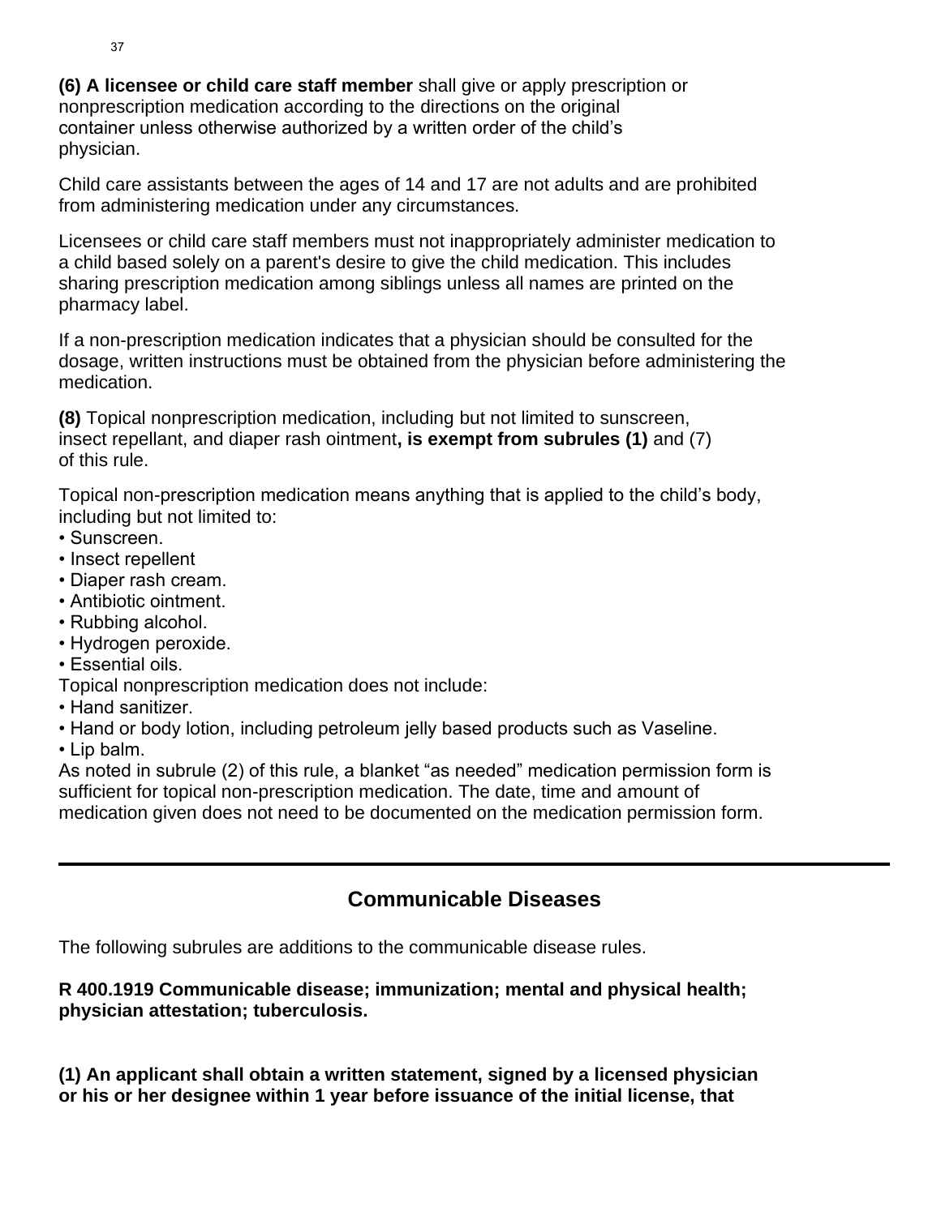**(6) A licensee or child care staff member** shall give or apply prescription or nonprescription medication according to the directions on the original container unless otherwise authorized by a written order of the child's physician.

Child care assistants between the ages of 14 and 17 are not adults and are prohibited from administering medication under any circumstances.

Licensees or child care staff members must not inappropriately administer medication to a child based solely on a parent's desire to give the child medication. This includes sharing prescription medication among siblings unless all names are printed on the pharmacy label.

If a non-prescription medication indicates that a physician should be consulted for the dosage, written instructions must be obtained from the physician before administering the medication.

**(8)** Topical nonprescription medication, including but not limited to sunscreen, insect repellant, and diaper rash ointment**, is exempt from subrules (1)** and (7) of this rule.

Topical non-prescription medication means anything that is applied to the child's body, including but not limited to:

- Sunscreen.
- Insect repellent
- Diaper rash cream.
- Antibiotic ointment.
- Rubbing alcohol.
- Hydrogen peroxide.
- Essential oils.

Topical nonprescription medication does not include:

- Hand sanitizer.
- Hand or body lotion, including petroleum jelly based products such as Vaseline.
- Lip balm.

As noted in subrule (2) of this rule, a blanket "as needed" medication permission form is sufficient for topical non-prescription medication. The date, time and amount of medication given does not need to be documented on the medication permission form.

---

## Communicable Diseases

The following subrules are additions to the communicable disease rules.

**R 400.1919 Communicable disease; immunization; mental and physical health; physician attestation; tuberculosis.**

**(1) An applicant shall obtain a written statement, signed by a licensed physician or his or her designee within 1 year before issuance of the initial license, that**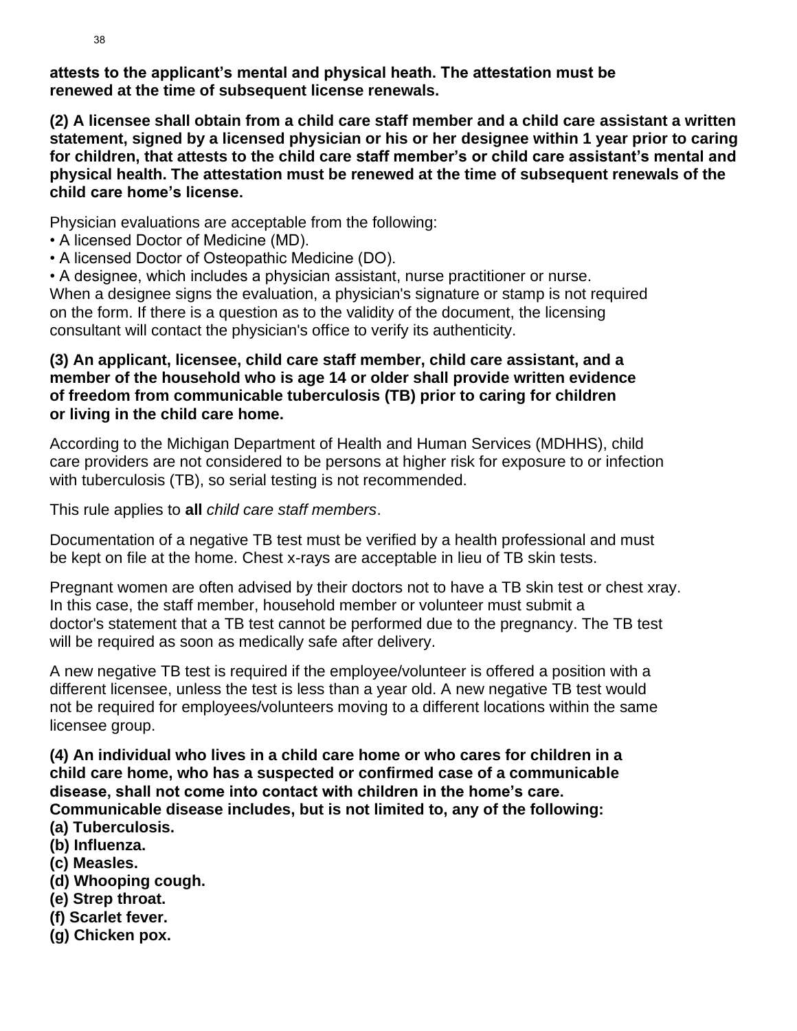**attests to the applicant's mental and physical heath. The attestation must be renewed at the time of subsequent license renewals.**

**(2) A licensee shall obtain from a child care staff member and a child care assistant a written statement, signed by a licensed physician or his or her designee within 1 year prior to caring for children, that attests to the child care staff member's or child care assistant's mental and physical health. The attestation must be renewed at the time of subsequent renewals of the child care home's license.**

Physician evaluations are acceptable from the following:

- A licensed Doctor of Medicine (MD).
- A licensed Doctor of Osteopathic Medicine (DO).
- A designee, which includes a physician assistant, nurse practitioner or nurse.

When a designee signs the evaluation, a physician's signature or stamp is not required on the form. If there is a question as to the validity of the document, the licensing consultant will contact the physician's office to verify its authenticity.

**(3) An applicant, licensee, child care staff member, child care assistant, and a member of the household who is age 14 or older shall provide written evidence of freedom from communicable tuberculosis (TB) prior to caring for children or living in the child care home.**

According to the Michigan Department of Health and Human Services (MDHHS), child care providers are not considered to be persons at higher risk for exposure to or infection with tuberculosis (TB), so serial testing is not recommended.

This rule applies to **all** *child care staff members*.

Documentation of a negative TB test must be verified by a health professional and must be kept on file at the home. Chest x-rays are acceptable in lieu of TB skin tests.

Pregnant women are often advised by their doctors not to have a TB skin test or chest xray. In this case, the staff member, household member or volunteer must submit a doctor's statement that a TB test cannot be performed due to the pregnancy. The TB test will be required as soon as medically safe after delivery.

A new negative TB test is required if the employee/volunteer is offered a position with a different licensee, unless the test is less than a year old. A new negative TB test would not be required for employees/volunteers moving to a different locations within the same licensee group.

**(4) An individual who lives in a child care home or who cares for children in a child care home, who has a suspected or confirmed case of a communicable disease, shall not come into contact with children in the home's care. Communicable disease includes, but is not limited to, any of the following:**

**(a) Tuberculosis.**
**(b) Influenza.**
**(c) Measles.**
**(d) Whooping cough.**
**(e) Strep throat.**
**(f) Scarlet fever.**
**(g) Chicken pox.**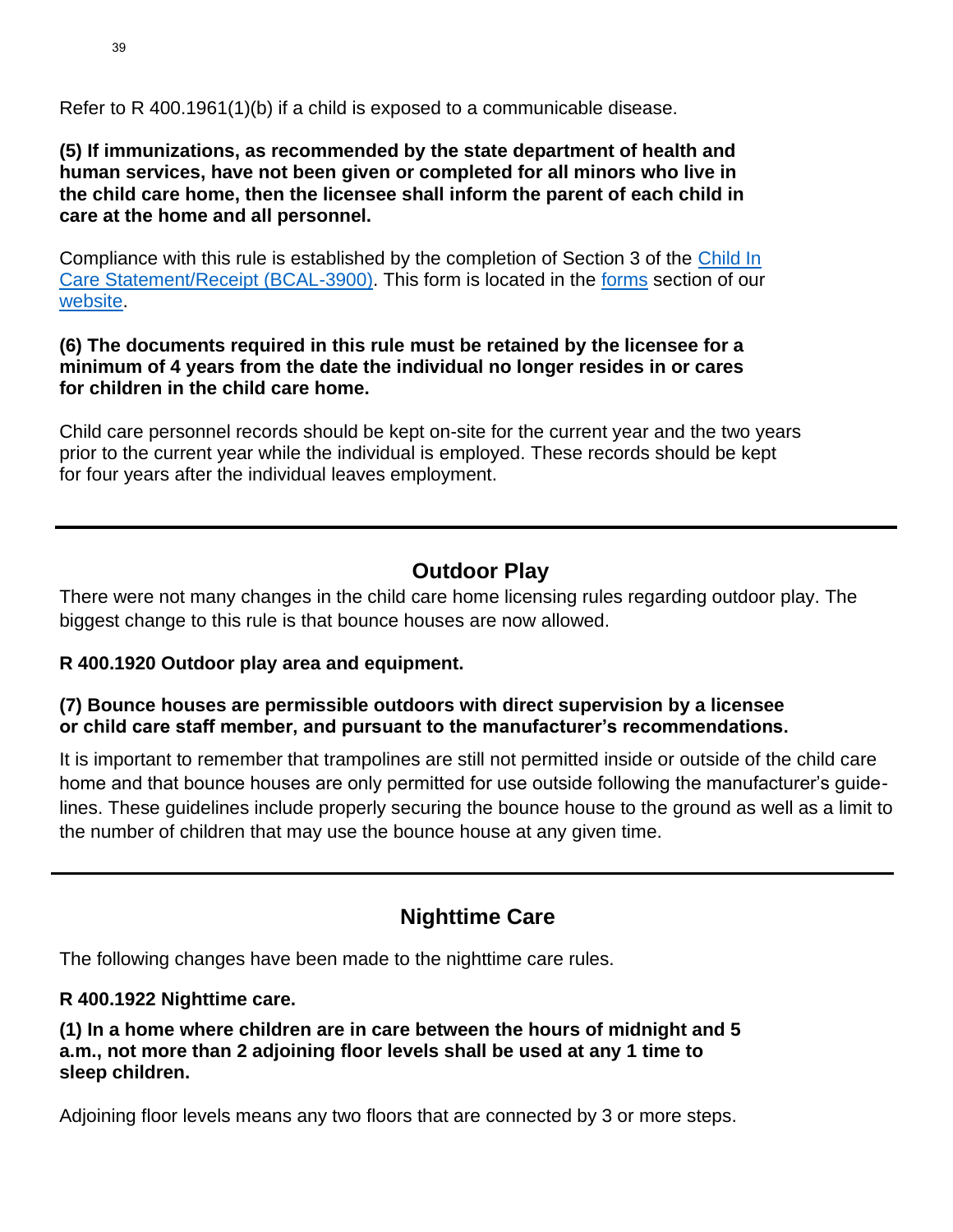Refer to R 400.1961(1)(b) if a child is exposed to a communicable disease.

**(5) If immunizations, as recommended by the state department of health and human services, have not been given or completed for all minors who live in the child care home, then the licensee shall inform the parent of each child in care at the home and all personnel.**

Compliance with this rule is established by the completion of Section 3 of the Child In Care Statement/Receipt (BCAL-3900). This form is located in the forms section of our website.

**(6) The documents required in this rule must be retained by the licensee for a minimum of 4 years from the date the individual no longer resides in or cares for children in the child care home.**

Child care personnel records should be kept on-site for the current year and the two years prior to the current year while the individual is employed. These records should be kept for four years after the individual leaves employment.

---

## Outdoor Play

There were not many changes in the child care home licensing rules regarding outdoor play. The biggest change to this rule is that bounce houses are now allowed.

**R 400.1920 Outdoor play area and equipment.**

**(7) Bounce houses are permissible outdoors with direct supervision by a licensee or child care staff member, and pursuant to the manufacturer's recommendations.**

It is important to remember that trampolines are still not permitted inside or outside of the child care home and that bounce houses are only permitted for use outside following the manufacturer's guidelines. These guidelines include properly securing the bounce house to the ground as well as a limit to the number of children that may use the bounce house at any given time.

---

## Nighttime Care

The following changes have been made to the nighttime care rules.

**R 400.1922 Nighttime care.**

**(1) In a home where children are in care between the hours of midnight and 5 a.m., not more than 2 adjoining floor levels shall be used at any 1 time to sleep children.**

Adjoining floor levels means any two floors that are connected by 3 or more steps.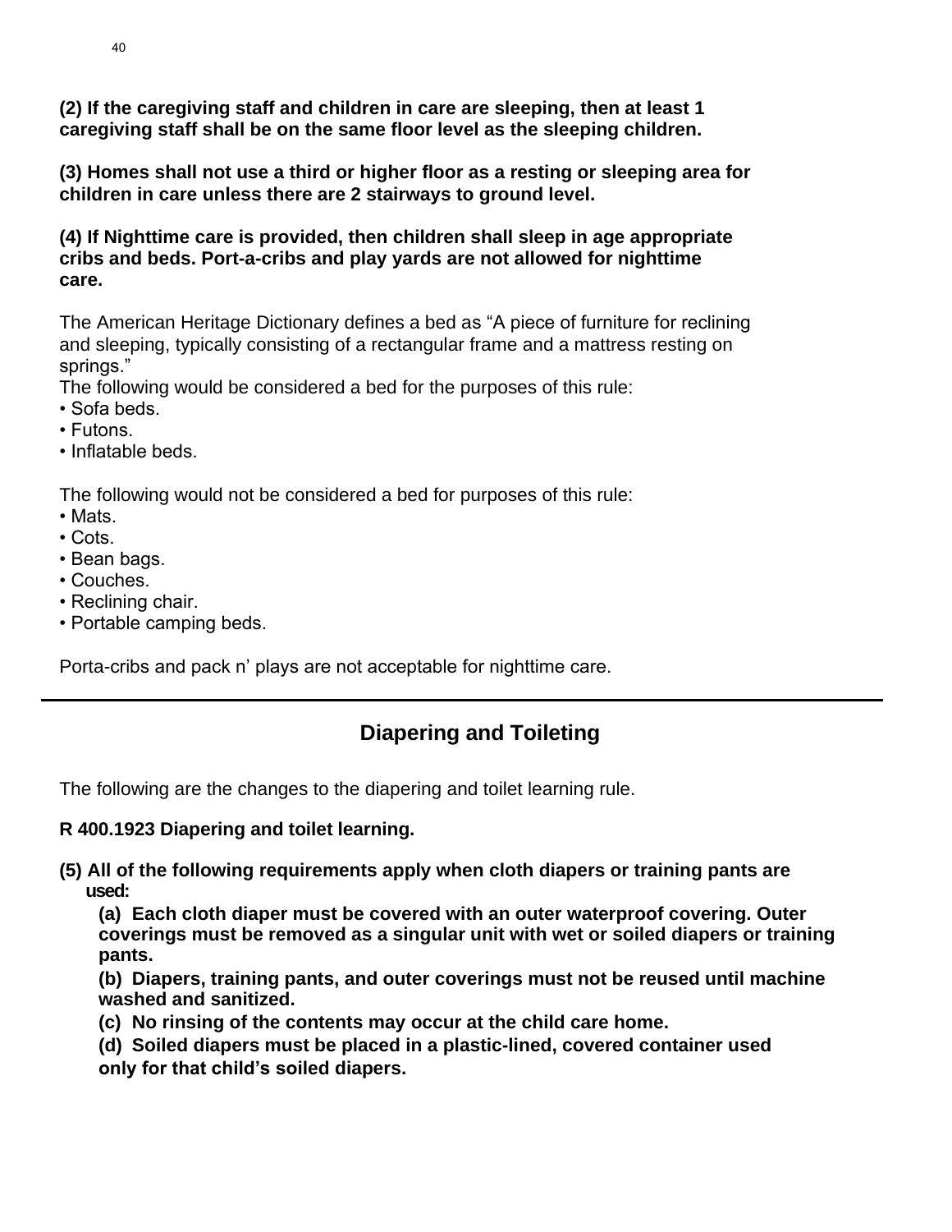**(2) If the caregiving staff and children in care are sleeping, then at least 1 caregiving staff shall be on the same floor level as the sleeping children.**

**(3) Homes shall not use a third or higher floor as a resting or sleeping area for children in care unless there are 2 stairways to ground level.**

**(4) If Nighttime care is provided, then children shall sleep in age appropriate cribs and beds. Port-a-cribs and play yards are not allowed for nighttime care.**

The American Heritage Dictionary defines a bed as "A piece of furniture for reclining and sleeping, typically consisting of a rectangular frame and a mattress resting on springs."

The following would be considered a bed for the purposes of this rule:

- Sofa beds.
- Futons.
- Inflatable beds.

The following would not be considered a bed for purposes of this rule:

- Mats.
- Cots.
- Bean bags.
- Couches.
- Reclining chair.
- Portable camping beds.

Porta-cribs and pack n' plays are not acceptable for nighttime care.

---

## Diapering and Toileting

The following are the changes to the diapering and toilet learning rule.

**R 400.1923 Diapering and toilet learning.**

**(5) All of the following requirements apply when cloth diapers or training pants are used:**

**(a) Each cloth diaper must be covered with an outer waterproof covering. Outer coverings must be removed as a singular unit with wet or soiled diapers or training pants.**

**(b) Diapers, training pants, and outer coverings must not be reused until machine washed and sanitized.**

**(c) No rinsing of the contents may occur at the child care home.**

**(d) Soiled diapers must be placed in a plastic-lined, covered container used only for that child's soiled diapers.**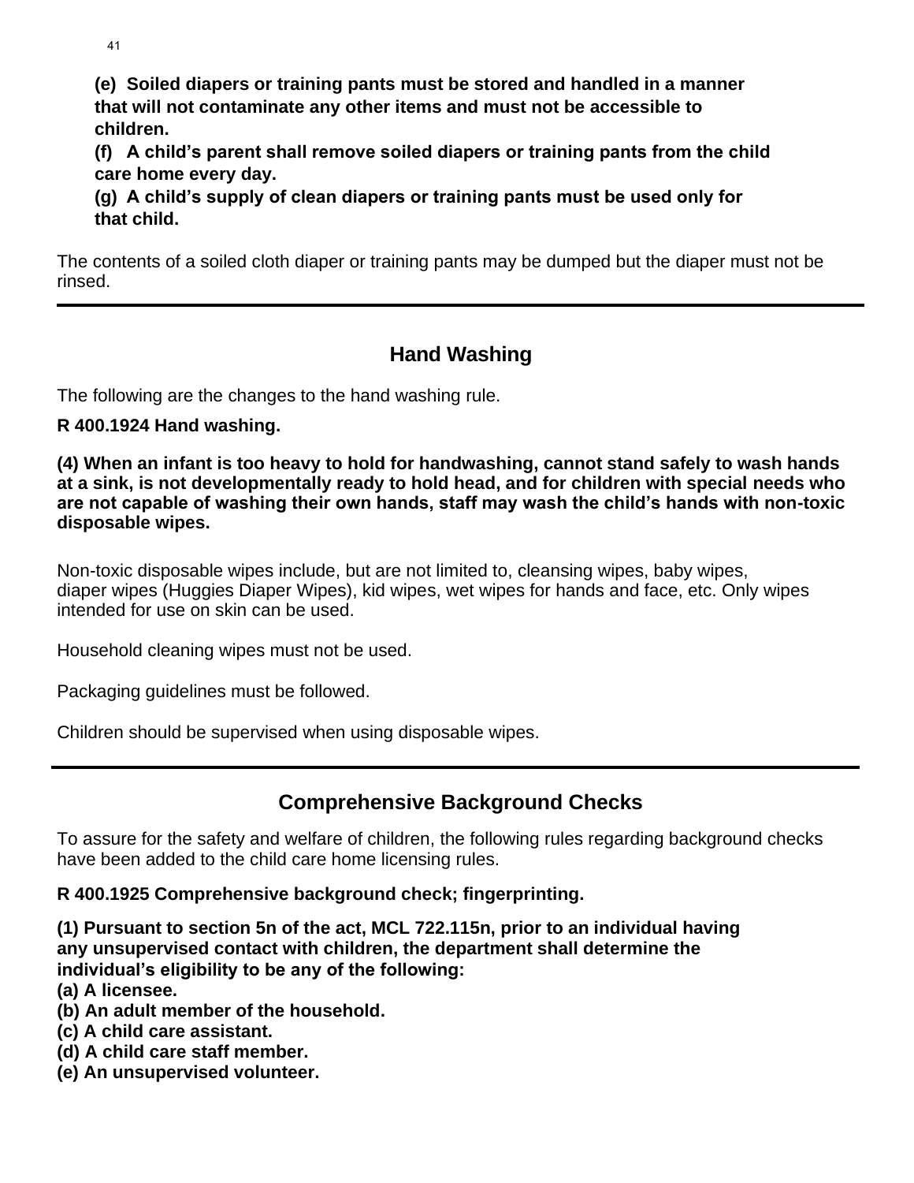**(e) Soiled diapers or training pants must be stored and handled in a manner that will not contaminate any other items and must not be accessible to children.**
**(f) A child's parent shall remove soiled diapers or training pants from the child care home every day.**
**(g) A child's supply of clean diapers or training pants must be used only for that child.**

The contents of a soiled cloth diaper or training pants may be dumped but the diaper must not be rinsed.

---

## Hand Washing

The following are the changes to the hand washing rule.

**R 400.1924 Hand washing.**

**(4) When an infant is too heavy to hold for handwashing, cannot stand safely to wash hands at a sink, is not developmentally ready to hold head, and for children with special needs who are not capable of washing their own hands, staff may wash the child's hands with non-toxic disposable wipes.**

Non-toxic disposable wipes include, but are not limited to, cleansing wipes, baby wipes, diaper wipes (Huggies Diaper Wipes), kid wipes, wet wipes for hands and face, etc. Only wipes intended for use on skin can be used.

Household cleaning wipes must not be used.

Packaging guidelines must be followed.

Children should be supervised when using disposable wipes.

---

## Comprehensive Background Checks

To assure for the safety and welfare of children, the following rules regarding background checks have been added to the child care home licensing rules.

**R 400.1925 Comprehensive background check; fingerprinting.**

**(1) Pursuant to section 5n of the act, MCL 722.115n, prior to an individual having any unsupervised contact with children, the department shall determine the individual's eligibility to be any of the following:**
**(a) A licensee.**
**(b) An adult member of the household.**
**(c) A child care assistant.**
**(d) A child care staff member.**
**(e) An unsupervised volunteer.**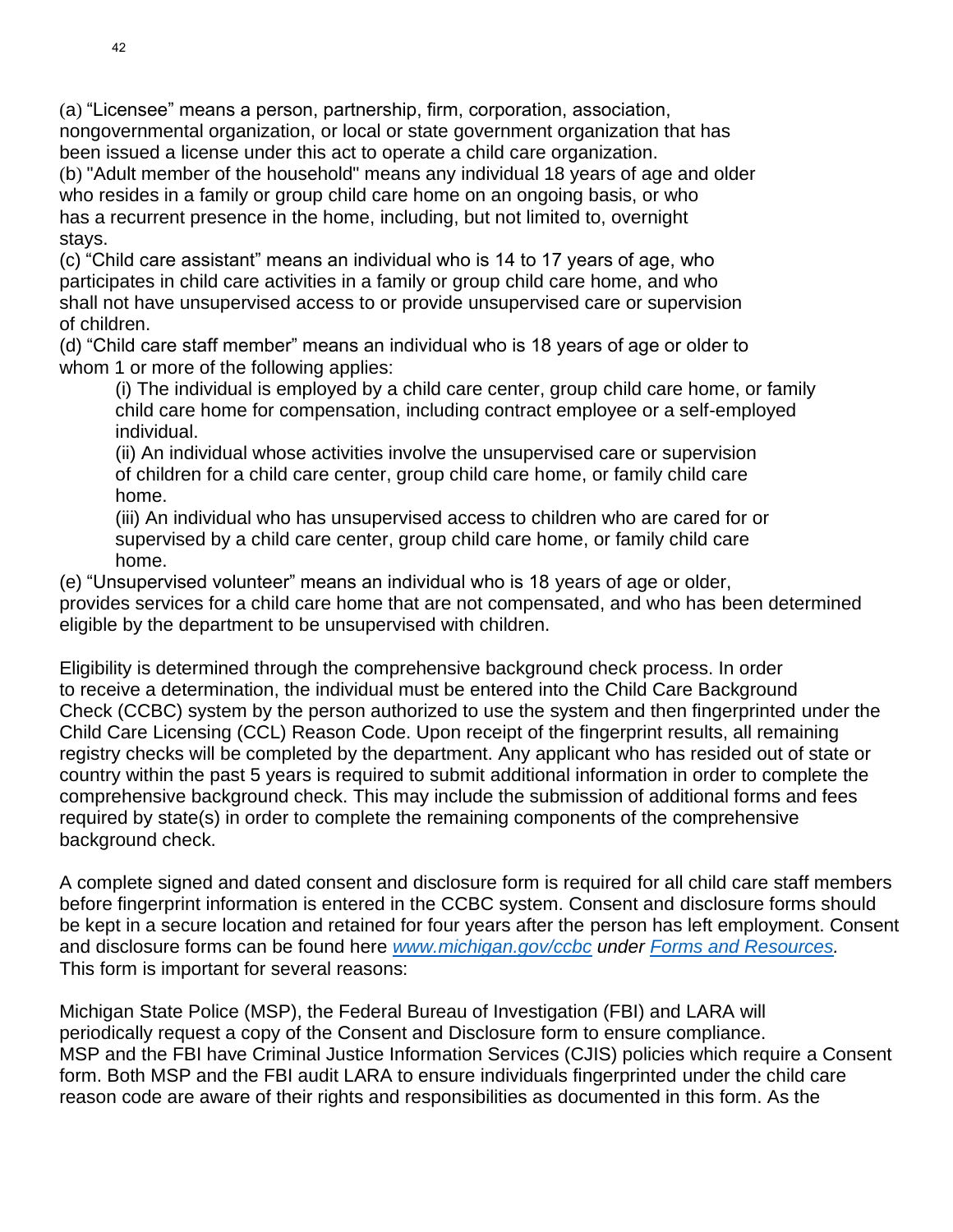(a) "Licensee" means a person, partnership, firm, corporation, association, nongovernmental organization, or local or state government organization that has been issued a license under this act to operate a child care organization.
(b) "Adult member of the household" means any individual 18 years of age and older who resides in a family or group child care home on an ongoing basis, or who has a recurrent presence in the home, including, but not limited to, overnight stays.
(c) "Child care assistant" means an individual who is 14 to 17 years of age, who participates in child care activities in a family or group child care home, and who shall not have unsupervised access to or provide unsupervised care or supervision of children.
(d) "Child care staff member" means an individual who is 18 years of age or older to whom 1 or more of the following applies:

> (i) The individual is employed by a child care center, group child care home, or family child care home for compensation, including contract employee or a self-employed individual.
> (ii) An individual whose activities involve the unsupervised care or supervision of children for a child care center, group child care home, or family child care home.
> (iii) An individual who has unsupervised access to children who are cared for or supervised by a child care center, group child care home, or family child care home.

(e) "Unsupervised volunteer" means an individual who is 18 years of age or older, provides services for a child care home that are not compensated, and who has been determined eligible by the department to be unsupervised with children.

Eligibility is determined through the comprehensive background check process. In order to receive a determination, the individual must be entered into the Child Care Background Check (CCBC) system by the person authorized to use the system and then fingerprinted under the Child Care Licensing (CCL) Reason Code. Upon receipt of the fingerprint results, all remaining registry checks will be completed by the department. Any applicant who has resided out of state or country within the past 5 years is required to submit additional information in order to complete the comprehensive background check. This may include the submission of additional forms and fees required by state(s) in order to complete the remaining components of the comprehensive background check.

A complete signed and dated consent and disclosure form is required for all child care staff members before fingerprint information is entered in the CCBC system. Consent and disclosure forms should be kept in a secure location and retained for four years after the person has left employment. Consent and disclosure forms can be found here *[www.michigan.gov/ccbc](http://www.michigan.gov/ccbc) under [Forms and Resources](#).* This form is important for several reasons:

Michigan State Police (MSP), the Federal Bureau of Investigation (FBI) and LARA will periodically request a copy of the Consent and Disclosure form to ensure compliance. MSP and the FBI have Criminal Justice Information Services (CJIS) policies which require a Consent form. Both MSP and the FBI audit LARA to ensure individuals fingerprinted under the child care reason code are aware of their rights and responsibilities as documented in this form. As the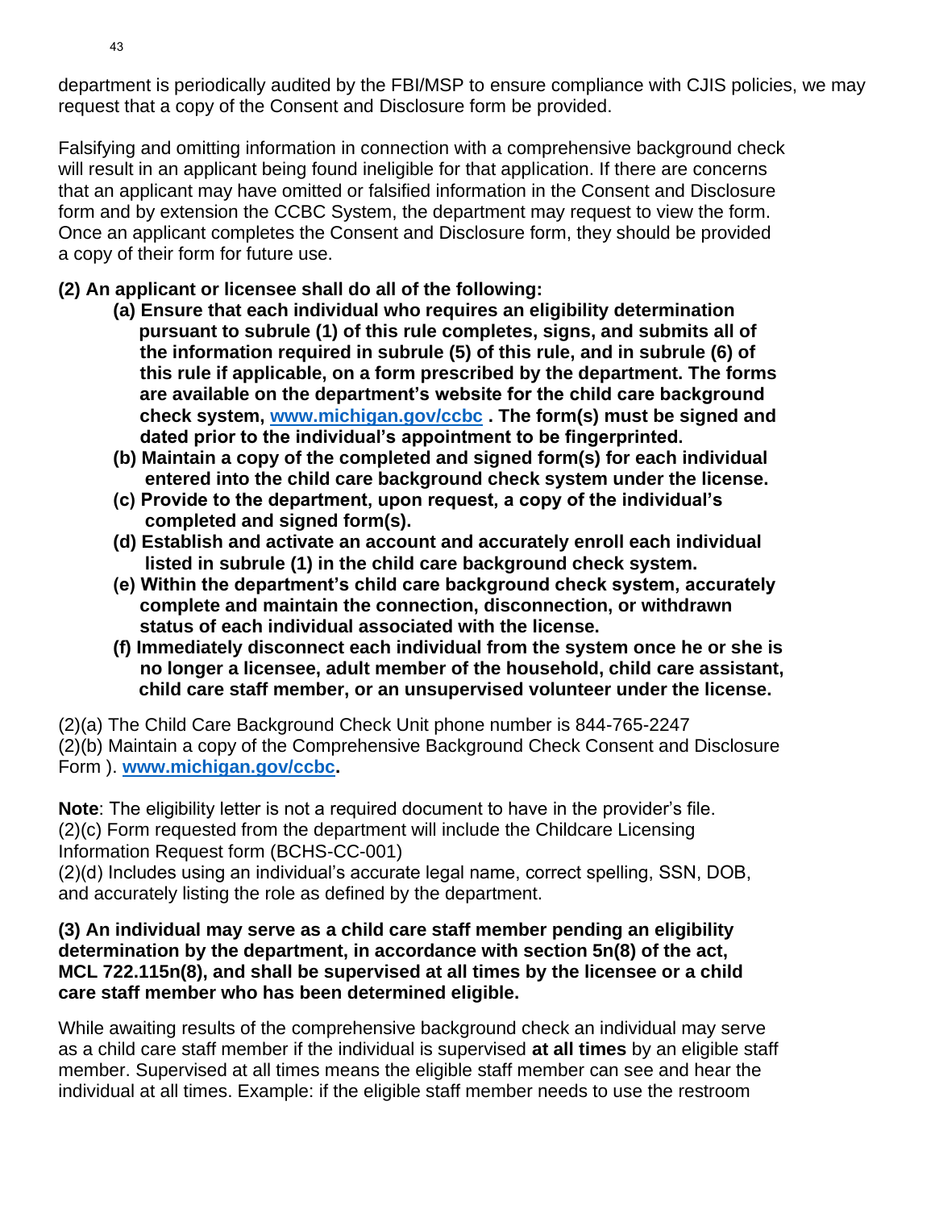department is periodically audited by the FBI/MSP to ensure compliance with CJIS policies, we may request that a copy of the Consent and Disclosure form be provided.

Falsifying and omitting information in connection with a comprehensive background check will result in an applicant being found ineligible for that application. If there are concerns that an applicant may have omitted or falsified information in the Consent and Disclosure form and by extension the CCBC System, the department may request to view the form. Once an applicant completes the Consent and Disclosure form, they should be provided a copy of their form for future use.

**(2) An applicant or licensee shall do all of the following:**

- **(a) Ensure that each individual who requires an eligibility determination pursuant to subrule (1) of this rule completes, signs, and submits all of the information required in subrule (5) of this rule, and in subrule (6) of this rule if applicable, on a form prescribed by the department. The forms are available on the department's website for the child care background check system, [www.michigan.gov/ccbc](http://www.michigan.gov/ccbc) . The form(s) must be signed and dated prior to the individual's appointment to be fingerprinted.**
- **(b) Maintain a copy of the completed and signed form(s) for each individual entered into the child care background check system under the license.**
- **(c) Provide to the department, upon request, a copy of the individual's completed and signed form(s).**
- **(d) Establish and activate an account and accurately enroll each individual listed in subrule (1) in the child care background check system.**
- **(e) Within the department's child care background check system, accurately complete and maintain the connection, disconnection, or withdrawn status of each individual associated with the license.**
- **(f) Immediately disconnect each individual from the system once he or she is no longer a licensee, adult member of the household, child care assistant, child care staff member, or an unsupervised volunteer under the license.**

(2)(a) The Child Care Background Check Unit phone number is 844-765-2247
(2)(b) Maintain a copy of the Comprehensive Background Check Consent and Disclosure Form ). **[www.michigan.gov/ccbc](http://www.michigan.gov/ccbc).**

**Note**: The eligibility letter is not a required document to have in the provider's file.
(2)(c) Form requested from the department will include the Childcare Licensing Information Request form (BCHS-CC-001)
(2)(d) Includes using an individual's accurate legal name, correct spelling, SSN, DOB, and accurately listing the role as defined by the department.

**(3) An individual may serve as a child care staff member pending an eligibility determination by the department, in accordance with section 5n(8) of the act, MCL 722.115n(8), and shall be supervised at all times by the licensee or a child care staff member who has been determined eligible.**

While awaiting results of the comprehensive background check an individual may serve as a child care staff member if the individual is supervised **at all times** by an eligible staff member. Supervised at all times means the eligible staff member can see and hear the individual at all times. Example: if the eligible staff member needs to use the restroom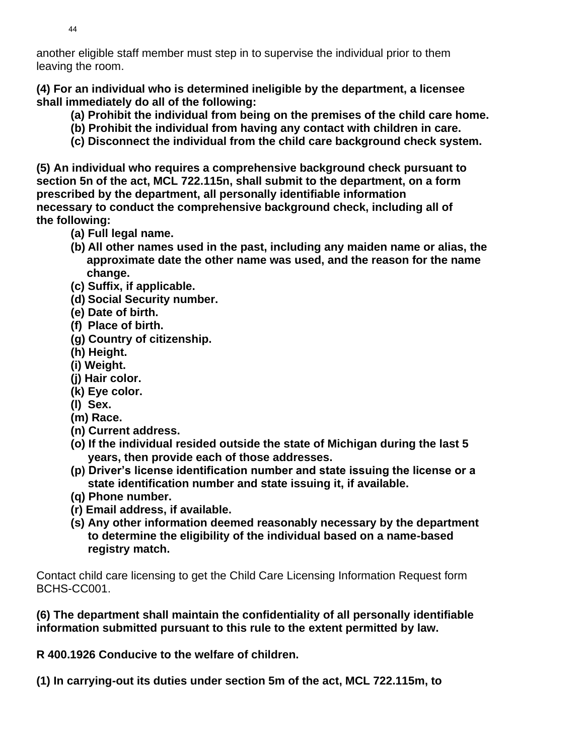another eligible staff member must step in to supervise the individual prior to them leaving the room.

**(4) For an individual who is determined ineligible by the department, a licensee shall immediately do all of the following:**

- **(a) Prohibit the individual from being on the premises of the child care home.**
- **(b) Prohibit the individual from having any contact with children in care.**
- **(c) Disconnect the individual from the child care background check system.**

**(5) An individual who requires a comprehensive background check pursuant to section 5n of the act, MCL 722.115n, shall submit to the department, on a form prescribed by the department, all personally identifiable information necessary to conduct the comprehensive background check, including all of the following:**

- **(a) Full legal name.**
- **(b) All other names used in the past, including any maiden name or alias, the approximate date the other name was used, and the reason for the name change.**
- **(c) Suffix, if applicable.**
- **(d) Social Security number.**
- **(e) Date of birth.**
- **(f) Place of birth.**
- **(g) Country of citizenship.**
- **(h) Height.**
- **(i) Weight.**
- **(j) Hair color.**
- **(k) Eye color.**
- **(l) Sex.**
- **(m) Race.**
- **(n) Current address.**
- **(o) If the individual resided outside the state of Michigan during the last 5 years, then provide each of those addresses.**
- **(p) Driver's license identification number and state issuing the license or a state identification number and state issuing it, if available.**
- **(q) Phone number.**
- **(r) Email address, if available.**
- **(s) Any other information deemed reasonably necessary by the department to determine the eligibility of the individual based on a name-based registry match.**

Contact child care licensing to get the Child Care Licensing Information Request form BCHS-CC001.

**(6) The department shall maintain the confidentiality of all personally identifiable information submitted pursuant to this rule to the extent permitted by law.**

**R 400.1926 Conducive to the welfare of children.**

**(1) In carrying-out its duties under section 5m of the act, MCL 722.115m, to**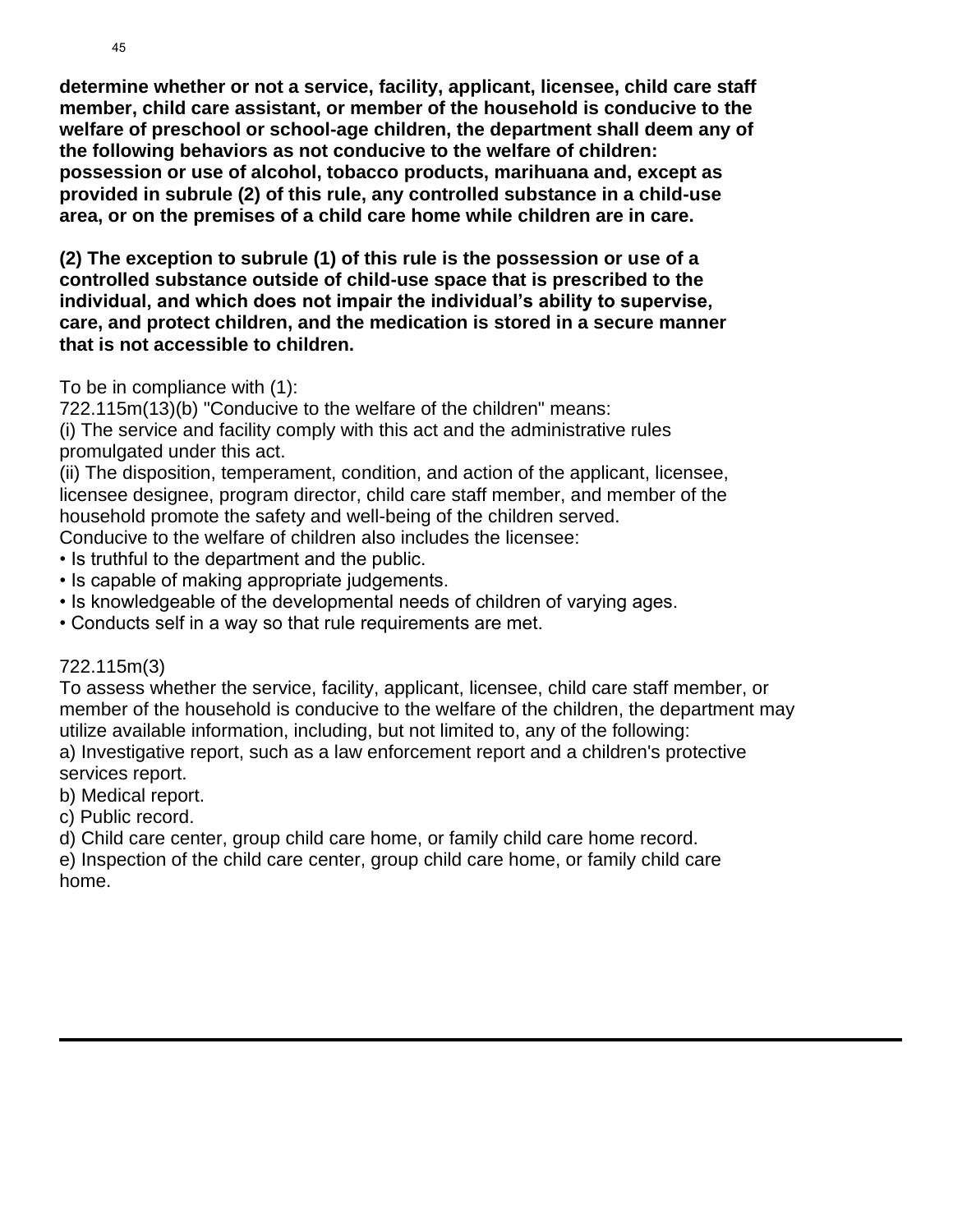**determine whether or not a service, facility, applicant, licensee, child care staff member, child care assistant, or member of the household is conducive to the welfare of preschool or school-age children, the department shall deem any of the following behaviors as not conducive to the welfare of children: possession or use of alcohol, tobacco products, marihuana and, except as provided in subrule (2) of this rule, any controlled substance in a child-use area, or on the premises of a child care home while children are in care.**

**(2) The exception to subrule (1) of this rule is the possession or use of a controlled substance outside of child-use space that is prescribed to the individual, and which does not impair the individual's ability to supervise, care, and protect children, and the medication is stored in a secure manner that is not accessible to children.**

To be in compliance with (1):
722.115m(13)(b) "Conducive to the welfare of the children" means:
(i) The service and facility comply with this act and the administrative rules promulgated under this act.
(ii) The disposition, temperament, condition, and action of the applicant, licensee, licensee designee, program director, child care staff member, and member of the household promote the safety and well-being of the children served.
Conducive to the welfare of children also includes the licensee:

- Is truthful to the department and the public.
- Is capable of making appropriate judgements.
- Is knowledgeable of the developmental needs of children of varying ages.
- Conducts self in a way so that rule requirements are met.

722.115m(3)
To assess whether the service, facility, applicant, licensee, child care staff member, or member of the household is conducive to the welfare of the children, the department may utilize available information, including, but not limited to, any of the following:
a) Investigative report, such as a law enforcement report and a children's protective services report.
b) Medical report.
c) Public record.
d) Child care center, group child care home, or family child care home record.
e) Inspection of the child care center, group child care home, or family child care home.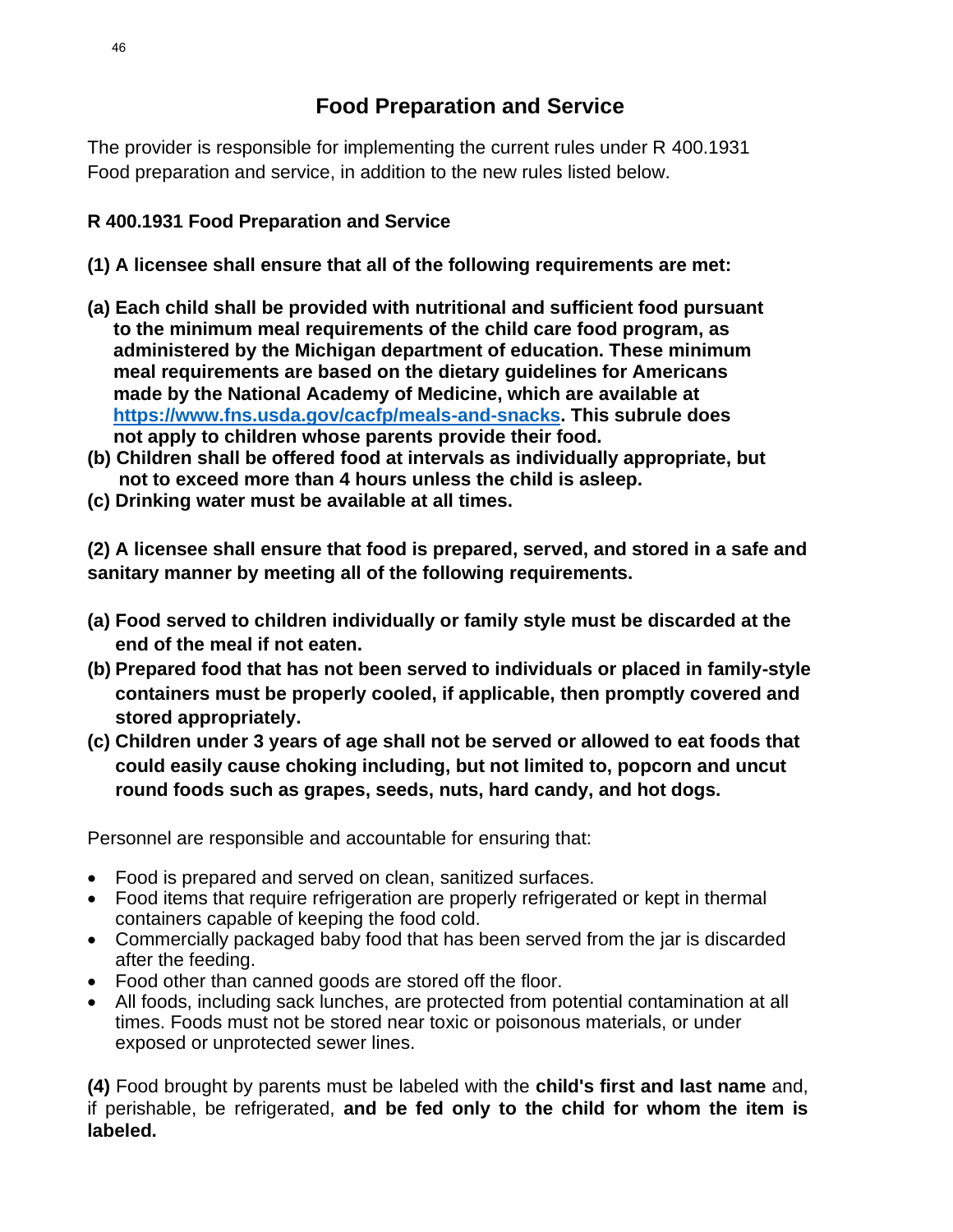## Food Preparation and Service

The provider is responsible for implementing the current rules under R 400.1931 Food preparation and service, in addition to the new rules listed below.

**R 400.1931 Food Preparation and Service**

**(1) A licensee shall ensure that all of the following requirements are met:**

**(a) Each child shall be provided with nutritional and sufficient food pursuant to the minimum meal requirements of the child care food program, as administered by the Michigan department of education. These minimum meal requirements are based on the dietary guidelines for Americans made by the National Academy of Medicine, which are available at [https://www.fns.usda.gov/cacfp/meals-and-snacks](https://www.fns.usda.gov/cacfp/meals-and-snacks). This subrule does not apply to children whose parents provide their food.**
**(b) Children shall be offered food at intervals as individually appropriate, but not to exceed more than 4 hours unless the child is asleep.**
**(c) Drinking water must be available at all times.**

**(2) A licensee shall ensure that food is prepared, served, and stored in a safe and sanitary manner by meeting all of the following requirements.**

**(a) Food served to children individually or family style must be discarded at the end of the meal if not eaten.**
**(b) Prepared food that has not been served to individuals or placed in family-style containers must be properly cooled, if applicable, then promptly covered and stored appropriately.**
**(c) Children under 3 years of age shall not be served or allowed to eat foods that could easily cause choking including, but not limited to, popcorn and uncut round foods such as grapes, seeds, nuts, hard candy, and hot dogs.**

Personnel are responsible and accountable for ensuring that:

- Food is prepared and served on clean, sanitized surfaces.
- Food items that require refrigeration are properly refrigerated or kept in thermal containers capable of keeping the food cold.
- Commercially packaged baby food that has been served from the jar is discarded after the feeding.
- Food other than canned goods are stored off the floor.
- All foods, including sack lunches, are protected from potential contamination at all times. Foods must not be stored near toxic or poisonous materials, or under exposed or unprotected sewer lines.

**(4)** Food brought by parents must be labeled with the **child's first and last name** and, if perishable, be refrigerated, **and be fed only to the child for whom the item is labeled.**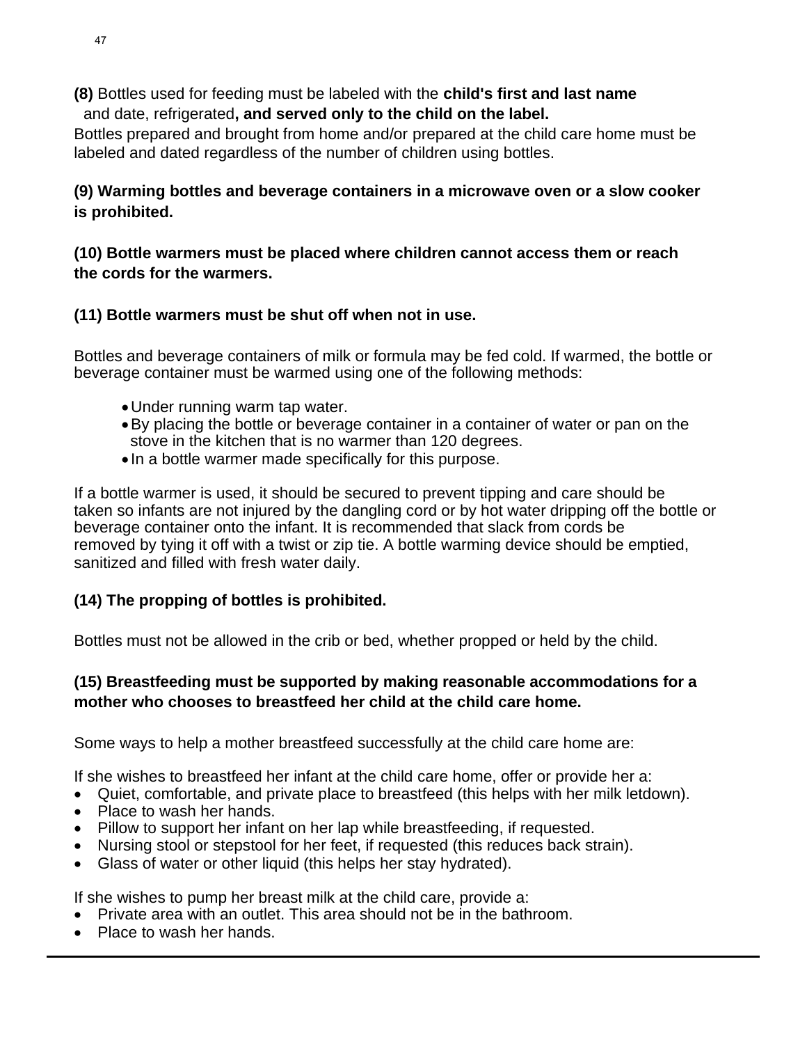**(8)** Bottles used for feeding must be labeled with the **child's first and last name** and date, refrigerated**, and served only to the child on the label.**

Bottles prepared and brought from home and/or prepared at the child care home must be labeled and dated regardless of the number of children using bottles.

**(9) Warming bottles and beverage containers in a microwave oven or a slow cooker is prohibited.**

**(10) Bottle warmers must be placed where children cannot access them or reach the cords for the warmers.**

**(11) Bottle warmers must be shut off when not in use.**

Bottles and beverage containers of milk or formula may be fed cold. If warmed, the bottle or beverage container must be warmed using one of the following methods:

- Under running warm tap water.
- By placing the bottle or beverage container in a container of water or pan on the stove in the kitchen that is no warmer than 120 degrees.
- In a bottle warmer made specifically for this purpose.

If a bottle warmer is used, it should be secured to prevent tipping and care should be taken so infants are not injured by the dangling cord or by hot water dripping off the bottle or beverage container onto the infant. It is recommended that slack from cords be removed by tying it off with a twist or zip tie. A bottle warming device should be emptied, sanitized and filled with fresh water daily.

**(14) The propping of bottles is prohibited.**

Bottles must not be allowed in the crib or bed, whether propped or held by the child.

**(15) Breastfeeding must be supported by making reasonable accommodations for a mother who chooses to breastfeed her child at the child care home.**

Some ways to help a mother breastfeed successfully at the child care home are:

If she wishes to breastfeed her infant at the child care home, offer or provide her a:

- Quiet, comfortable, and private place to breastfeed (this helps with her milk letdown).
- Place to wash her hands.
- Pillow to support her infant on her lap while breastfeeding, if requested.
- Nursing stool or stepstool for her feet, if requested (this reduces back strain).
- Glass of water or other liquid (this helps her stay hydrated).

If she wishes to pump her breast milk at the child care, provide a:

- Private area with an outlet. This area should not be in the bathroom.
- Place to wash her hands.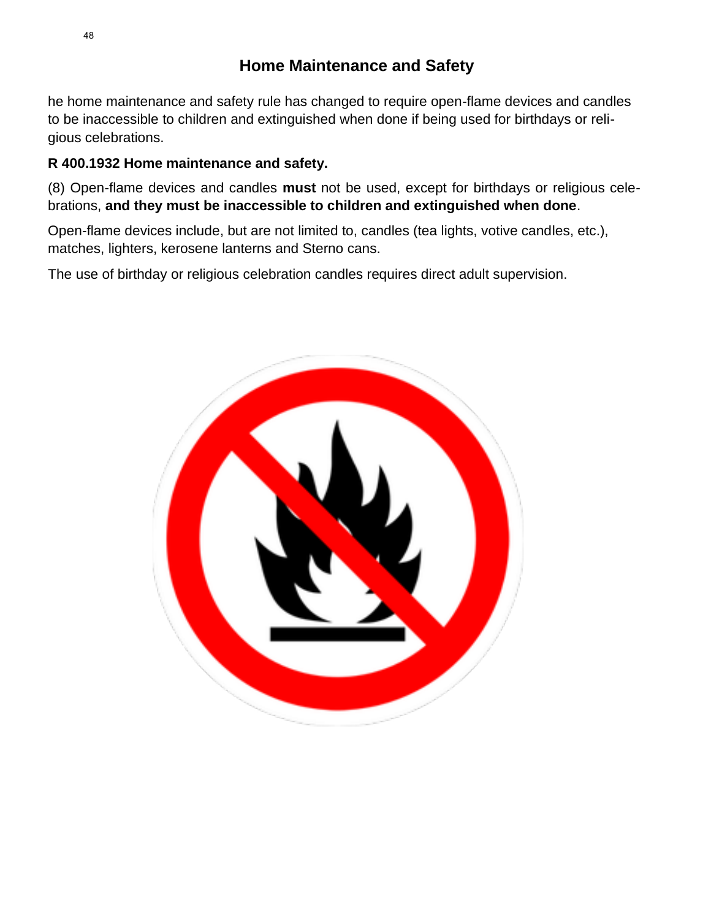# Home Maintenance and Safety

he home maintenance and safety rule has changed to require open-flame devices and candles to be inaccessible to children and extinguished when done if being used for birthdays or religious celebrations.

**R 400.1932 Home maintenance and safety.**

(8) Open-flame devices and candles **must** not be used, except for birthdays or religious celebrations, **and they must be inaccessible to children and extinguished when done**.

Open-flame devices include, but are not limited to, candles (tea lights, votive candles, etc.), matches, lighters, kerosene lanterns and Sterno cans.

The use of birthday or religious celebration candles requires direct adult supervision.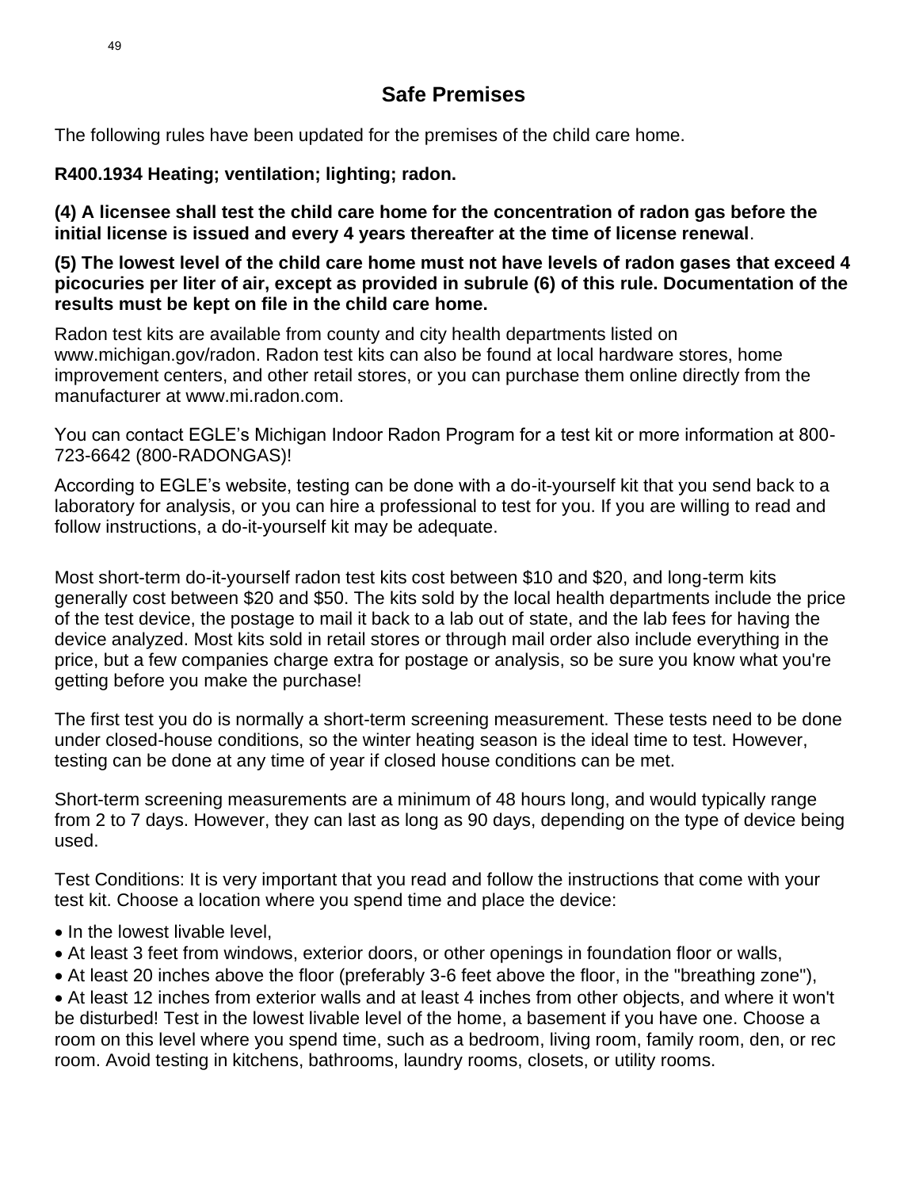# Safe Premises

The following rules have been updated for the premises of the child care home.

**R400.1934 Heating; ventilation; lighting; radon.**

**(4) A licensee shall test the child care home for the concentration of radon gas before the initial license is issued and every 4 years thereafter at the time of license renewal**.

**(5) The lowest level of the child care home must not have levels of radon gases that exceed 4 picocuries per liter of air, except as provided in subrule (6) of this rule. Documentation of the results must be kept on file in the child care home.**

Radon test kits are available from county and city health departments listed on www.michigan.gov/radon. Radon test kits can also be found at local hardware stores, home improvement centers, and other retail stores, or you can purchase them online directly from the manufacturer at www.mi.radon.com.

You can contact EGLE's Michigan Indoor Radon Program for a test kit or more information at 800-723-6642 (800-RADONGAS)!

According to EGLE's website, testing can be done with a do-it-yourself kit that you send back to a laboratory for analysis, or you can hire a professional to test for you. If you are willing to read and follow instructions, a do-it-yourself kit may be adequate.

Most short-term do-it-yourself radon test kits cost between $10 and $20, and long-term kits generally cost between $20 and $50. The kits sold by the local health departments include the price of the test device, the postage to mail it back to a lab out of state, and the lab fees for having the device analyzed. Most kits sold in retail stores or through mail order also include everything in the price, but a few companies charge extra for postage or analysis, so be sure you know what you're getting before you make the purchase!

The first test you do is normally a short-term screening measurement. These tests need to be done under closed-house conditions, so the winter heating season is the ideal time to test. However, testing can be done at any time of year if closed house conditions can be met.

Short-term screening measurements are a minimum of 48 hours long, and would typically range from 2 to 7 days. However, they can last as long as 90 days, depending on the type of device being used.

Test Conditions: It is very important that you read and follow the instructions that come with your test kit. Choose a location where you spend time and place the device:

- In the lowest livable level,
- At least 3 feet from windows, exterior doors, or other openings in foundation floor or walls,
- At least 20 inches above the floor (preferably 3-6 feet above the floor, in the "breathing zone"),
- At least 12 inches from exterior walls and at least 4 inches from other objects, and where it won't be disturbed! Test in the lowest livable level of the home, a basement if you have one. Choose a room on this level where you spend time, such as a bedroom, living room, family room, den, or rec room. Avoid testing in kitchens, bathrooms, laundry rooms, closets, or utility rooms.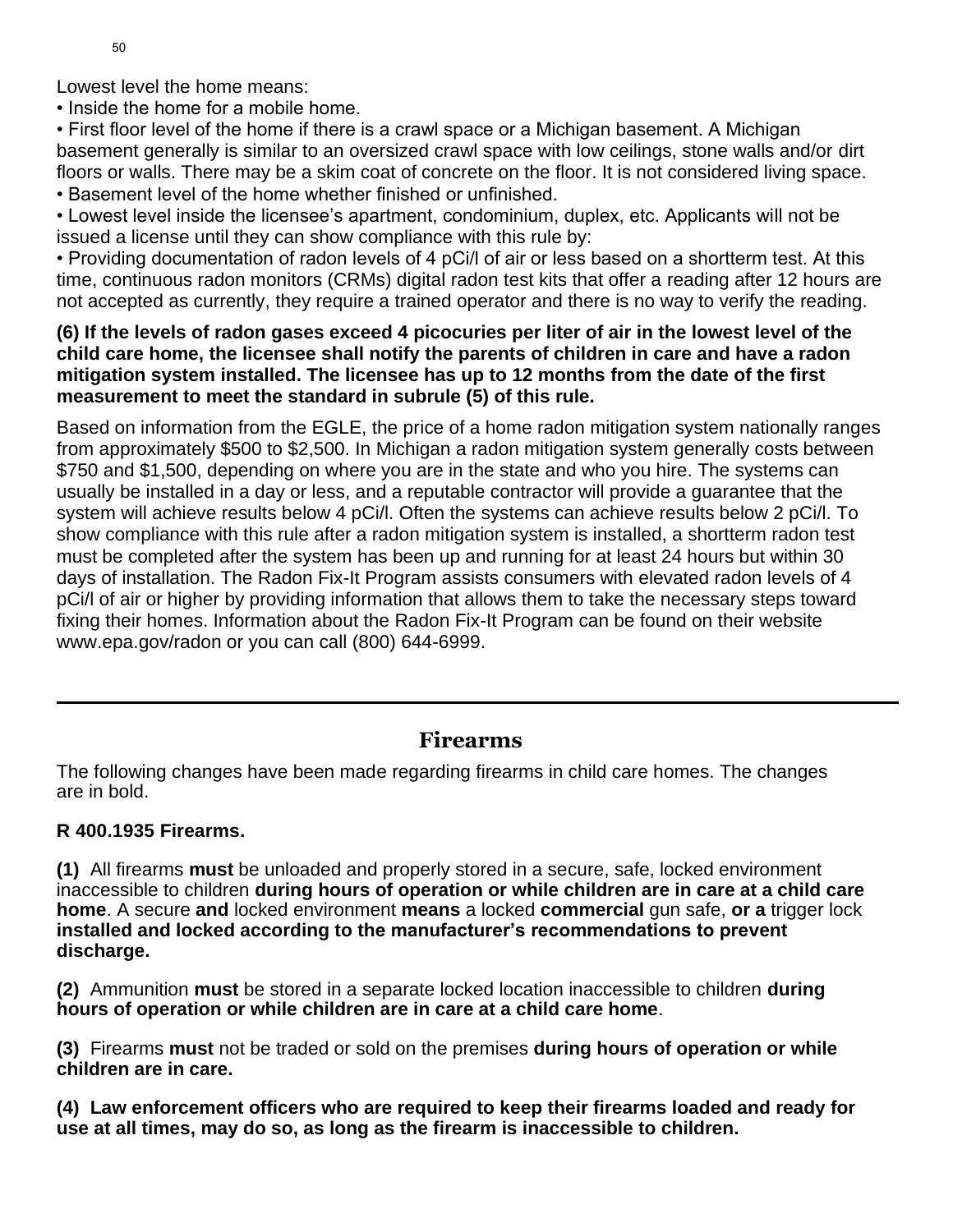Lowest level the home means:

- Inside the home for a mobile home.
- First floor level of the home if there is a crawl space or a Michigan basement. A Michigan basement generally is similar to an oversized crawl space with low ceilings, stone walls and/or dirt floors or walls. There may be a skim coat of concrete on the floor. It is not considered living space.
- Basement level of the home whether finished or unfinished.
- Lowest level inside the licensee's apartment, condominium, duplex, etc. Applicants will not be issued a license until they can show compliance with this rule by:
- Providing documentation of radon levels of 4 pCi/l of air or less based on a shortterm test. At this time, continuous radon monitors (CRMs) digital radon test kits that offer a reading after 12 hours are not accepted as currently, they require a trained operator and there is no way to verify the reading.

**(6) If the levels of radon gases exceed 4 picocuries per liter of air in the lowest level of the child care home, the licensee shall notify the parents of children in care and have a radon mitigation system installed. The licensee has up to 12 months from the date of the first measurement to meet the standard in subrule (5) of this rule.**

Based on information from the EGLE, the price of a home radon mitigation system nationally ranges from approximately $500 to $2,500. In Michigan a radon mitigation system generally costs between $750 and $1,500, depending on where you are in the state and who you hire. The systems can usually be installed in a day or less, and a reputable contractor will provide a guarantee that the system will achieve results below 4 pCi/l. Often the systems can achieve results below 2 pCi/l. To show compliance with this rule after a radon mitigation system is installed, a shortterm radon test must be completed after the system has been up and running for at least 24 hours but within 30 days of installation. The Radon Fix-It Program assists consumers with elevated radon levels of 4 pCi/l of air or higher by providing information that allows them to take the necessary steps toward fixing their homes. Information about the Radon Fix-It Program can be found on their website www.epa.gov/radon or you can call (800) 644-6999.

---

## Firearms

The following changes have been made regarding firearms in child care homes. The changes are in bold.

**R 400.1935 Firearms.**

**(1)** All firearms **must** be unloaded and properly stored in a secure, safe, locked environment inaccessible to children **during hours of operation or while children are in care at a child care home**. A secure **and** locked environment **means** a locked **commercial** gun safe, **or a** trigger lock **installed and locked according to the manufacturer's recommendations to prevent discharge.**

**(2)** Ammunition **must** be stored in a separate locked location inaccessible to children **during hours of operation or while children are in care at a child care home**.

**(3)** Firearms **must** not be traded or sold on the premises **during hours of operation or while children are in care.**

**(4) Law enforcement officers who are required to keep their firearms loaded and ready for use at all times, may do so, as long as the firearm is inaccessible to children.**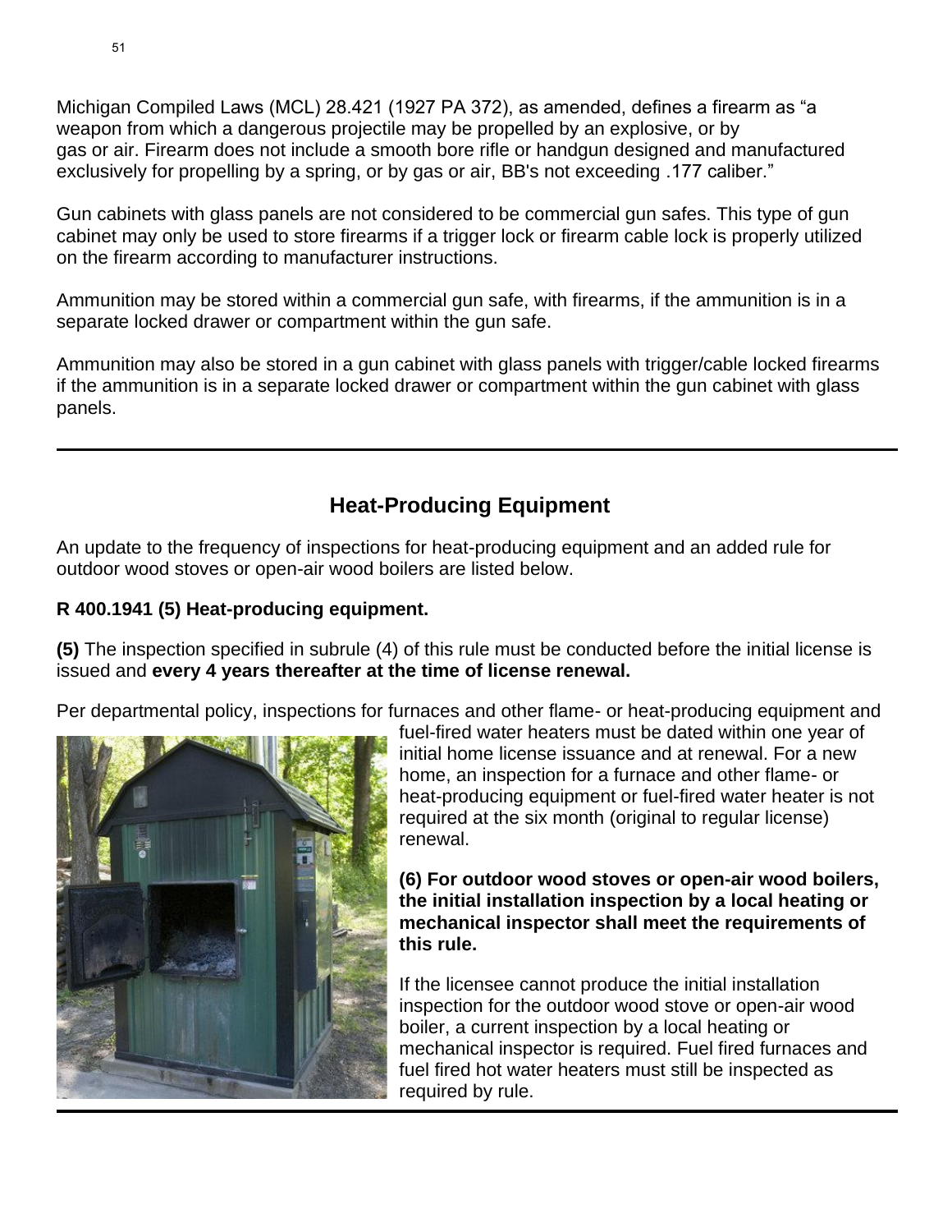Michigan Compiled Laws (MCL) 28.421 (1927 PA 372), as amended, defines a firearm as "a weapon from which a dangerous projectile may be propelled by an explosive, or by gas or air. Firearm does not include a smooth bore rifle or handgun designed and manufactured exclusively for propelling by a spring, or by gas or air, BB's not exceeding .177 caliber."

Gun cabinets with glass panels are not considered to be commercial gun safes. This type of gun cabinet may only be used to store firearms if a trigger lock or firearm cable lock is properly utilized on the firearm according to manufacturer instructions.

Ammunition may be stored within a commercial gun safe, with firearms, if the ammunition is in a separate locked drawer or compartment within the gun safe.

Ammunition may also be stored in a gun cabinet with glass panels with trigger/cable locked firearms if the ammunition is in a separate locked drawer or compartment within the gun cabinet with glass panels.

---

## Heat-Producing Equipment

An update to the frequency of inspections for heat-producing equipment and an added rule for outdoor wood stoves or open-air wood boilers are listed below.

**R 400.1941 (5) Heat-producing equipment.**

**(5)** The inspection specified in subrule (4) of this rule must be conducted before the initial license is issued and **every 4 years thereafter at the time of license renewal.**

Per departmental policy, inspections for furnaces and other flame- or heat-producing equipment and fuel-fired water heaters must be dated within one year of initial home license issuance and at renewal. For a new home, an inspection for a furnace and other flame- or heat-producing equipment or fuel-fired water heater is not required at the six month (original to regular license) renewal.

**(6) For outdoor wood stoves or open-air wood boilers, the initial installation inspection by a local heating or mechanical inspector shall meet the requirements of this rule.**

If the licensee cannot produce the initial installation inspection for the outdoor wood stove or open-air wood boiler, a current inspection by a local heating or mechanical inspector is required. Fuel fired furnaces and fuel fired hot water heaters must still be inspected as required by rule.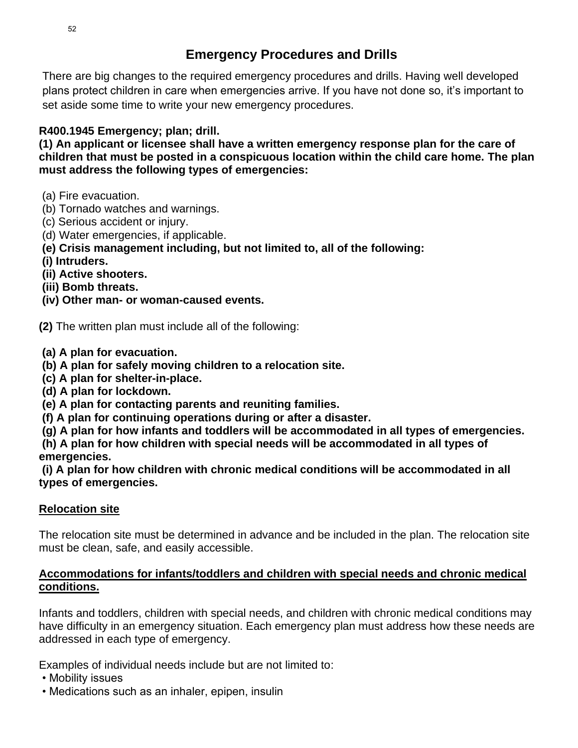# Emergency Procedures and Drills

There are big changes to the required emergency procedures and drills. Having well developed plans protect children in care when emergencies arrive. If you have not done so, it's important to set aside some time to write your new emergency procedures.

**R400.1945 Emergency; plan; drill.**
**(1) An applicant or licensee shall have a written emergency response plan for the care of children that must be posted in a conspicuous location within the child care home. The plan must address the following types of emergencies:**

(a) Fire evacuation.
(b) Tornado watches and warnings.
(c) Serious accident or injury.
(d) Water emergencies, if applicable.
**(e) Crisis management including, but not limited to, all of the following:**
**(i) Intruders.**
**(ii) Active shooters.**
**(iii) Bomb threats.**
**(iv) Other man- or woman-caused events.**

**(2)** The written plan must include all of the following:

**(a) A plan for evacuation.**
**(b) A plan for safely moving children to a relocation site.**
**(c) A plan for shelter-in-place.**
**(d) A plan for lockdown.**
**(e) A plan for contacting parents and reuniting families.**
**(f) A plan for continuing operations during or after a disaster.**
**(g) A plan for how infants and toddlers will be accommodated in all types of emergencies.**
**(h) A plan for how children with special needs will be accommodated in all types of emergencies.**
**(i) A plan for how children with chronic medical conditions will be accommodated in all types of emergencies.**

**<u>Relocation site</u>**

The relocation site must be determined in advance and be included in the plan. The relocation site must be clean, safe, and easily accessible.

**<u>Accommodations for infants/toddlers and children with special needs and chronic medical conditions.</u>**

Infants and toddlers, children with special needs, and children with chronic medical conditions may have difficulty in an emergency situation. Each emergency plan must address how these needs are addressed in each type of emergency.

Examples of individual needs include but are not limited to:

- Mobility issues
- Medications such as an inhaler, epipen, insulin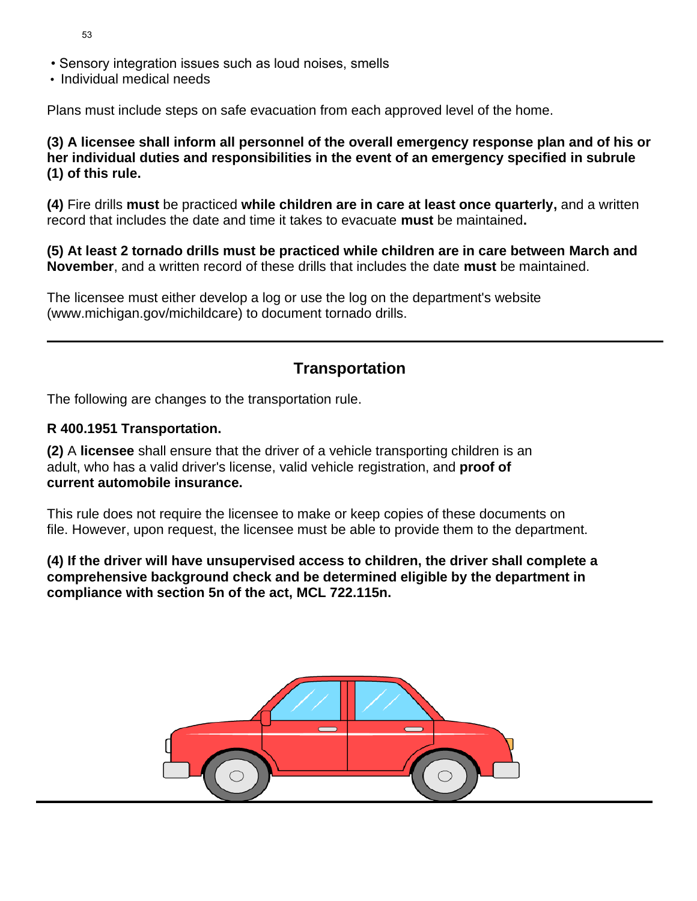- Sensory integration issues such as loud noises, smells
- Individual medical needs

Plans must include steps on safe evacuation from each approved level of the home.

**(3) A licensee shall inform all personnel of the overall emergency response plan and of his or her individual duties and responsibilities in the event of an emergency specified in subrule (1) of this rule.**

**(4)** Fire drills **must** be practiced **while children are in care at least once quarterly,** and a written record that includes the date and time it takes to evacuate **must** be maintained**.**

**(5) At least 2 tornado drills must be practiced while children are in care between March and November**, and a written record of these drills that includes the date **must** be maintained.

The licensee must either develop a log or use the log on the department's website (www.michigan.gov/michildcare) to document tornado drills.

---

## Transportation

The following are changes to the transportation rule.

**R 400.1951 Transportation.**

**(2)** A **licensee** shall ensure that the driver of a vehicle transporting children is an adult, who has a valid driver's license, valid vehicle registration, and **proof of current automobile insurance.**

This rule does not require the licensee to make or keep copies of these documents on file. However, upon request, the licensee must be able to provide them to the department.

**(4) If the driver will have unsupervised access to children, the driver shall complete a comprehensive background check and be determined eligible by the department in compliance with section 5n of the act, MCL 722.115n.**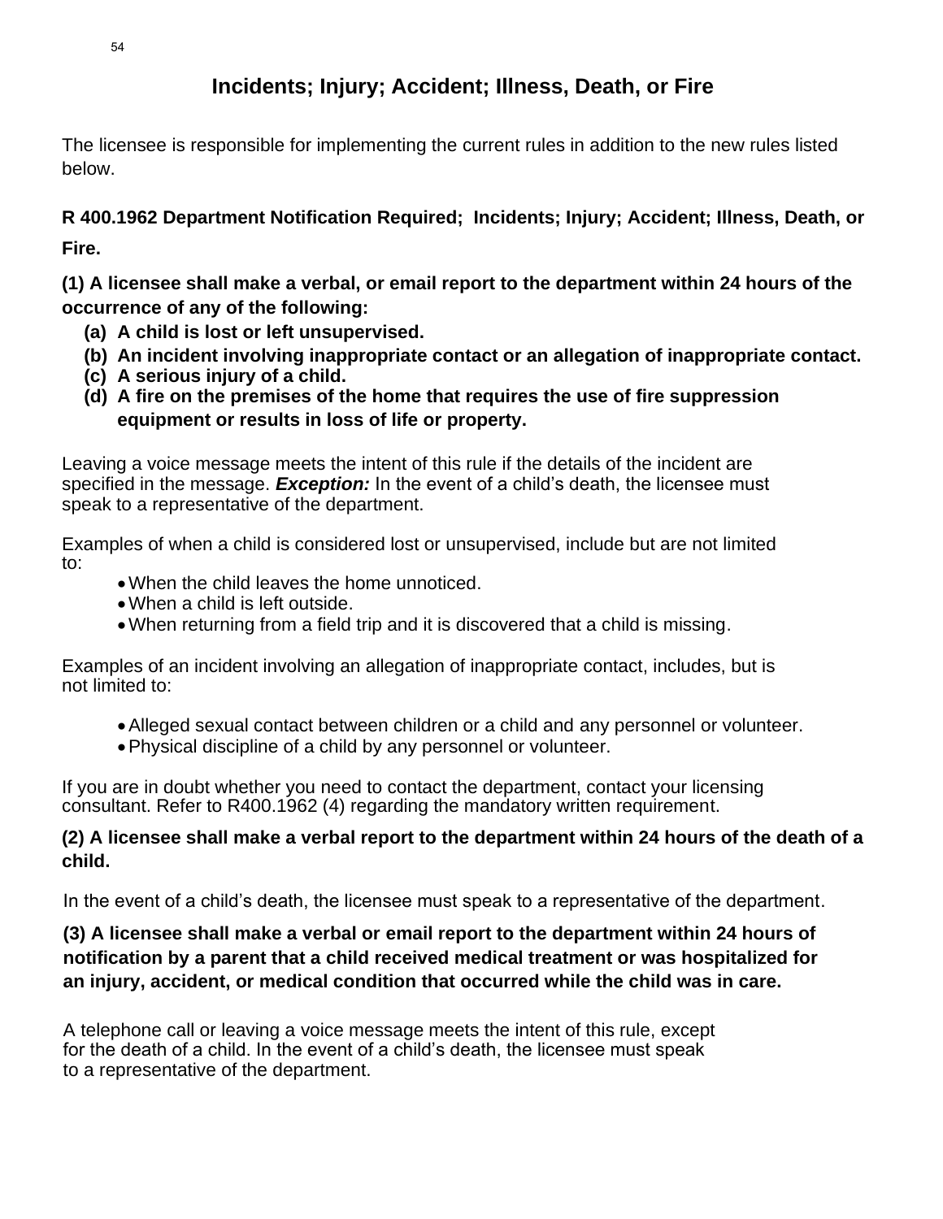# Incidents; Injury; Accident; Illness, Death, or Fire

The licensee is responsible for implementing the current rules in addition to the new rules listed below.

**R 400.1962 Department Notification Required; Incidents; Injury; Accident; Illness, Death, or Fire.**

**(1) A licensee shall make a verbal, or email report to the department within 24 hours of the occurrence of any of the following:**

- **(a) A child is lost or left unsupervised.**
- **(b) An incident involving inappropriate contact or an allegation of inappropriate contact.**
- **(c) A serious injury of a child.**
- **(d) A fire on the premises of the home that requires the use of fire suppression equipment or results in loss of life or property.**

Leaving a voice message meets the intent of this rule if the details of the incident are specified in the message. ***Exception:*** In the event of a child's death, the licensee must speak to a representative of the department.

Examples of when a child is considered lost or unsupervised, include but are not limited to:

- When the child leaves the home unnoticed.
- When a child is left outside.
- When returning from a field trip and it is discovered that a child is missing.

Examples of an incident involving an allegation of inappropriate contact, includes, but is not limited to:

- Alleged sexual contact between children or a child and any personnel or volunteer.
- Physical discipline of a child by any personnel or volunteer.

If you are in doubt whether you need to contact the department, contact your licensing consultant. Refer to R400.1962 (4) regarding the mandatory written requirement.

**(2) A licensee shall make a verbal report to the department within 24 hours of the death of a child.**

In the event of a child's death, the licensee must speak to a representative of the department.

**(3) A licensee shall make a verbal or email report to the department within 24 hours of notification by a parent that a child received medical treatment or was hospitalized for an injury, accident, or medical condition that occurred while the child was in care.**

A telephone call or leaving a voice message meets the intent of this rule, except for the death of a child. In the event of a child's death, the licensee must speak to a representative of the department.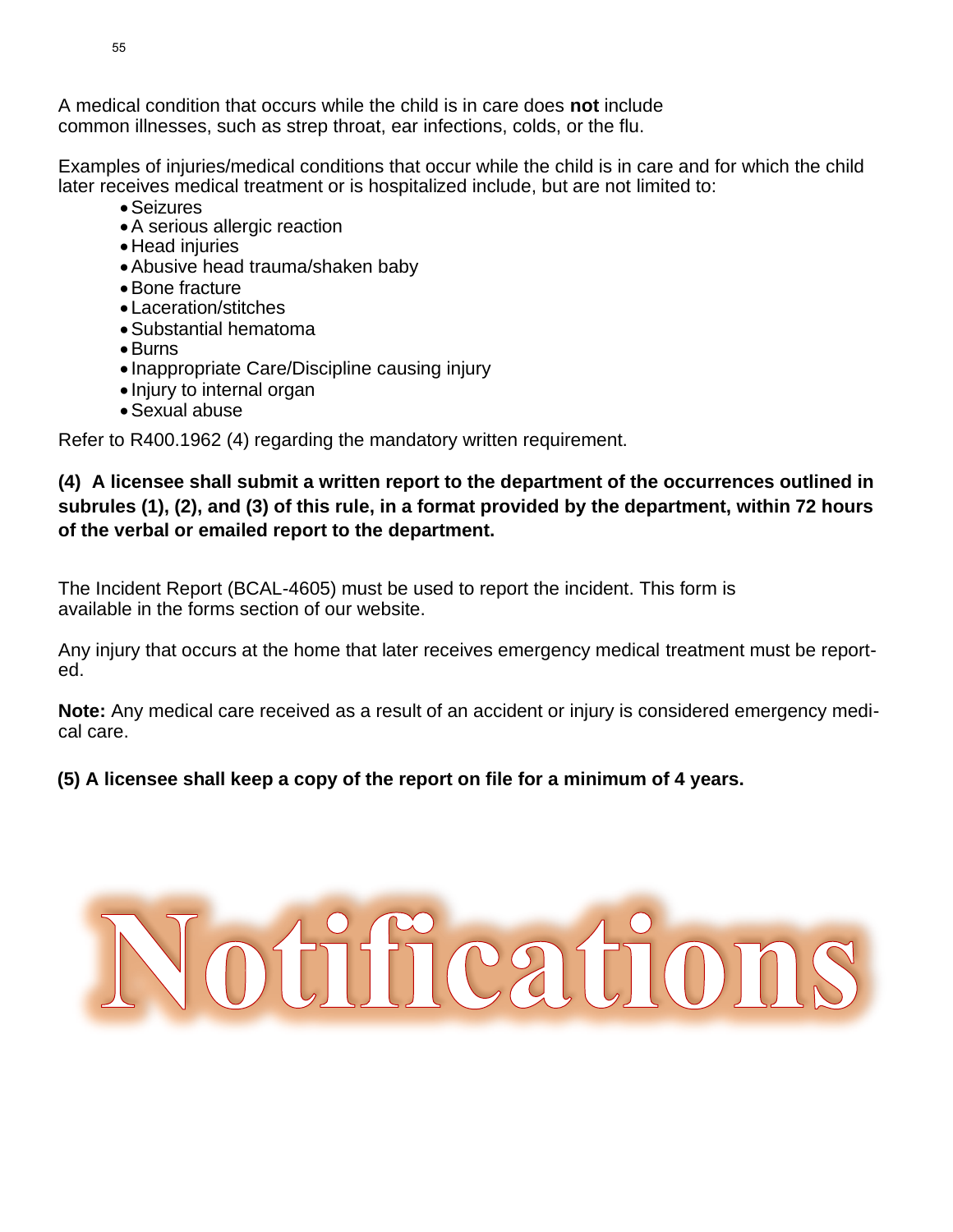A medical condition that occurs while the child is in care does **not** include common illnesses, such as strep throat, ear infections, colds, or the flu.

Examples of injuries/medical conditions that occur while the child is in care and for which the child later receives medical treatment or is hospitalized include, but are not limited to:

- Seizures
- A serious allergic reaction
- Head injuries
- Abusive head trauma/shaken baby
- Bone fracture
- Laceration/stitches
- Substantial hematoma
- Burns
- Inappropriate Care/Discipline causing injury
- Injury to internal organ
- Sexual abuse

Refer to R400.1962 (4) regarding the mandatory written requirement.

**(4) A licensee shall submit a written report to the department of the occurrences outlined in subrules (1), (2), and (3) of this rule, in a format provided by the department, within 72 hours of the verbal or emailed report to the department.**

The Incident Report (BCAL-4605) must be used to report the incident. This form is available in the forms section of our website.

Any injury that occurs at the home that later receives emergency medical treatment must be reported.

**Note:** Any medical care received as a result of an accident or injury is considered emergency medical care.

**(5) A licensee shall keep a copy of the report on file for a minimum of 4 years.**

# Notifications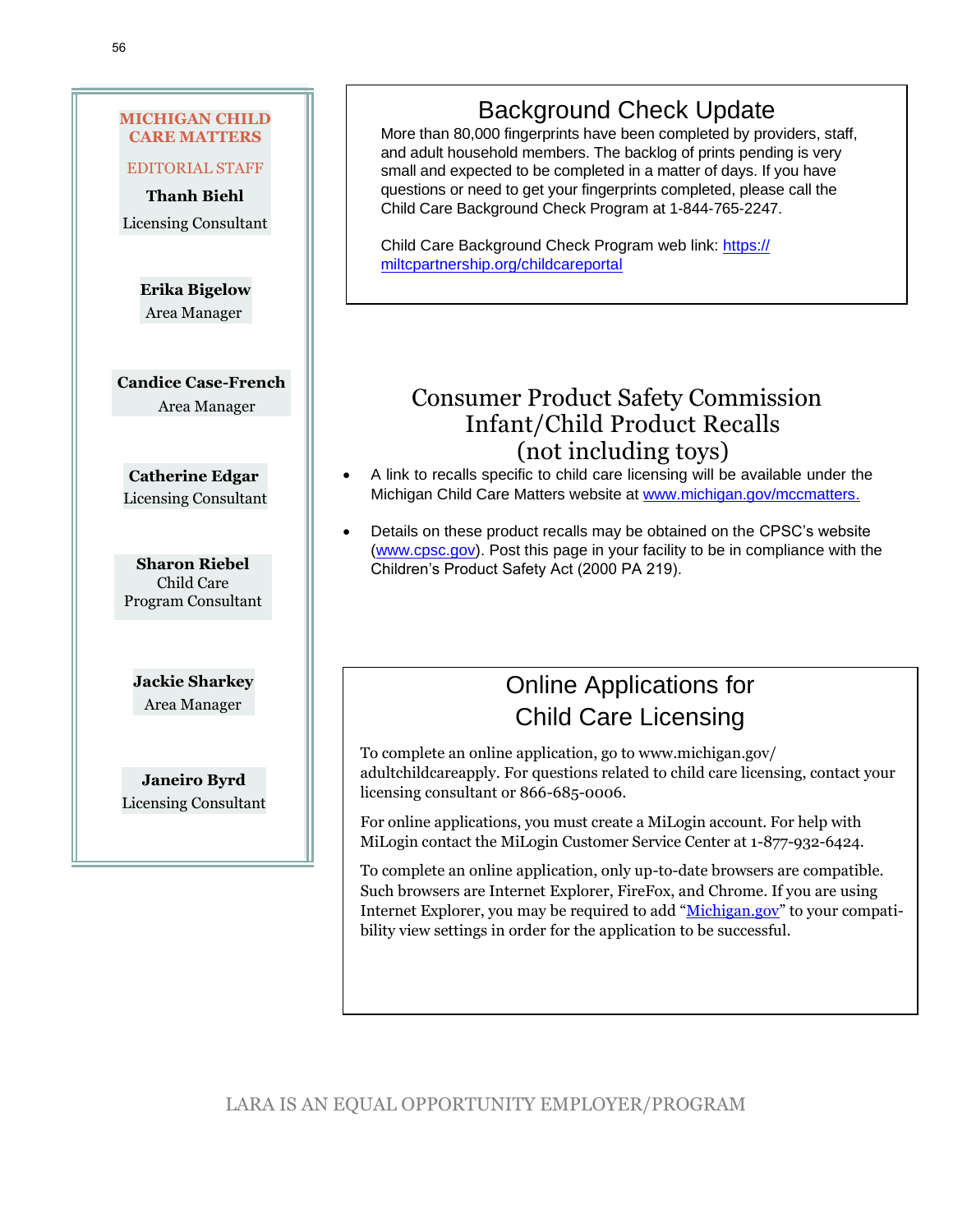**MICHIGAN CHILD CARE MATTERS**

EDITORIAL STAFF

**Thanh Biehl**
Licensing Consultant

**Erika Bigelow**
Area Manager

**Candice Case-French**
Area Manager

**Catherine Edgar**
Licensing Consultant

**Sharon Riebel**
Child Care Program Consultant

**Jackie Sharkey**
Area Manager

**Janeiro Byrd**
Licensing Consultant

## Background Check Update

More than 80,000 fingerprints have been completed by providers, staff, and adult household members. The backlog of prints pending is very small and expected to be completed in a matter of days. If you have questions or need to get your fingerprints completed, please call the Child Care Background Check Program at 1-844-765-2247.

Child Care Background Check Program web link: https://miltcpartnership.org/childcareportal

## Consumer Product Safety Commission Infant/Child Product Recalls (not including toys)

- A link to recalls specific to child care licensing will be available under the Michigan Child Care Matters website at www.michigan.gov/mccmatters.
- Details on these product recalls may be obtained on the CPSC's website (www.cpsc.gov). Post this page in your facility to be in compliance with the Children's Product Safety Act (2000 PA 219).

## Online Applications for Child Care Licensing

To complete an online application, go to www.michigan.gov/adultchildcareapply. For questions related to child care licensing, contact your licensing consultant or 866-685-0006.

For online applications, you must create a MiLogin account. For help with MiLogin contact the MiLogin Customer Service Center at 1-877-932-6424.

To complete an online application, only up-to-date browsers are compatible. Such browsers are Internet Explorer, FireFox, and Chrome. If you are using Internet Explorer, you may be required to add "Michigan.gov" to your compatibility view settings in order for the application to be successful.

LARA IS AN EQUAL OPPORTUNITY EMPLOYER/PROGRAM